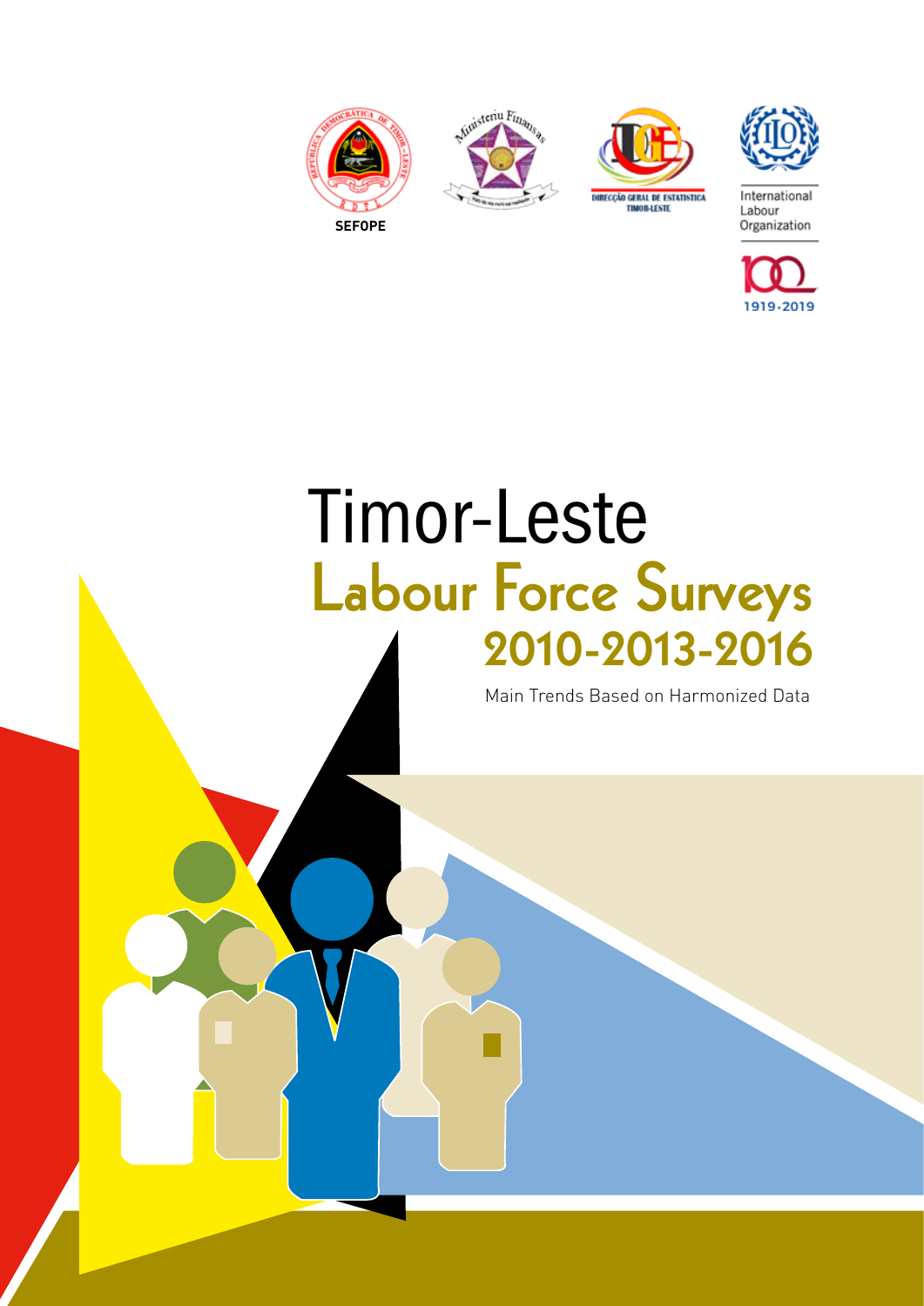SEFOPE

International Labour Organization

1919-2019

# Timor-Leste

# Labour Force Surveys 2010-2013-2016

Main Trends Based on Harmonized Data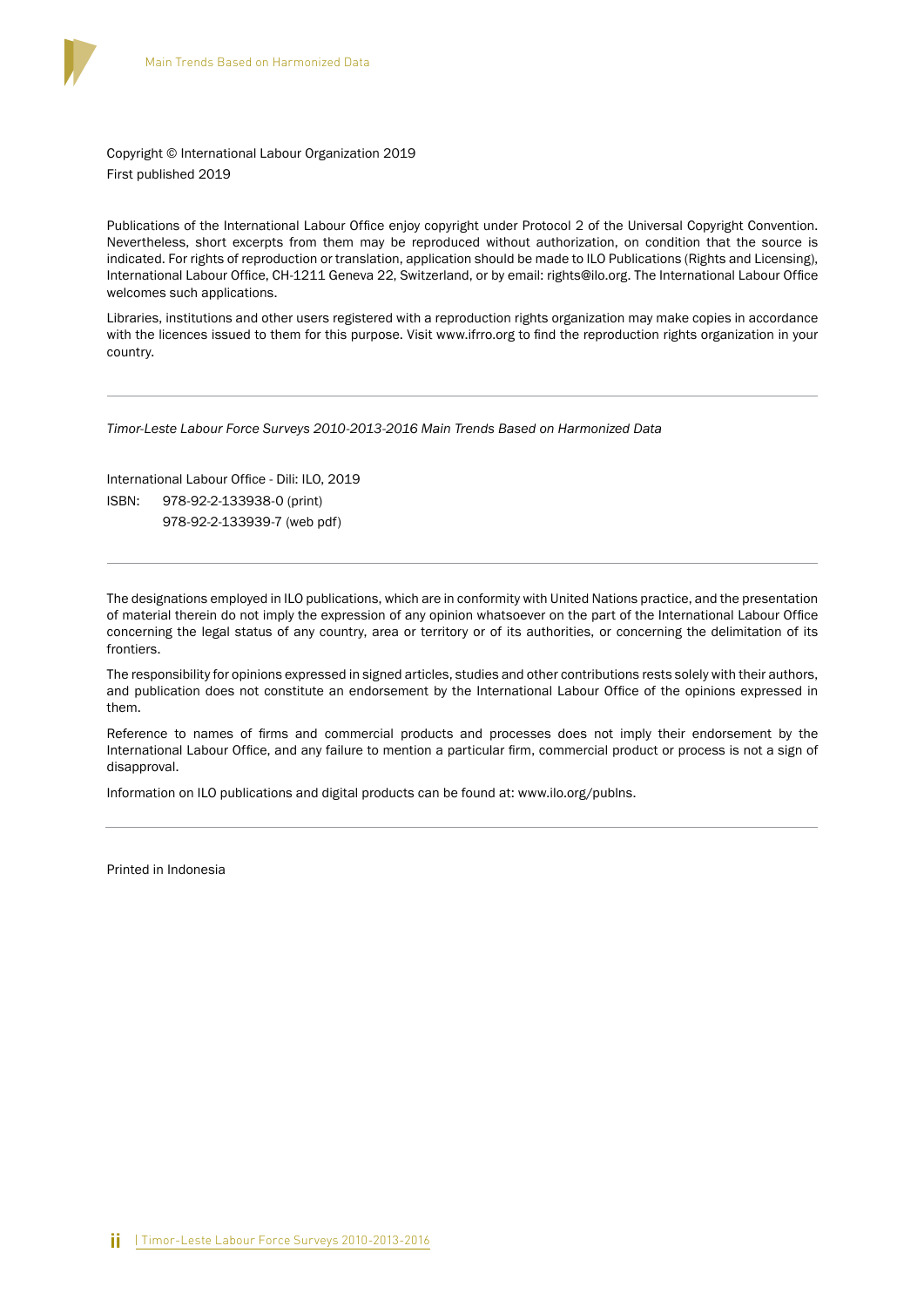Copyright © International Labour Organization 2019
First published 2019

Publications of the International Labour Office enjoy copyright under Protocol 2 of the Universal Copyright Convention. Nevertheless, short excerpts from them may be reproduced without authorization, on condition that the source is indicated. For rights of reproduction or translation, application should be made to ILO Publications (Rights and Licensing), International Labour Office, CH-1211 Geneva 22, Switzerland, or by email: rights@ilo.org. The International Labour Office welcomes such applications.

Libraries, institutions and other users registered with a reproduction rights organization may make copies in accordance with the licences issued to them for this purpose. Visit www.ifrro.org to find the reproduction rights organization in your country.

---

*Timor-Leste Labour Force Surveys 2010-2013-2016 Main Trends Based on Harmonized Data*

International Labour Office - Dili: ILO, 2019

ISBN: 978-92-2-133938-0 (print)
978-92-2-133939-7 (web pdf)

---

The designations employed in ILO publications, which are in conformity with United Nations practice, and the presentation of material therein do not imply the expression of any opinion whatsoever on the part of the International Labour Office concerning the legal status of any country, area or territory or of its authorities, or concerning the delimitation of its frontiers.

The responsibility for opinions expressed in signed articles, studies and other contributions rests solely with their authors, and publication does not constitute an endorsement by the International Labour Office of the opinions expressed in them.

Reference to names of firms and commercial products and processes does not imply their endorsement by the International Labour Office, and any failure to mention a particular firm, commercial product or process is not a sign of disapproval.

Information on ILO publications and digital products can be found at: www.ilo.org/publns.

---

Printed in Indonesia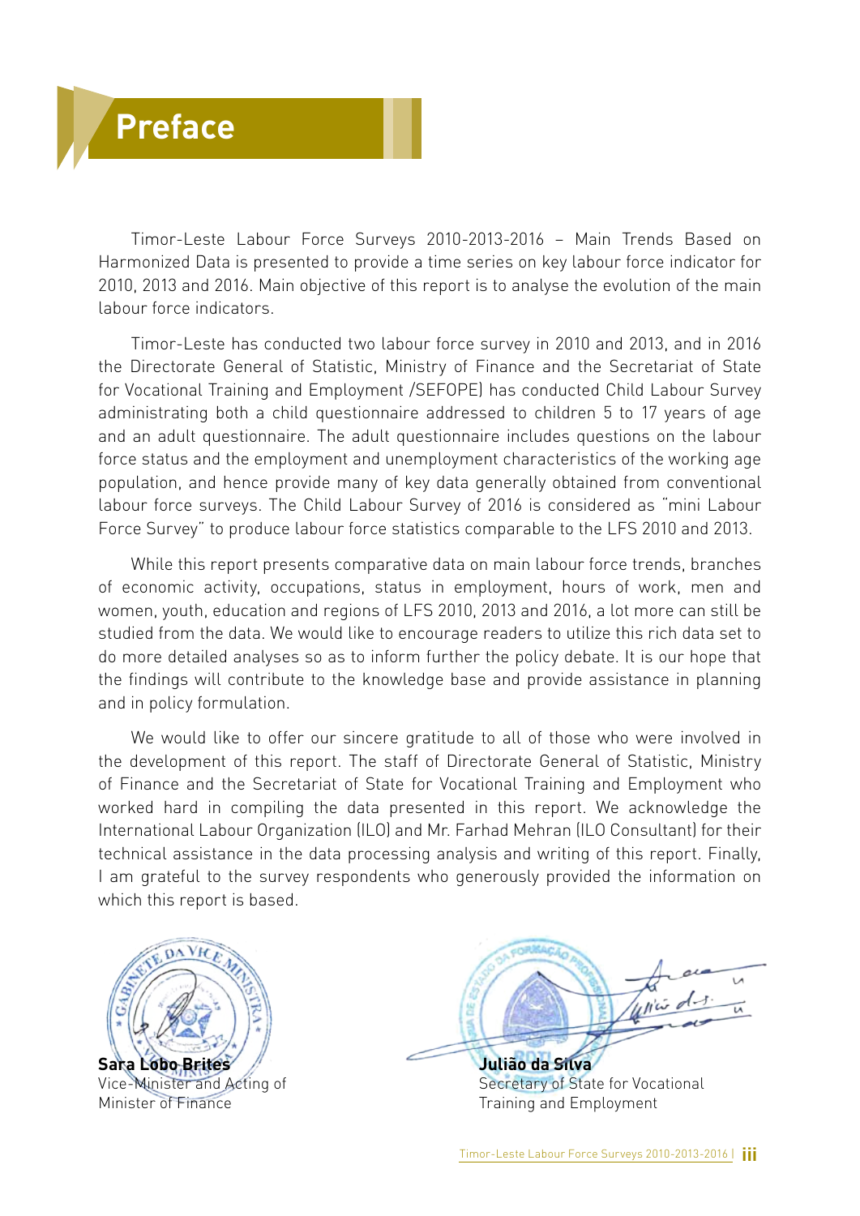# Preface

Timor-Leste Labour Force Surveys 2010-2013-2016 – Main Trends Based on Harmonized Data is presented to provide a time series on key labour force indicator for 2010, 2013 and 2016. Main objective of this report is to analyse the evolution of the main labour force indicators.

Timor-Leste has conducted two labour force survey in 2010 and 2013, and in 2016 the Directorate General of Statistic, Ministry of Finance and the Secretariat of State for Vocational Training and Employment /SEFOPE) has conducted Child Labour Survey administrating both a child questionnaire addressed to children 5 to 17 years of age and an adult questionnaire. The adult questionnaire includes questions on the labour force status and the employment and unemployment characteristics of the working age population, and hence provide many of key data generally obtained from conventional labour force surveys. The Child Labour Survey of 2016 is considered as "mini Labour Force Survey" to produce labour force statistics comparable to the LFS 2010 and 2013.

While this report presents comparative data on main labour force trends, branches of economic activity, occupations, status in employment, hours of work, men and women, youth, education and regions of LFS 2010, 2013 and 2016, a lot more can still be studied from the data. We would like to encourage readers to utilize this rich data set to do more detailed analyses so as to inform further the policy debate. It is our hope that the findings will contribute to the knowledge base and provide assistance in planning and in policy formulation.

We would like to offer our sincere gratitude to all of those who were involved in the development of this report. The staff of Directorate General of Statistic, Ministry of Finance and the Secretariat of State for Vocational Training and Employment who worked hard in compiling the data presented in this report. We acknowledge the International Labour Organization (ILO) and Mr. Farhad Mehran (ILO Consultant) for their technical assistance in the data processing analysis and writing of this report. Finally, I am grateful to the survey respondents who generously provided the information on which this report is based.

**Sara Lobo Brites**
Vice-Minister and Acting of Minister of Finance

**Julião da Silva**
Secretary of State for Vocational Training and Employment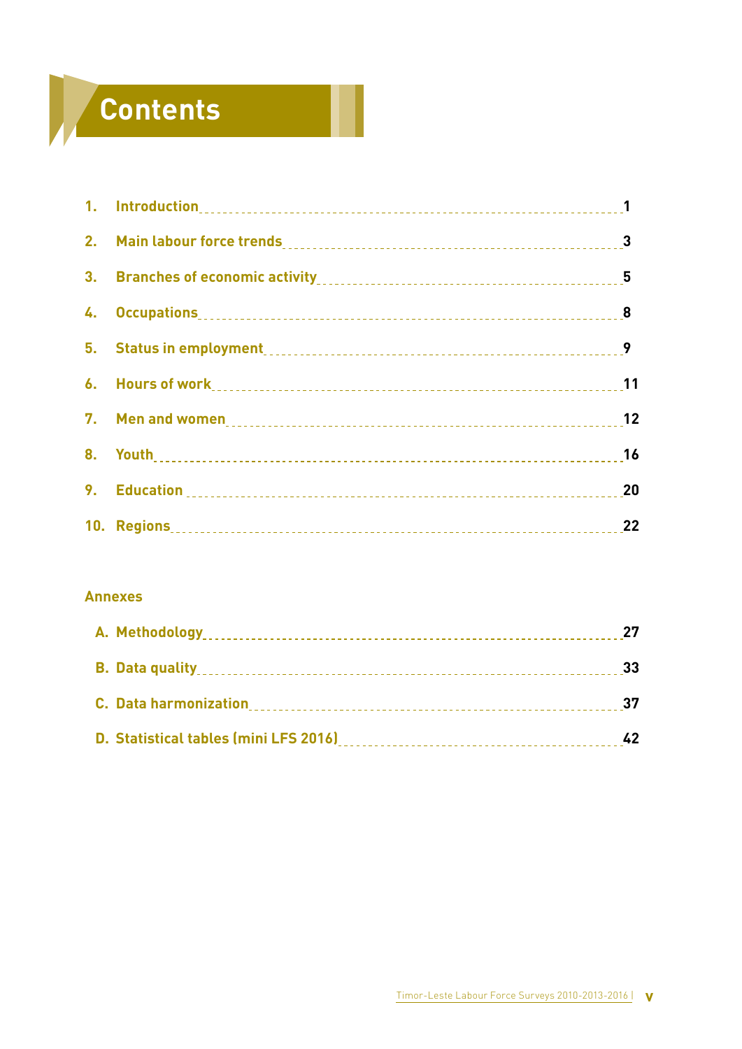# Contents

1. Introduction ........ 1
2. Main labour force trends ........ 3
3. Branches of economic activity ........ 5
4. Occupations ........ 8
5. Status in employment ........ 9
6. Hours of work ........ 11
7. Men and women ........ 12
8. Youth ........ 16
9. Education ........ 20
10. Regions ........ 22

**Annexes**

A. Methodology ........ 27

B. Data quality ........ 33

C. Data harmonization ........ 37

D. Statistical tables (mini LFS 2016) ........ 42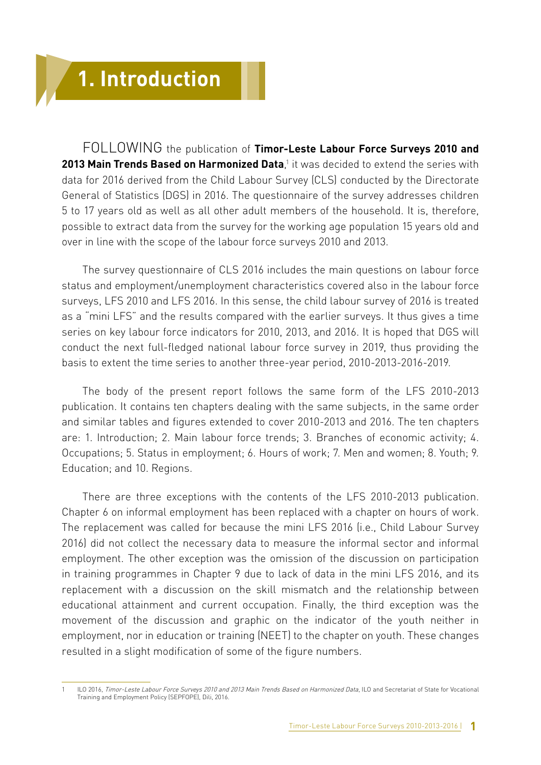# 1. Introduction

FOLLOWING the publication of **Timor-Leste Labour Force Surveys 2010 and 2013 Main Trends Based on Harmonized Data**,[1] it was decided to extend the series with data for 2016 derived from the Child Labour Survey (CLS) conducted by the Directorate General of Statistics (DGS) in 2016. The questionnaire of the survey addresses children 5 to 17 years old as well as all other adult members of the household. It is, therefore, possible to extract data from the survey for the working age population 15 years old and over in line with the scope of the labour force surveys 2010 and 2013.

The survey questionnaire of CLS 2016 includes the main questions on labour force status and employment/unemployment characteristics covered also in the labour force surveys, LFS 2010 and LFS 2016. In this sense, the child labour survey of 2016 is treated as a "mini LFS" and the results compared with the earlier surveys. It thus gives a time series on key labour force indicators for 2010, 2013, and 2016. It is hoped that DGS will conduct the next full-fledged national labour force survey in 2019, thus providing the basis to extent the time series to another three-year period, 2010-2013-2016-2019.

The body of the present report follows the same form of the LFS 2010-2013 publication. It contains ten chapters dealing with the same subjects, in the same order and similar tables and figures extended to cover 2010-2013 and 2016. The ten chapters are: 1. Introduction; 2. Main labour force trends; 3. Branches of economic activity; 4. Occupations; 5. Status in employment; 6. Hours of work; 7. Men and women; 8. Youth; 9. Education; and 10. Regions.

There are three exceptions with the contents of the LFS 2010-2013 publication. Chapter 6 on informal employment has been replaced with a chapter on hours of work. The replacement was called for because the mini LFS 2016 (i.e., Child Labour Survey 2016) did not collect the necessary data to measure the informal sector and informal employment. The other exception was the omission of the discussion on participation in training programmes in Chapter 9 due to lack of data in the mini LFS 2016, and its replacement with a discussion on the skill mismatch and the relationship between educational attainment and current occupation. Finally, the third exception was the movement of the discussion and graphic on the indicator of the youth neither in employment, nor in education or training (NEET) to the chapter on youth. These changes resulted in a slight modification of some of the figure numbers.

---

[1] ILO 2016, *Timor-Leste Labour Force Surveys 2010 and 2013 Main Trends Based on Harmonized Data*, ILO and Secretariat of State for Vocational Training and Employment Policy (SEPFOPE), Dili, 2016.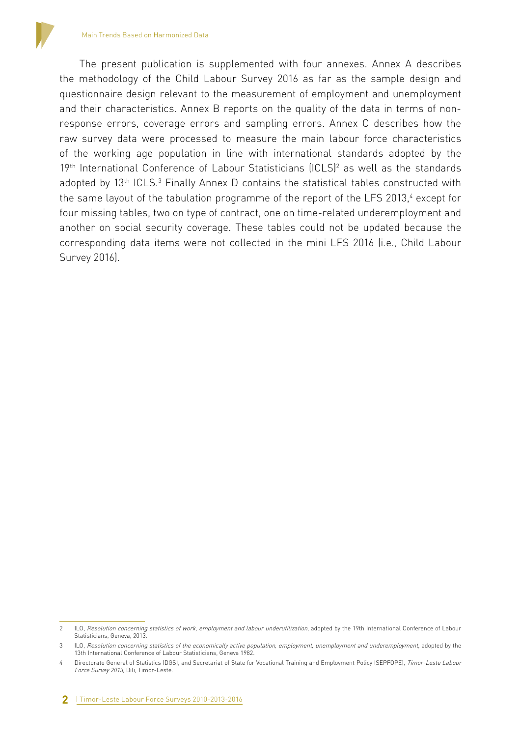The present publication is supplemented with four annexes. Annex A describes the methodology of the Child Labour Survey 2016 as far as the sample design and questionnaire design relevant to the measurement of employment and unemployment and their characteristics. Annex B reports on the quality of the data in terms of non-response errors, coverage errors and sampling errors. Annex C describes how the raw survey data were processed to measure the main labour force characteristics of the working age population in line with international standards adopted by the 19th International Conference of Labour Statisticians (ICLS)[2] as well as the standards adopted by 13th ICLS.[3] Finally Annex D contains the statistical tables constructed with the same layout of the tabulation programme of the report of the LFS 2013,[4] except for four missing tables, two on type of contract, one on time-related underemployment and another on social security coverage. These tables could not be updated because the corresponding data items were not collected in the mini LFS 2016 (i.e., Child Labour Survey 2016).

---

2 ILO, *Resolution concerning statistics of work, employment and labour underutilization*, adopted by the 19th International Conference of Labour Statisticians, Geneva, 2013.

3 ILO, *Resolution concerning statistics of the economically active population, employment, unemployment and underemployment*, adopted by the 13th International Conference of Labour Statisticians, Geneva 1982.

4 Directorate General of Statistics (DGS), and Secretariat of State for Vocational Training and Employment Policy (SEPFOPE), *Timor-Leste Labour Force Survey 2013*, Dili, Timor-Leste.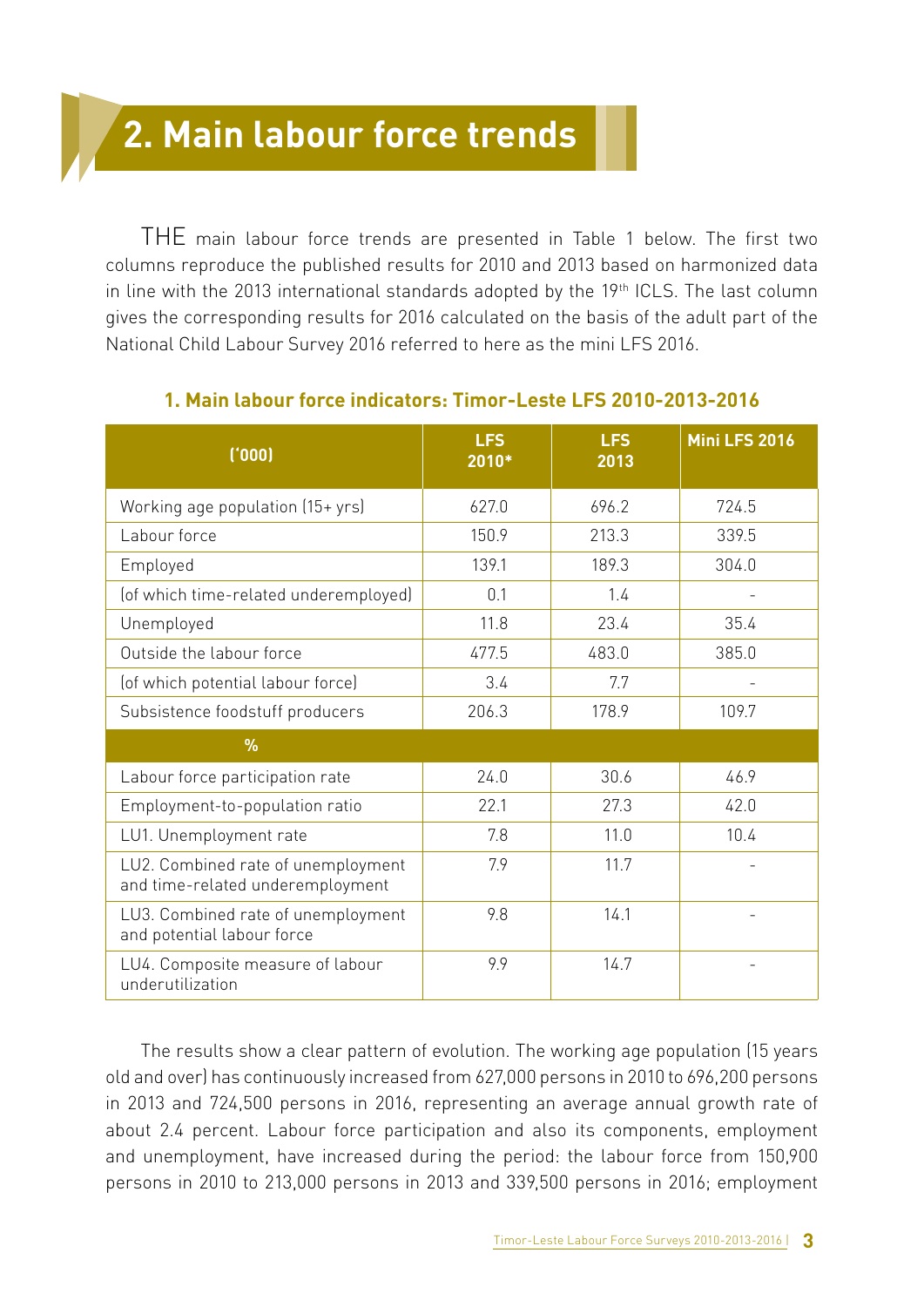# 2. Main labour force trends

THE main labour force trends are presented in Table 1 below. The first two columns reproduce the published results for 2010 and 2013 based on harmonized data in line with the 2013 international standards adopted by the 19th ICLS. The last column gives the corresponding results for 2016 calculated on the basis of the adult part of the National Child Labour Survey 2016 referred to here as the mini LFS 2016.

### 1. Main labour force indicators: Timor-Leste LFS 2010-2013-2016

| ('000) | LFS 2010* | LFS 2013 | Mini LFS 2016 |
|---|---|---|---|
| Working age population (15+ yrs) | 627.0 | 696.2 | 724.5 |
| Labour force | 150.9 | 213.3 | 339.5 |
| Employed | 139.1 | 189.3 | 304.0 |
| (of which time-related underemployed) | 0.1 | 1.4 | - |
| Unemployed | 11.8 | 23.4 | 35.4 |
| Outside the labour force | 477.5 | 483.0 | 385.0 |
| (of which potential labour force) | 3.4 | 7.7 | - |
| Subsistence foodstuff producers | 206.3 | 178.9 | 109.7 |
| **%** | | | |
| Labour force participation rate | 24.0 | 30.6 | 46.9 |
| Employment-to-population ratio | 22.1 | 27.3 | 42.0 |
| LU1. Unemployment rate | 7.8 | 11.0 | 10.4 |
| LU2. Combined rate of unemployment and time-related underemployment | 7.9 | 11.7 | - |
| LU3. Combined rate of unemployment and potential labour force | 9.8 | 14.1 | - |
| LU4. Composite measure of labour underutilization | 9.9 | 14.7 | - |

The results show a clear pattern of evolution. The working age population (15 years old and over) has continuously increased from 627,000 persons in 2010 to 696,200 persons in 2013 and 724,500 persons in 2016, representing an average annual growth rate of about 2.4 percent. Labour force participation and also its components, employment and unemployment, have increased during the period: the labour force from 150,900 persons in 2010 to 213,000 persons in 2013 and 339,500 persons in 2016; employment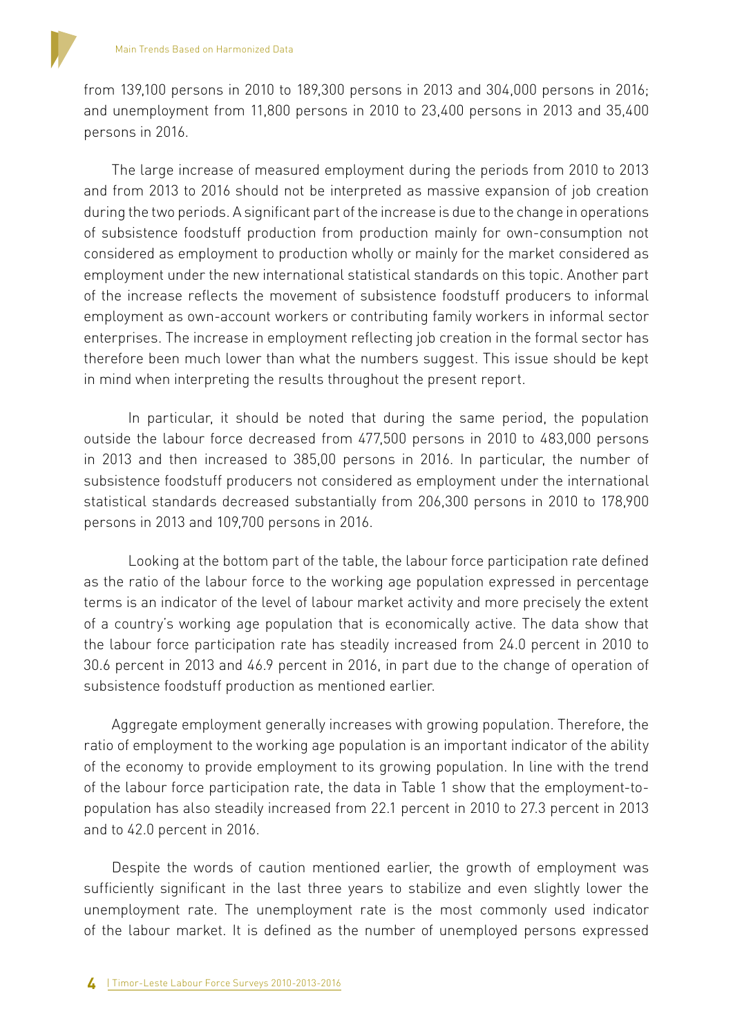from 139,100 persons in 2010 to 189,300 persons in 2013 and 304,000 persons in 2016; and unemployment from 11,800 persons in 2010 to 23,400 persons in 2013 and 35,400 persons in 2016.

The large increase of measured employment during the periods from 2010 to 2013 and from 2013 to 2016 should not be interpreted as massive expansion of job creation during the two periods. A significant part of the increase is due to the change in operations of subsistence foodstuff production from production mainly for own-consumption not considered as employment to production wholly or mainly for the market considered as employment under the new international statistical standards on this topic. Another part of the increase reflects the movement of subsistence foodstuff producers to informal employment as own-account workers or contributing family workers in informal sector enterprises. The increase in employment reflecting job creation in the formal sector has therefore been much lower than what the numbers suggest. This issue should be kept in mind when interpreting the results throughout the present report.

In particular, it should be noted that during the same period, the population outside the labour force decreased from 477,500 persons in 2010 to 483,000 persons in 2013 and then increased to 385,00 persons in 2016. In particular, the number of subsistence foodstuff producers not considered as employment under the international statistical standards decreased substantially from 206,300 persons in 2010 to 178,900 persons in 2013 and 109,700 persons in 2016.

Looking at the bottom part of the table, the labour force participation rate defined as the ratio of the labour force to the working age population expressed in percentage terms is an indicator of the level of labour market activity and more precisely the extent of a country's working age population that is economically active. The data show that the labour force participation rate has steadily increased from 24.0 percent in 2010 to 30.6 percent in 2013 and 46.9 percent in 2016, in part due to the change of operation of subsistence foodstuff production as mentioned earlier.

Aggregate employment generally increases with growing population. Therefore, the ratio of employment to the working age population is an important indicator of the ability of the economy to provide employment to its growing population. In line with the trend of the labour force participation rate, the data in Table 1 show that the employment-to-population has also steadily increased from 22.1 percent in 2010 to 27.3 percent in 2013 and to 42.0 percent in 2016.

Despite the words of caution mentioned earlier, the growth of employment was sufficiently significant in the last three years to stabilize and even slightly lower the unemployment rate. The unemployment rate is the most commonly used indicator of the labour market. It is defined as the number of unemployed persons expressed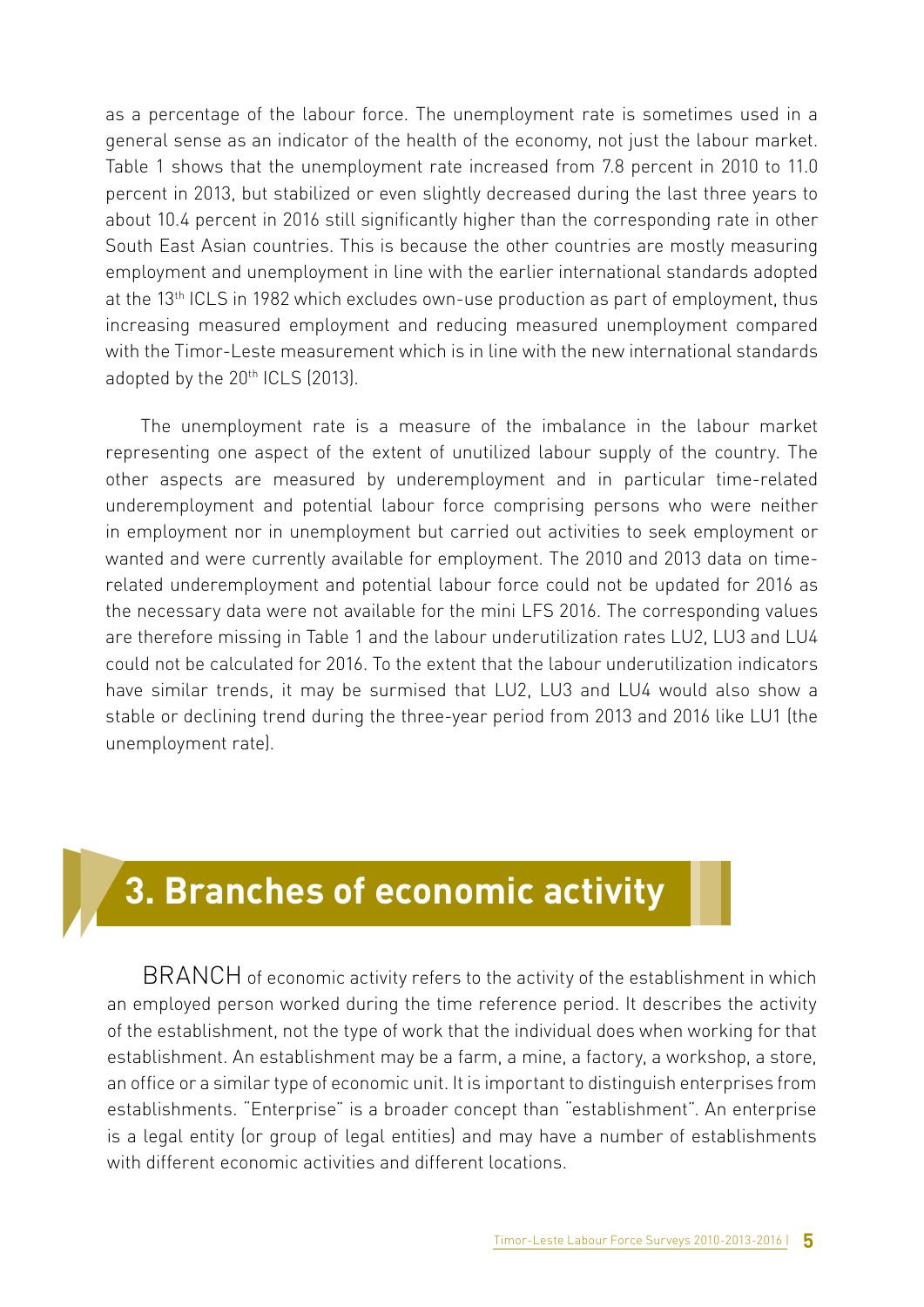as a percentage of the labour force. The unemployment rate is sometimes used in a general sense as an indicator of the health of the economy, not just the labour market. Table 1 shows that the unemployment rate increased from 7.8 percent in 2010 to 11.0 percent in 2013, but stabilized or even slightly decreased during the last three years to about 10.4 percent in 2016 still significantly higher than the corresponding rate in other South East Asian countries. This is because the other countries are mostly measuring employment and unemployment in line with the earlier international standards adopted at the 13th ICLS in 1982 which excludes own-use production as part of employment, thus increasing measured employment and reducing measured unemployment compared with the Timor-Leste measurement which is in line with the new international standards adopted by the 20th ICLS (2013).

The unemployment rate is a measure of the imbalance in the labour market representing one aspect of the extent of unutilized labour supply of the country. The other aspects are measured by underemployment and in particular time-related underemployment and potential labour force comprising persons who were neither in employment nor in unemployment but carried out activities to seek employment or wanted and were currently available for employment. The 2010 and 2013 data on time-related underemployment and potential labour force could not be updated for 2016 as the necessary data were not available for the mini LFS 2016. The corresponding values are therefore missing in Table 1 and the labour underutilization rates LU2, LU3 and LU4 could not be calculated for 2016. To the extent that the labour underutilization indicators have similar trends, it may be surmised that LU2, LU3 and LU4 would also show a stable or declining trend during the three-year period from 2013 and 2016 like LU1 (the unemployment rate).

# 3. Branches of economic activity

BRANCH of economic activity refers to the activity of the establishment in which an employed person worked during the time reference period. It describes the activity of the establishment, not the type of work that the individual does when working for that establishment. An establishment may be a farm, a mine, a factory, a workshop, a store, an office or a similar type of economic unit. It is important to distinguish enterprises from establishments. "Enterprise" is a broader concept than "establishment". An enterprise is a legal entity (or group of legal entities) and may have a number of establishments with different economic activities and different locations.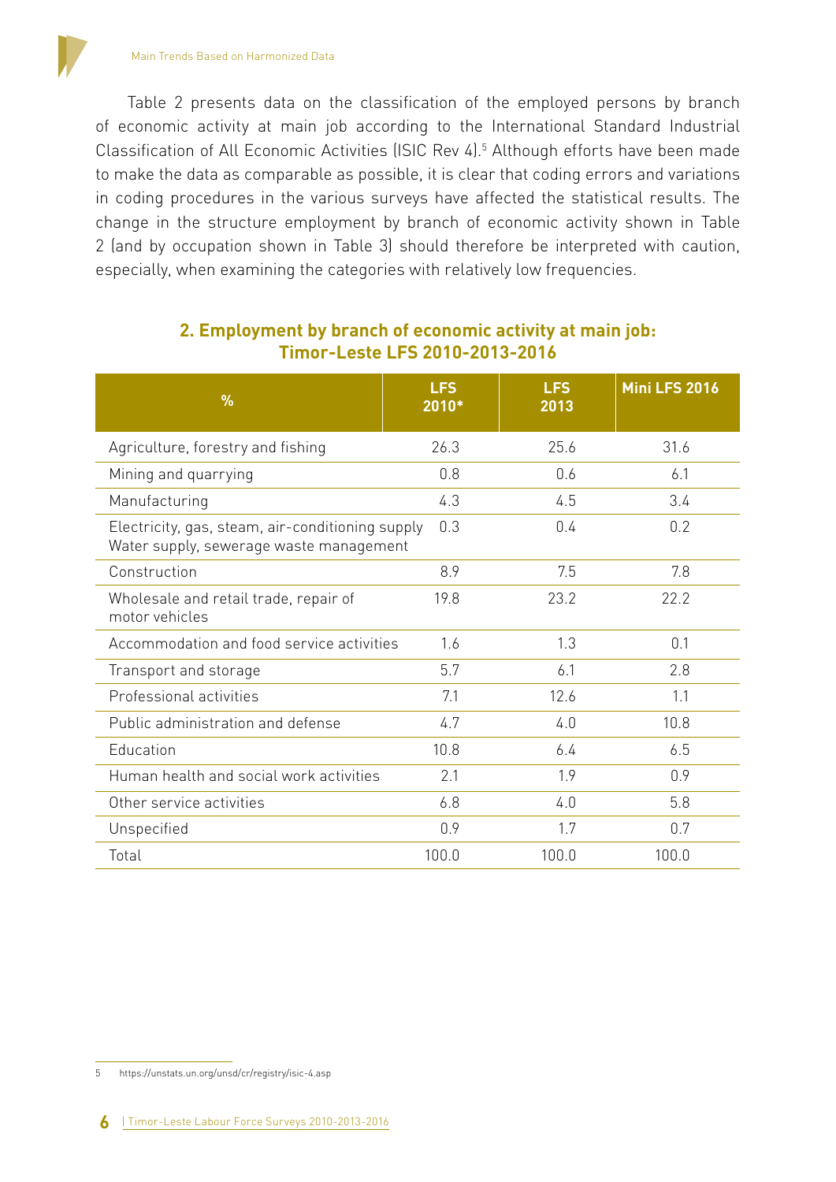Table 2 presents data on the classification of the employed persons by branch of economic activity at main job according to the International Standard Industrial Classification of All Economic Activities (ISIC Rev 4).[5] Although efforts have been made to make the data as comparable as possible, it is clear that coding errors and variations in coding procedures in the various surveys have affected the statistical results. The change in the structure employment by branch of economic activity shown in Table 2 (and by occupation shown in Table 3) should therefore be interpreted with caution, especially, when examining the categories with relatively low frequencies.

## 2. Employment by branch of economic activity at main job: Timor-Leste LFS 2010-2013-2016

| % | LFS 2010* | LFS 2013 | Mini LFS 2016 |
|---|---|---|---|
| Agriculture, forestry and fishing | 26.3 | 25.6 | 31.6 |
| Mining and quarrying | 0.8 | 0.6 | 6.1 |
| Manufacturing | 4.3 | 4.5 | 3.4 |
| Electricity, gas, steam, air-conditioning supply Water supply, sewerage waste management | 0.3 | 0.4 | 0.2 |
| Construction | 8.9 | 7.5 | 7.8 |
| Wholesale and retail trade, repair of motor vehicles | 19.8 | 23.2 | 22.2 |
| Accommodation and food service activities | 1.6 | 1.3 | 0.1 |
| Transport and storage | 5.7 | 6.1 | 2.8 |
| Professional activities | 7.1 | 12.6 | 1.1 |
| Public administration and defense | 4.7 | 4.0 | 10.8 |
| Education | 10.8 | 6.4 | 6.5 |
| Human health and social work activities | 2.1 | 1.9 | 0.9 |
| Other service activities | 6.8 | 4.0 | 5.8 |
| Unspecified | 0.9 | 1.7 | 0.7 |
| Total | 100.0 | 100.0 | 100.0 |

5 https://unstats.un.org/unsd/cr/registry/isic-4.asp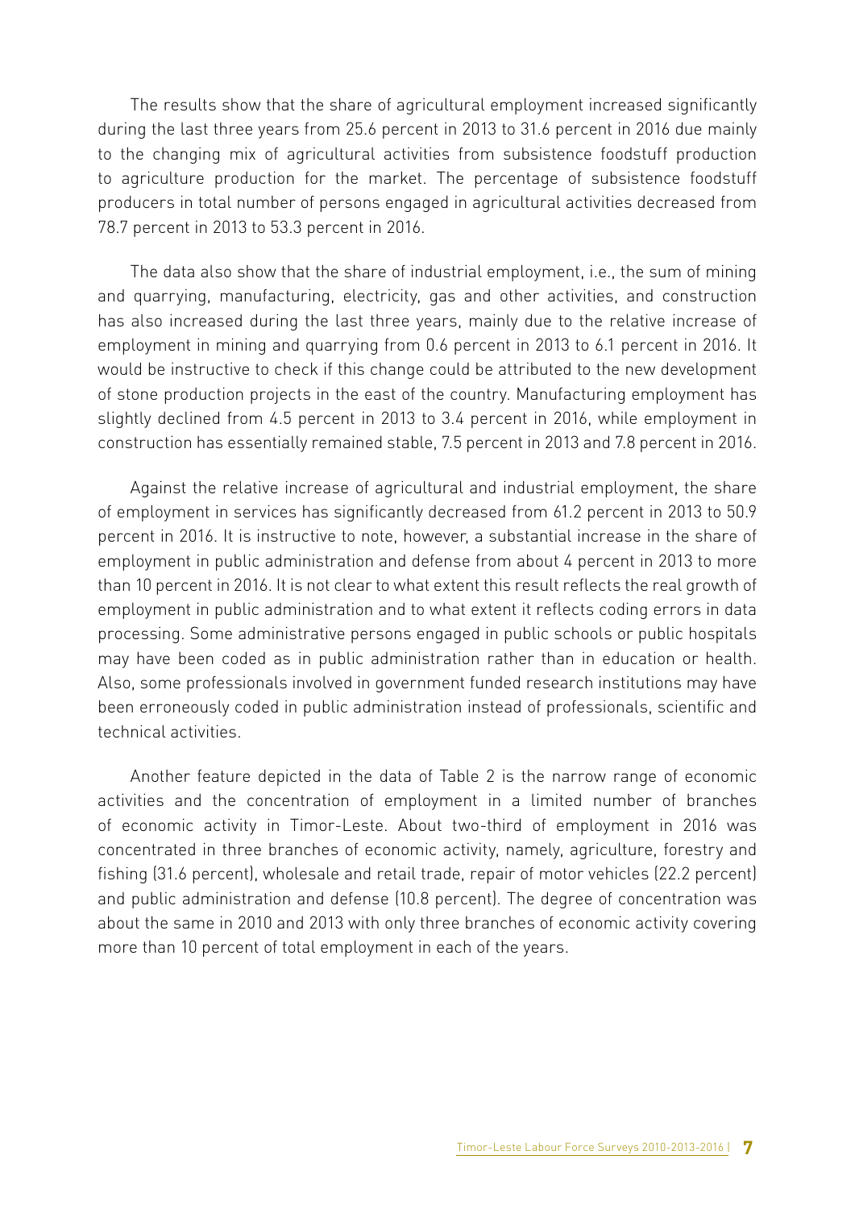The results show that the share of agricultural employment increased significantly during the last three years from 25.6 percent in 2013 to 31.6 percent in 2016 due mainly to the changing mix of agricultural activities from subsistence foodstuff production to agriculture production for the market. The percentage of subsistence foodstuff producers in total number of persons engaged in agricultural activities decreased from 78.7 percent in 2013 to 53.3 percent in 2016.

The data also show that the share of industrial employment, i.e., the sum of mining and quarrying, manufacturing, electricity, gas and other activities, and construction has also increased during the last three years, mainly due to the relative increase of employment in mining and quarrying from 0.6 percent in 2013 to 6.1 percent in 2016. It would be instructive to check if this change could be attributed to the new development of stone production projects in the east of the country. Manufacturing employment has slightly declined from 4.5 percent in 2013 to 3.4 percent in 2016, while employment in construction has essentially remained stable, 7.5 percent in 2013 and 7.8 percent in 2016.

Against the relative increase of agricultural and industrial employment, the share of employment in services has significantly decreased from 61.2 percent in 2013 to 50.9 percent in 2016. It is instructive to note, however, a substantial increase in the share of employment in public administration and defense from about 4 percent in 2013 to more than 10 percent in 2016. It is not clear to what extent this result reflects the real growth of employment in public administration and to what extent it reflects coding errors in data processing. Some administrative persons engaged in public schools or public hospitals may have been coded as in public administration rather than in education or health. Also, some professionals involved in government funded research institutions may have been erroneously coded in public administration instead of professionals, scientific and technical activities.

Another feature depicted in the data of Table 2 is the narrow range of economic activities and the concentration of employment in a limited number of branches of economic activity in Timor-Leste. About two-third of employment in 2016 was concentrated in three branches of economic activity, namely, agriculture, forestry and fishing (31.6 percent), wholesale and retail trade, repair of motor vehicles (22.2 percent) and public administration and defense (10.8 percent). The degree of concentration was about the same in 2010 and 2013 with only three branches of economic activity covering more than 10 percent of total employment in each of the years.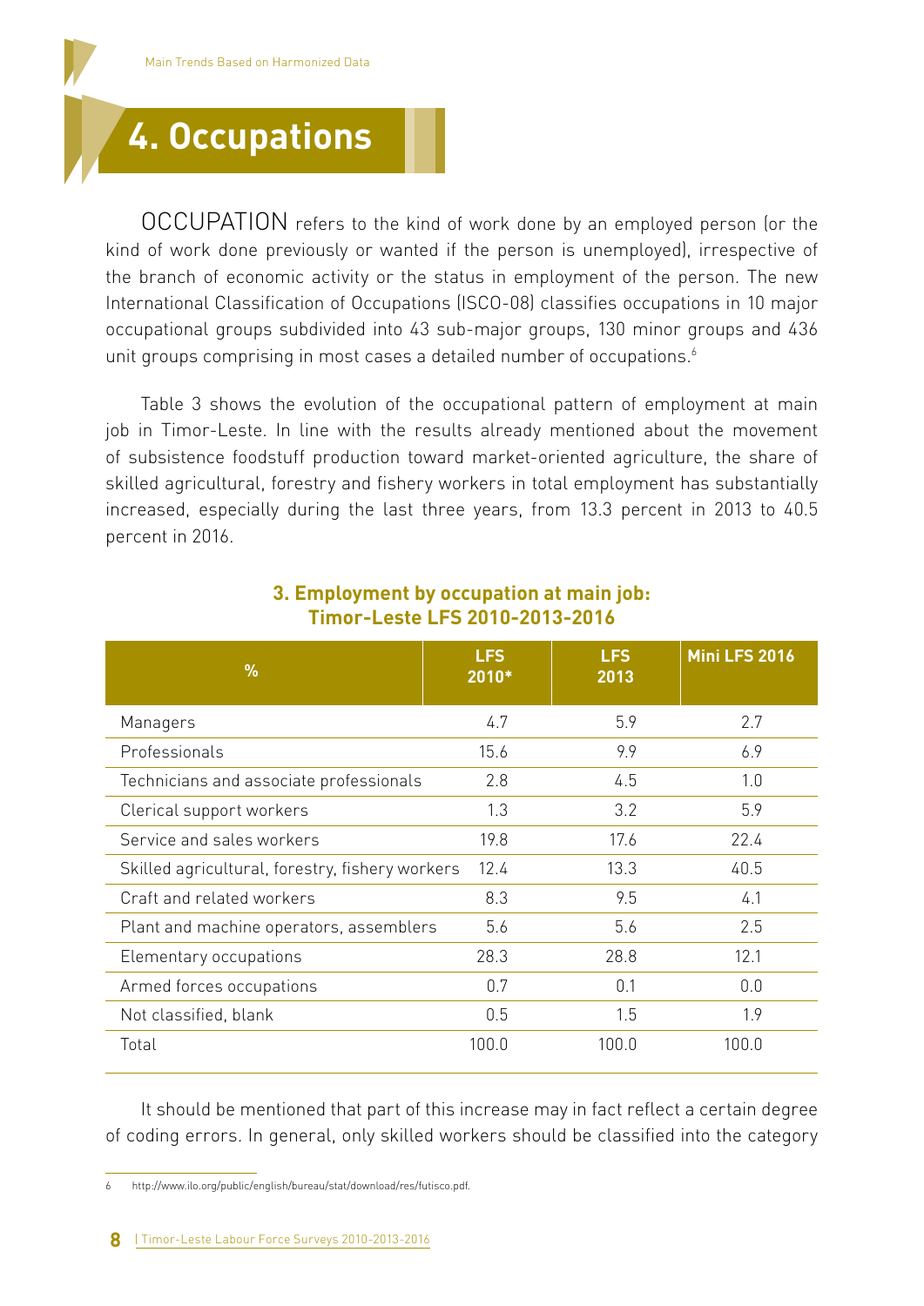# 4. Occupations

OCCUPATION refers to the kind of work done by an employed person (or the kind of work done previously or wanted if the person is unemployed), irrespective of the branch of economic activity or the status in employment of the person. The new International Classification of Occupations (ISCO-08) classifies occupations in 10 major occupational groups subdivided into 43 sub-major groups, 130 minor groups and 436 unit groups comprising in most cases a detailed number of occupations.[6]

Table 3 shows the evolution of the occupational pattern of employment at main job in Timor-Leste. In line with the results already mentioned about the movement of subsistence foodstuff production toward market-oriented agriculture, the share of skilled agricultural, forestry and fishery workers in total employment has substantially increased, especially during the last three years, from 13.3 percent in 2013 to 40.5 percent in 2016.

**3. Employment by occupation at main job: Timor-Leste LFS 2010-2013-2016**

| % | LFS 2010* | LFS 2013 | Mini LFS 2016 |
|---|---|---|---|
| Managers | 4.7 | 5.9 | 2.7 |
| Professionals | 15.6 | 9.9 | 6.9 |
| Technicians and associate professionals | 2.8 | 4.5 | 1.0 |
| Clerical support workers | 1.3 | 3.2 | 5.9 |
| Service and sales workers | 19.8 | 17.6 | 22.4 |
| Skilled agricultural, forestry, fishery workers | 12.4 | 13.3 | 40.5 |
| Craft and related workers | 8.3 | 9.5 | 4.1 |
| Plant and machine operators, assemblers | 5.6 | 5.6 | 2.5 |
| Elementary occupations | 28.3 | 28.8 | 12.1 |
| Armed forces occupations | 0.7 | 0.1 | 0.0 |
| Not classified, blank | 0.5 | 1.5 | 1.9 |
| Total | 100.0 | 100.0 | 100.0 |

It should be mentioned that part of this increase may in fact reflect a certain degree of coding errors. In general, only skilled workers should be classified into the category

[6] http://www.ilo.org/public/english/bureau/stat/download/res/futisco.pdf.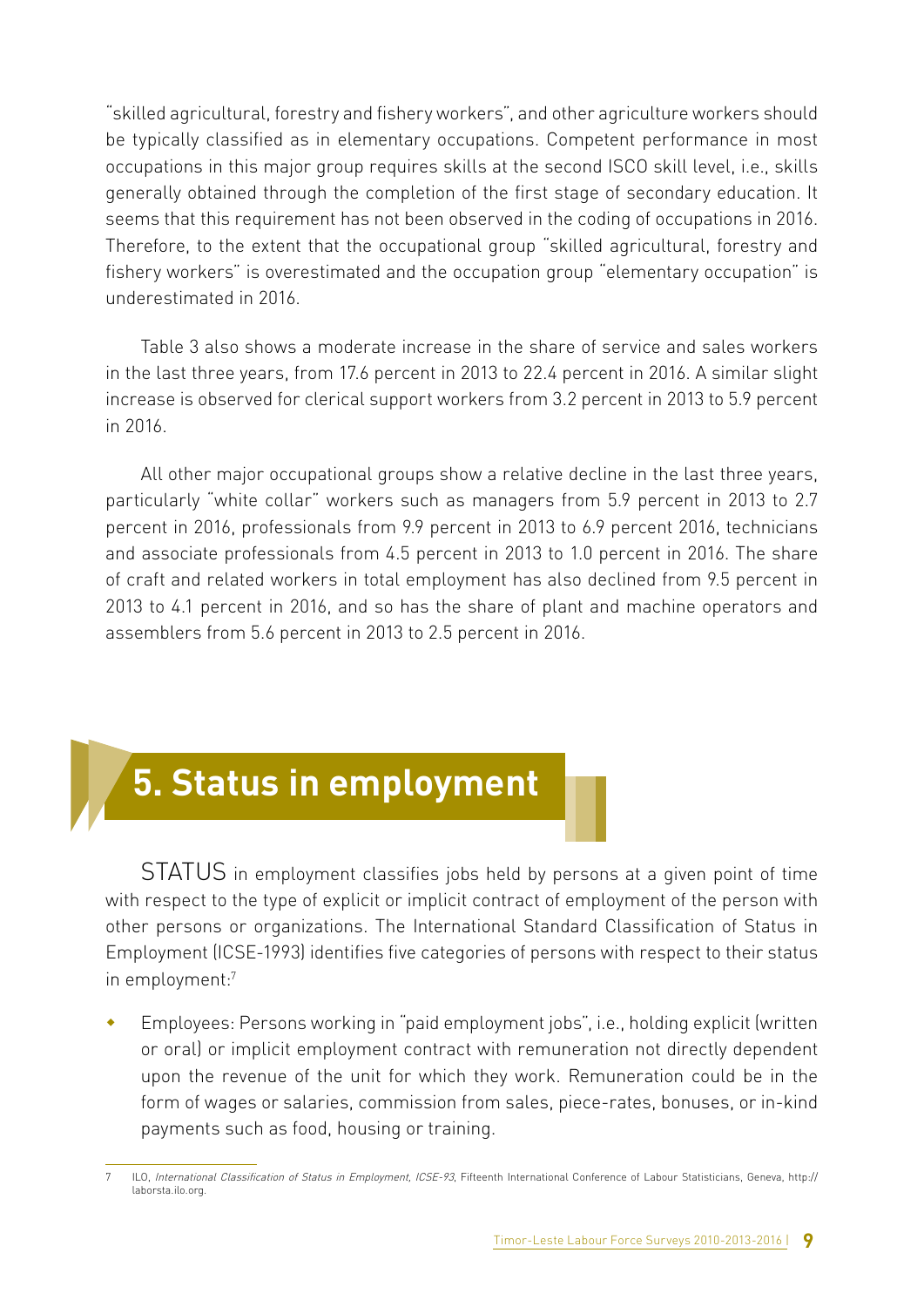"skilled agricultural, forestry and fishery workers", and other agriculture workers should be typically classified as in elementary occupations. Competent performance in most occupations in this major group requires skills at the second ISCO skill level, i.e., skills generally obtained through the completion of the first stage of secondary education. It seems that this requirement has not been observed in the coding of occupations in 2016. Therefore, to the extent that the occupational group "skilled agricultural, forestry and fishery workers" is overestimated and the occupation group "elementary occupation" is underestimated in 2016.

Table 3 also shows a moderate increase in the share of service and sales workers in the last three years, from 17.6 percent in 2013 to 22.4 percent in 2016. A similar slight increase is observed for clerical support workers from 3.2 percent in 2013 to 5.9 percent in 2016.

All other major occupational groups show a relative decline in the last three years, particularly "white collar" workers such as managers from 5.9 percent in 2013 to 2.7 percent in 2016, professionals from 9.9 percent in 2013 to 6.9 percent 2016, technicians and associate professionals from 4.5 percent in 2013 to 1.0 percent in 2016. The share of craft and related workers in total employment has also declined from 9.5 percent in 2013 to 4.1 percent in 2016, and so has the share of plant and machine operators and assemblers from 5.6 percent in 2013 to 2.5 percent in 2016.

## 5. Status in employment

STATUS in employment classifies jobs held by persons at a given point of time with respect to the type of explicit or implicit contract of employment of the person with other persons or organizations. The International Standard Classification of Status in Employment (ICSE-1993) identifies five categories of persons with respect to their status in employment:[7]

- Employees: Persons working in "paid employment jobs", i.e., holding explicit (written or oral) or implicit employment contract with remuneration not directly dependent upon the revenue of the unit for which they work. Remuneration could be in the form of wages or salaries, commission from sales, piece-rates, bonuses, or in-kind payments such as food, housing or training.

7 ILO, *International Classification of Status in Employment, ICSE-93*, Fifteenth International Conference of Labour Statisticians, Geneva, http://laborsta.ilo.org.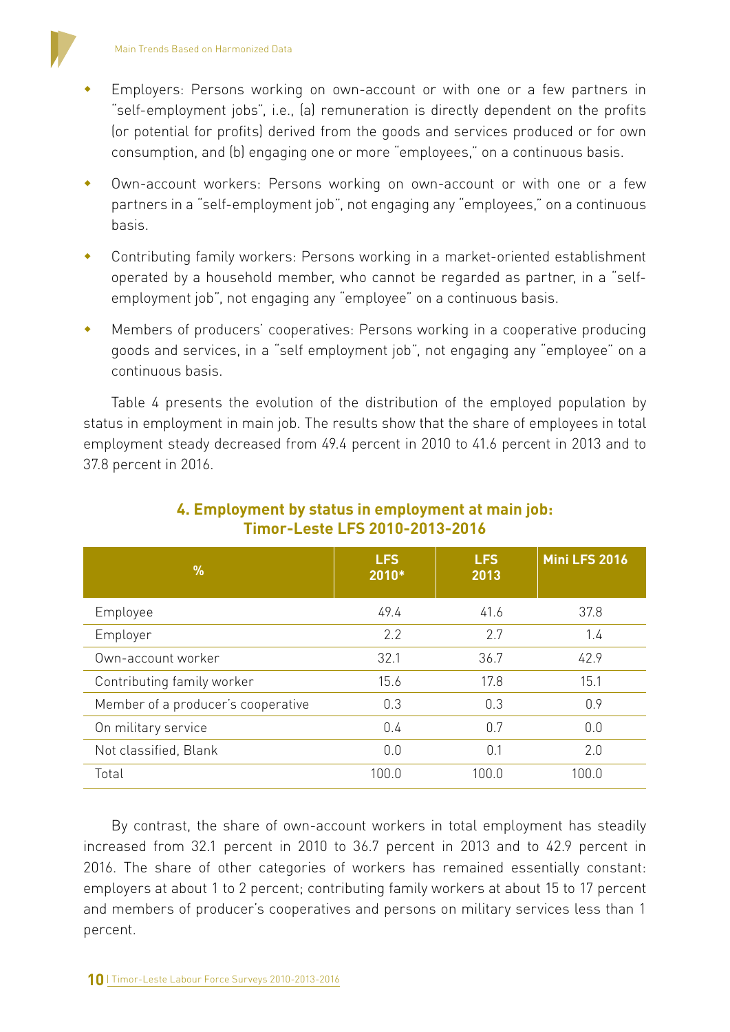- Employers: Persons working on own-account or with one or a few partners in "self-employment jobs", i.e., (a) remuneration is directly dependent on the profits (or potential for profits) derived from the goods and services produced or for own consumption, and (b) engaging one or more "employees," on a continuous basis.
- Own-account workers: Persons working on own-account or with one or a few partners in a "self-employment job", not engaging any "employees," on a continuous basis.
- Contributing family workers: Persons working in a market-oriented establishment operated by a household member, who cannot be regarded as partner, in a "self-employment job", not engaging any "employee" on a continuous basis.
- Members of producers' cooperatives: Persons working in a cooperative producing goods and services, in a "self employment job", not engaging any "employee" on a continuous basis.

Table 4 presents the evolution of the distribution of the employed population by status in employment in main job. The results show that the share of employees in total employment steady decreased from 49.4 percent in 2010 to 41.6 percent in 2013 and to 37.8 percent in 2016.

**4. Employment by status in employment at main job: Timor-Leste LFS 2010-2013-2016**

| % | LFS 2010* | LFS 2013 | Mini LFS 2016 |
|---|---|---|---|
| Employee | 49.4 | 41.6 | 37.8 |
| Employer | 2.2 | 2.7 | 1.4 |
| Own-account worker | 32.1 | 36.7 | 42.9 |
| Contributing family worker | 15.6 | 17.8 | 15.1 |
| Member of a producer's cooperative | 0.3 | 0.3 | 0.9 |
| On military service | 0.4 | 0.7 | 0.0 |
| Not classified, Blank | 0.0 | 0.1 | 2.0 |
| Total | 100.0 | 100.0 | 100.0 |

By contrast, the share of own-account workers in total employment has steadily increased from 32.1 percent in 2010 to 36.7 percent in 2013 and to 42.9 percent in 2016. The share of other categories of workers has remained essentially constant: employers at about 1 to 2 percent; contributing family workers at about 15 to 17 percent and members of producer's cooperatives and persons on military services less than 1 percent.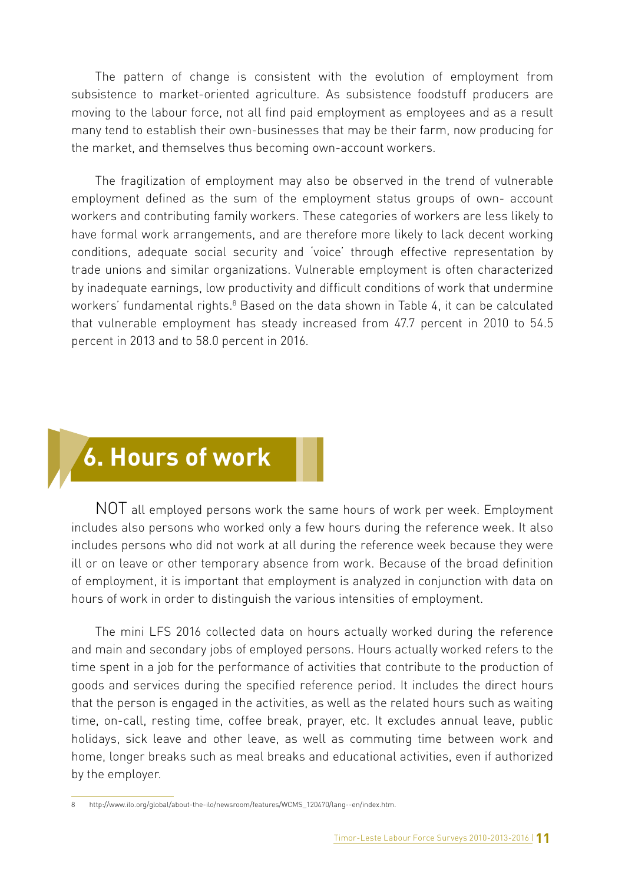The pattern of change is consistent with the evolution of employment from subsistence to market-oriented agriculture. As subsistence foodstuff producers are moving to the labour force, not all find paid employment as employees and as a result many tend to establish their own-businesses that may be their farm, now producing for the market, and themselves thus becoming own-account workers.

The fragilization of employment may also be observed in the trend of vulnerable employment defined as the sum of the employment status groups of own- account workers and contributing family workers. These categories of workers are less likely to have formal work arrangements, and are therefore more likely to lack decent working conditions, adequate social security and 'voice' through effective representation by trade unions and similar organizations. Vulnerable employment is often characterized by inadequate earnings, low productivity and difficult conditions of work that undermine workers' fundamental rights.[8] Based on the data shown in Table 4, it can be calculated that vulnerable employment has steady increased from 47.7 percent in 2010 to 54.5 percent in 2013 and to 58.0 percent in 2016.

# 6. Hours of work

NOT all employed persons work the same hours of work per week. Employment includes also persons who worked only a few hours during the reference week. It also includes persons who did not work at all during the reference week because they were ill or on leave or other temporary absence from work. Because of the broad definition of employment, it is important that employment is analyzed in conjunction with data on hours of work in order to distinguish the various intensities of employment.

The mini LFS 2016 collected data on hours actually worked during the reference and main and secondary jobs of employed persons. Hours actually worked refers to the time spent in a job for the performance of activities that contribute to the production of goods and services during the specified reference period. It includes the direct hours that the person is engaged in the activities, as well as the related hours such as waiting time, on-call, resting time, coffee break, prayer, etc. It excludes annual leave, public holidays, sick leave and other leave, as well as commuting time between work and home, longer breaks such as meal breaks and educational activities, even if authorized by the employer.

8 http://www.ilo.org/global/about-the-ilo/newsroom/features/WCMS_120470/lang--en/index.htm.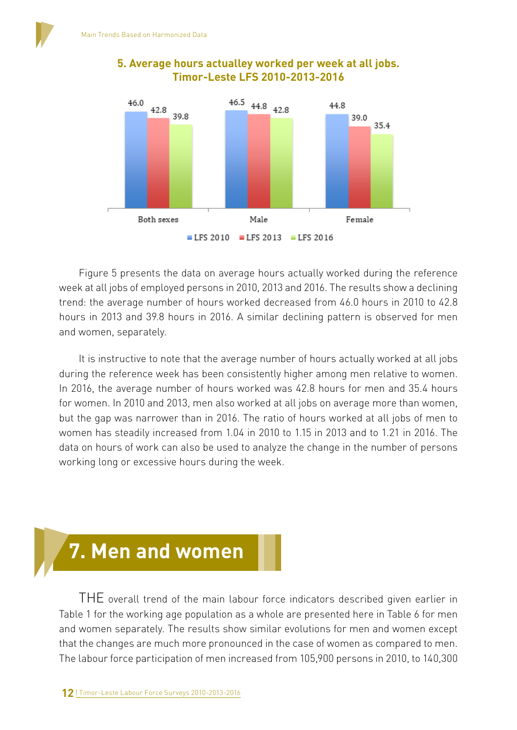**5. Average hours actualley worked per week at all jobs. Timor-Leste LFS 2010-2013-2016**

| | LFS 2010 | LFS 2013 | LFS 2016 |
|---|---|---|---|
| Both sexes | 46.0 | 42.8 | 39.8 |
| Male | 46.5 | 44.8 | 42.8 |
| Female | 44.8 | 39.0 | 35.4 |

Figure 5 presents the data on average hours actually worked during the reference week at all jobs of employed persons in 2010, 2013 and 2016. The results show a declining trend: the average number of hours worked decreased from 46.0 hours in 2010 to 42.8 hours in 2013 and 39.8 hours in 2016. A similar declining pattern is observed for men and women, separately.

It is instructive to note that the average number of hours actually worked at all jobs during the reference week has been consistently higher among men relative to women. In 2016, the average number of hours worked was 42.8 hours for men and 35.4 hours for women. In 2010 and 2013, men also worked at all jobs on average more than women, but the gap was narrower than in 2016. The ratio of hours worked at all jobs of men to women has steadily increased from 1.04 in 2010 to 1.15 in 2013 and to 1.21 in 2016. The data on hours of work can also be used to analyze the change in the number of persons working long or excessive hours during the week.

# 7. Men and women

THE overall trend of the main labour force indicators described given earlier in Table 1 for the working age population as a whole are presented here in Table 6 for men and women separately. The results show similar evolutions for men and women except that the changes are much more pronounced in the case of women as compared to men. The labour force participation of men increased from 105,900 persons in 2010, to 140,300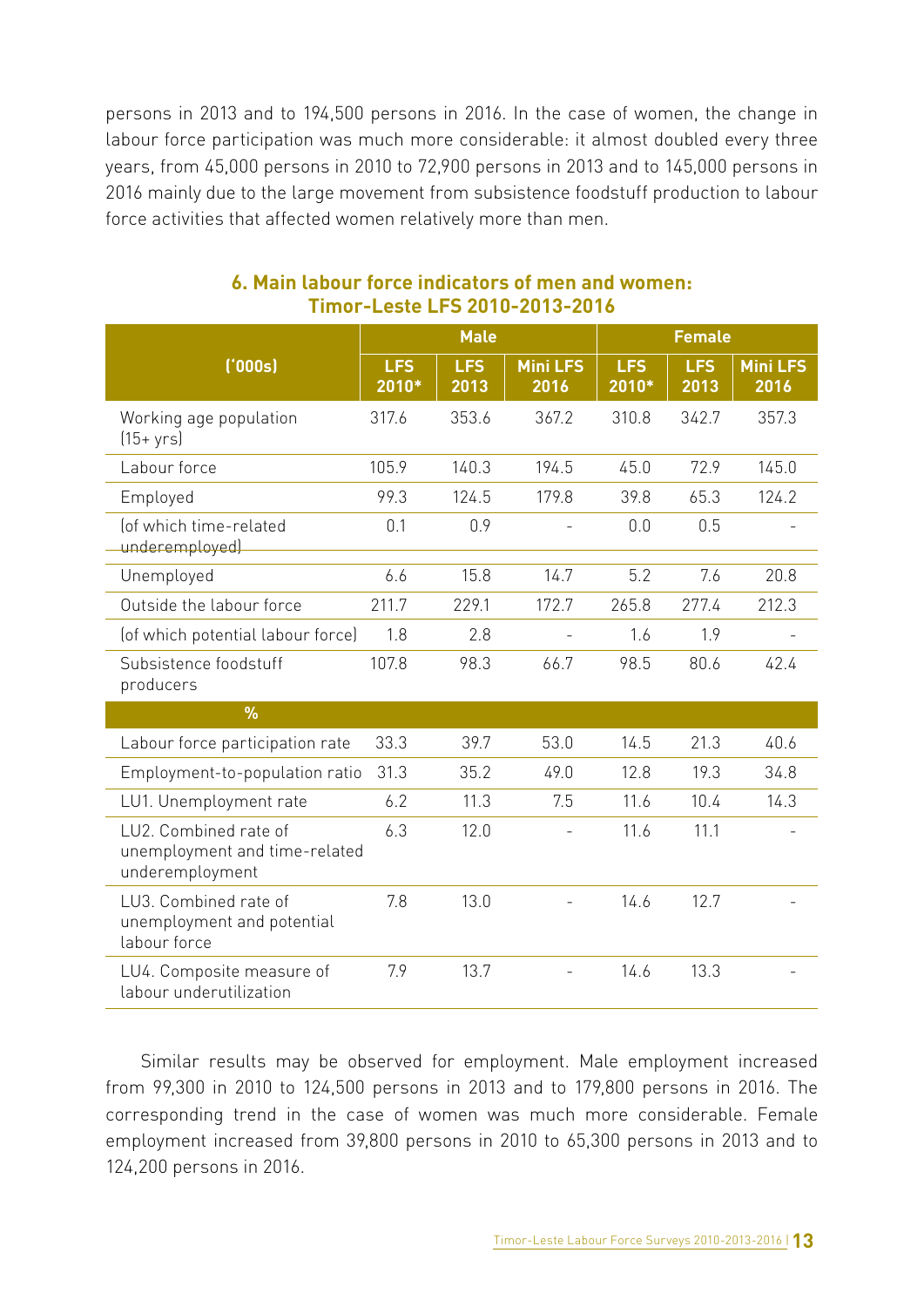persons in 2013 and to 194,500 persons in 2016. In the case of women, the change in labour force participation was much more considerable: it almost doubled every three years, from 45,000 persons in 2010 to 72,900 persons in 2013 and to 145,000 persons in 2016 mainly due to the large movement from subsistence foodstuff production to labour force activities that affected women relatively more than men.

### 6. Main labour force indicators of men and women: Timor-Leste LFS 2010-2013-2016

| ('000s) | Male | | | Female | | |
|---|---|---|---|---|---|---|
| | LFS 2010* | LFS 2013 | Mini LFS 2016 | LFS 2010* | LFS 2013 | Mini LFS 2016 |
| Working age population (15+ yrs) | 317.6 | 353.6 | 367.2 | 310.8 | 342.7 | 357.3 |
| Labour force | 105.9 | 140.3 | 194.5 | 45.0 | 72.9 | 145.0 |
| Employed | 99.3 | 124.5 | 179.8 | 39.8 | 65.3 | 124.2 |
| (of which time-related underemployed) | 0.1 | 0.9 | - | 0.0 | 0.5 | - |
| Unemployed | 6.6 | 15.8 | 14.7 | 5.2 | 7.6 | 20.8 |
| Outside the labour force | 211.7 | 229.1 | 172.7 | 265.8 | 277.4 | 212.3 |
| (of which potential labour force) | 1.8 | 2.8 | - | 1.6 | 1.9 | - |
| Subsistence foodstuff producers | 107.8 | 98.3 | 66.7 | 98.5 | 80.6 | 42.4 |
| **%** | | | | | | |
| Labour force participation rate | 33.3 | 39.7 | 53.0 | 14.5 | 21.3 | 40.6 |
| Employment-to-population ratio | 31.3 | 35.2 | 49.0 | 12.8 | 19.3 | 34.8 |
| LU1. Unemployment rate | 6.2 | 11.3 | 7.5 | 11.6 | 10.4 | 14.3 |
| LU2. Combined rate of unemployment and time-related underemployment | 6.3 | 12.0 | - | 11.6 | 11.1 | - |
| LU3. Combined rate of unemployment and potential labour force | 7.8 | 13.0 | - | 14.6 | 12.7 | - |
| LU4. Composite measure of labour underutilization | 7.9 | 13.7 | - | 14.6 | 13.3 | - |

Similar results may be observed for employment. Male employment increased from 99,300 in 2010 to 124,500 persons in 2013 and to 179,800 persons in 2016. The corresponding trend in the case of women was much more considerable. Female employment increased from 39,800 persons in 2010 to 65,300 persons in 2013 and to 124,200 persons in 2016.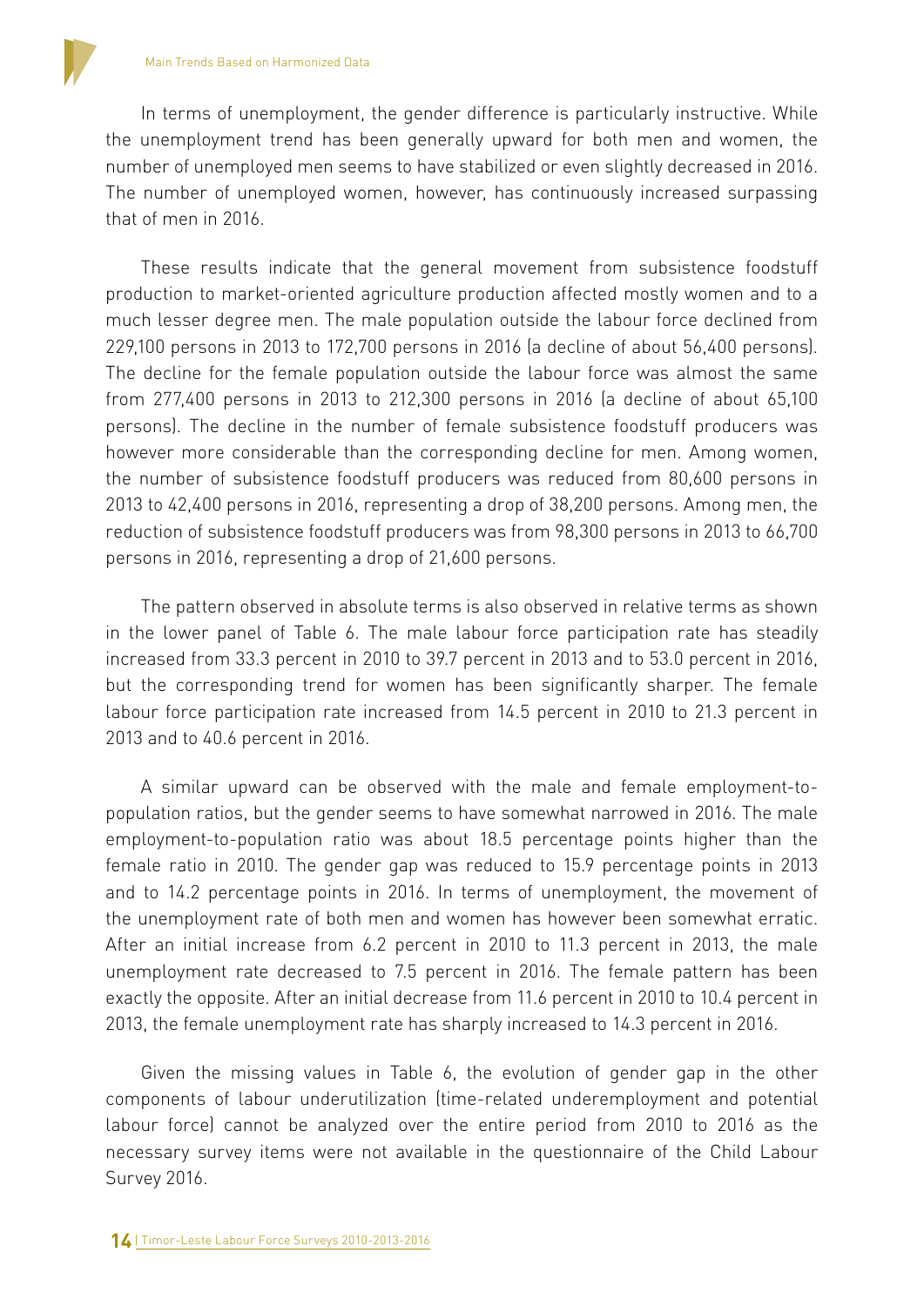In terms of unemployment, the gender difference is particularly instructive. While the unemployment trend has been generally upward for both men and women, the number of unemployed men seems to have stabilized or even slightly decreased in 2016. The number of unemployed women, however, has continuously increased surpassing that of men in 2016.

These results indicate that the general movement from subsistence foodstuff production to market-oriented agriculture production affected mostly women and to a much lesser degree men. The male population outside the labour force declined from 229,100 persons in 2013 to 172,700 persons in 2016 (a decline of about 56,400 persons). The decline for the female population outside the labour force was almost the same from 277,400 persons in 2013 to 212,300 persons in 2016 (a decline of about 65,100 persons). The decline in the number of female subsistence foodstuff producers was however more considerable than the corresponding decline for men. Among women, the number of subsistence foodstuff producers was reduced from 80,600 persons in 2013 to 42,400 persons in 2016, representing a drop of 38,200 persons. Among men, the reduction of subsistence foodstuff producers was from 98,300 persons in 2013 to 66,700 persons in 2016, representing a drop of 21,600 persons.

The pattern observed in absolute terms is also observed in relative terms as shown in the lower panel of Table 6. The male labour force participation rate has steadily increased from 33.3 percent in 2010 to 39.7 percent in 2013 and to 53.0 percent in 2016, but the corresponding trend for women has been significantly sharper. The female labour force participation rate increased from 14.5 percent in 2010 to 21.3 percent in 2013 and to 40.6 percent in 2016.

A similar upward can be observed with the male and female employment-to-population ratios, but the gender seems to have somewhat narrowed in 2016. The male employment-to-population ratio was about 18.5 percentage points higher than the female ratio in 2010. The gender gap was reduced to 15.9 percentage points in 2013 and to 14.2 percentage points in 2016. In terms of unemployment, the movement of the unemployment rate of both men and women has however been somewhat erratic. After an initial increase from 6.2 percent in 2010 to 11.3 percent in 2013, the male unemployment rate decreased to 7.5 percent in 2016. The female pattern has been exactly the opposite. After an initial decrease from 11.6 percent in 2010 to 10.4 percent in 2013, the female unemployment rate has sharply increased to 14.3 percent in 2016.

Given the missing values in Table 6, the evolution of gender gap in the other components of labour underutilization (time-related underemployment and potential labour force) cannot be analyzed over the entire period from 2010 to 2016 as the necessary survey items were not available in the questionnaire of the Child Labour Survey 2016.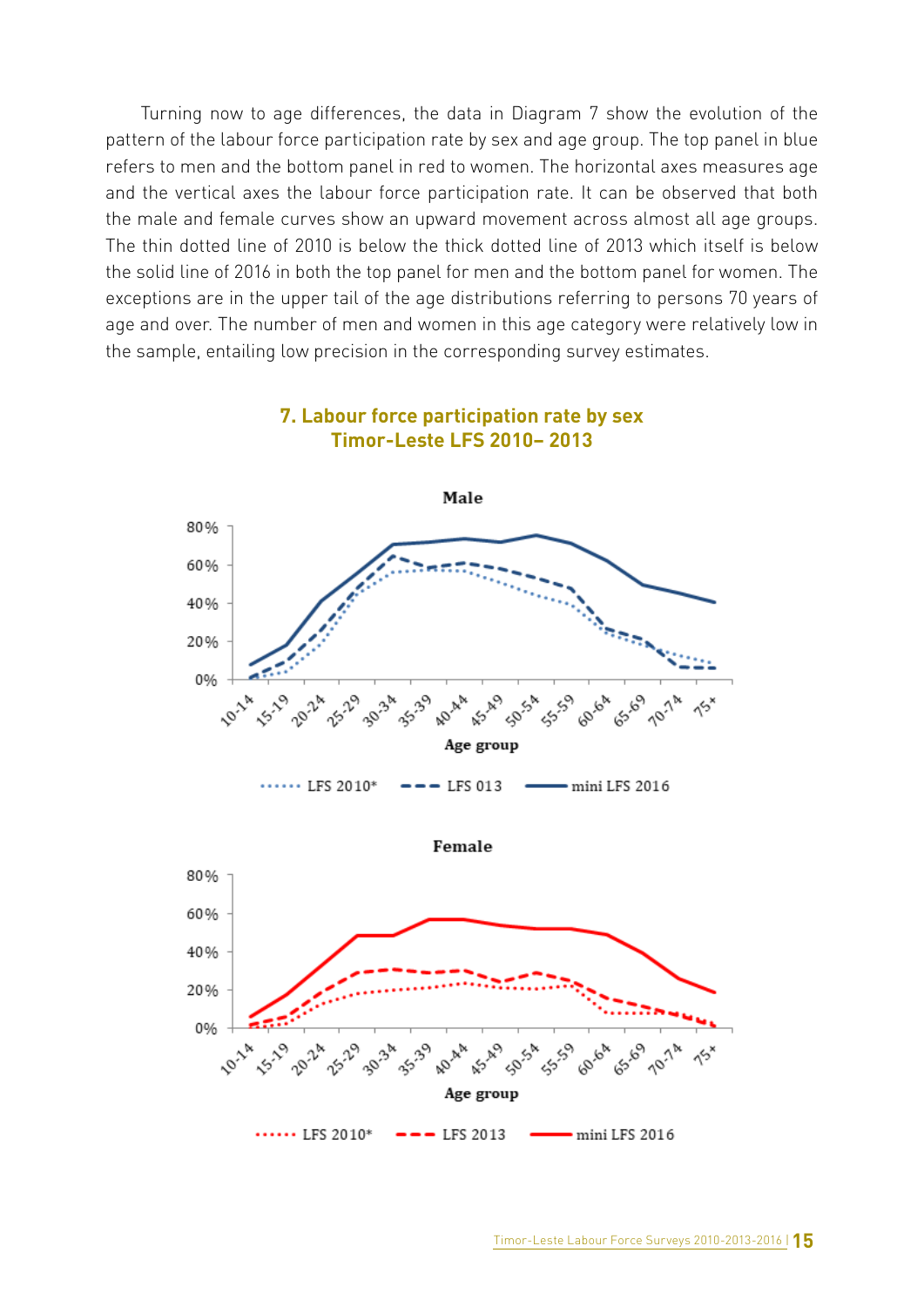Turning now to age differences, the data in Diagram 7 show the evolution of the pattern of the labour force participation rate by sex and age group. The top panel in blue refers to men and the bottom panel in red to women. The horizontal axes measures age and the vertical axes the labour force participation rate. It can be observed that both the male and female curves show an upward movement across almost all age groups. The thin dotted line of 2010 is below the thick dotted line of 2013 which itself is below the solid line of 2016 in both the top panel for men and the bottom panel for women. The exceptions are in the upper tail of the age distributions referring to persons 70 years of age and over. The number of men and women in this age category were relatively low in the sample, entailing low precision in the corresponding survey estimates.

## 7. Labour force participation rate by sex Timor-Leste LFS 2010– 2013

**Male**

Age group: 10-14, 15-19, 20-24, 25-29, 30-34, 35-39, 40-44, 45-49, 50-54, 55-59, 60-64, 65-69, 70-74, 75+

LFS 2010* · LFS 013 · mini LFS 2016

**Female**

Age group: 10-14, 15-19, 20-24, 25-29, 30-34, 35-39, 40-44, 45-49, 50-54, 55-59, 60-64, 65-69, 70-74, 75+

LFS 2010* · LFS 2013 · mini LFS 2016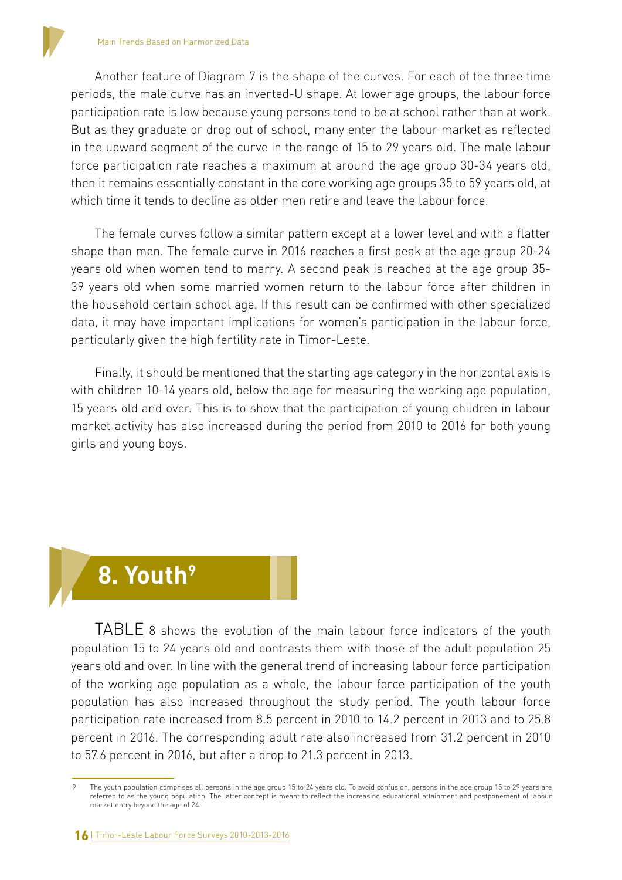Another feature of Diagram 7 is the shape of the curves. For each of the three time periods, the male curve has an inverted-U shape. At lower age groups, the labour force participation rate is low because young persons tend to be at school rather than at work. But as they graduate or drop out of school, many enter the labour market as reflected in the upward segment of the curve in the range of 15 to 29 years old. The male labour force participation rate reaches a maximum at around the age group 30-34 years old, then it remains essentially constant in the core working age groups 35 to 59 years old, at which time it tends to decline as older men retire and leave the labour force.

The female curves follow a similar pattern except at a lower level and with a flatter shape than men. The female curve in 2016 reaches a first peak at the age group 20-24 years old when women tend to marry. A second peak is reached at the age group 35-39 years old when some married women return to the labour force after children in the household certain school age. If this result can be confirmed with other specialized data, it may have important implications for women's participation in the labour force, particularly given the high fertility rate in Timor-Leste.

Finally, it should be mentioned that the starting age category in the horizontal axis is with children 10-14 years old, below the age for measuring the working age population, 15 years old and over. This is to show that the participation of young children in labour market activity has also increased during the period from 2010 to 2016 for both young girls and young boys.

# 8. Youth[9]

TABLE 8 shows the evolution of the main labour force indicators of the youth population 15 to 24 years old and contrasts them with those of the adult population 25 years old and over. In line with the general trend of increasing labour force participation of the working age population as a whole, the labour force participation of the youth population has also increased throughout the study period. The youth labour force participation rate increased from 8.5 percent in 2010 to 14.2 percent in 2013 and to 25.8 percent in 2016. The corresponding adult rate also increased from 31.2 percent in 2010 to 57.6 percent in 2016, but after a drop to 21.3 percent in 2013.

---

9 The youth population comprises all persons in the age group 15 to 24 years old. To avoid confusion, persons in the age group 15 to 29 years are referred to as the young population. The latter concept is meant to reflect the increasing educational attainment and postponement of labour market entry beyond the age of 24.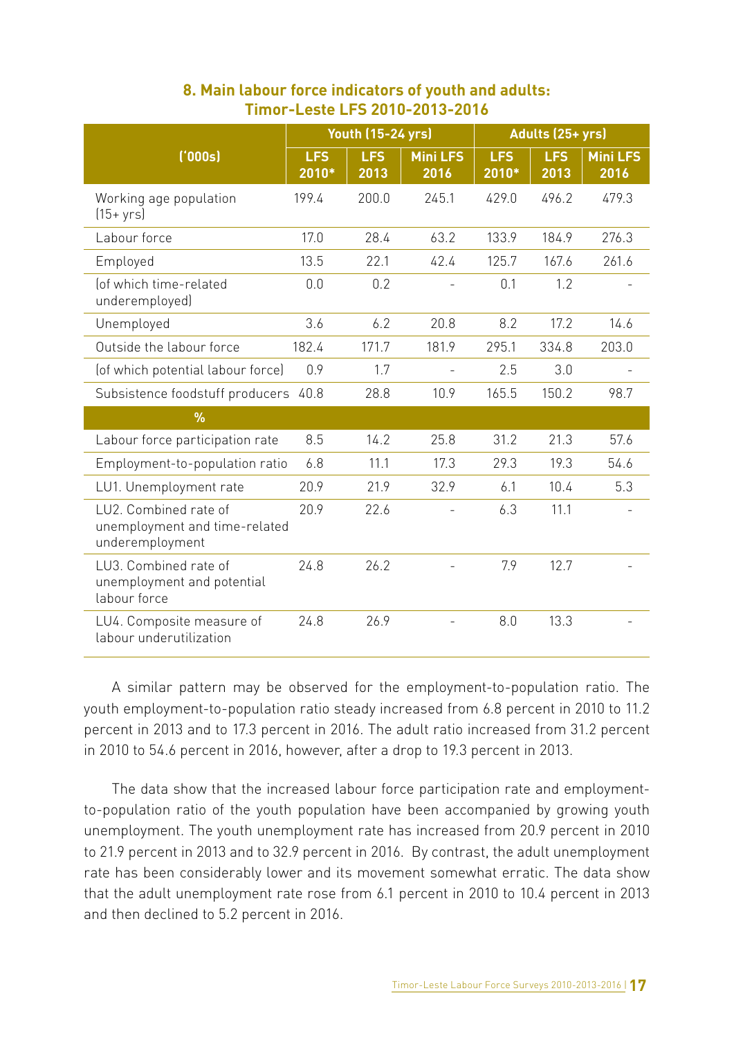### 8. Main labour force indicators of youth and adults: Timor-Leste LFS 2010-2013-2016

| ('000s) | Youth (15-24 yrs) | | | Adults (25+ yrs) | | |
|---|---|---|---|---|---|---|
| | LFS 2010* | LFS 2013 | Mini LFS 2016 | LFS 2010* | LFS 2013 | Mini LFS 2016 |
| Working age population (15+ yrs) | 199.4 | 200.0 | 245.1 | 429.0 | 496.2 | 479.3 |
| Labour force | 17.0 | 28.4 | 63.2 | 133.9 | 184.9 | 276.3 |
| Employed | 13.5 | 22.1 | 42.4 | 125.7 | 167.6 | 261.6 |
| (of which time-related underemployed) | 0.0 | 0.2 | - | 0.1 | 1.2 | - |
| Unemployed | 3.6 | 6.2 | 20.8 | 8.2 | 17.2 | 14.6 |
| Outside the labour force | 182.4 | 171.7 | 181.9 | 295.1 | 334.8 | 203.0 |
| (of which potential labour force) | 0.9 | 1.7 | - | 2.5 | 3.0 | - |
| Subsistence foodstuff producers | 40.8 | 28.8 | 10.9 | 165.5 | 150.2 | 98.7 |
| % | | | | | | |
| Labour force participation rate | 8.5 | 14.2 | 25.8 | 31.2 | 21.3 | 57.6 |
| Employment-to-population ratio | 6.8 | 11.1 | 17.3 | 29.3 | 19.3 | 54.6 |
| LU1. Unemployment rate | 20.9 | 21.9 | 32.9 | 6.1 | 10.4 | 5.3 |
| LU2. Combined rate of unemployment and time-related underemployment | 20.9 | 22.6 | - | 6.3 | 11.1 | - |
| LU3. Combined rate of unemployment and potential labour force | 24.8 | 26.2 | - | 7.9 | 12.7 | - |
| LU4. Composite measure of labour underutilization | 24.8 | 26.9 | - | 8.0 | 13.3 | - |

A similar pattern may be observed for the employment-to-population ratio. The youth employment-to-population ratio steady increased from 6.8 percent in 2010 to 11.2 percent in 2013 and to 17.3 percent in 2016. The adult ratio increased from 31.2 percent in 2010 to 54.6 percent in 2016, however, after a drop to 19.3 percent in 2013.

The data show that the increased labour force participation rate and employment-to-population ratio of the youth population have been accompanied by growing youth unemployment. The youth unemployment rate has increased from 20.9 percent in 2010 to 21.9 percent in 2013 and to 32.9 percent in 2016. By contrast, the adult unemployment rate has been considerably lower and its movement somewhat erratic. The data show that the adult unemployment rate rose from 6.1 percent in 2010 to 10.4 percent in 2013 and then declined to 5.2 percent in 2016.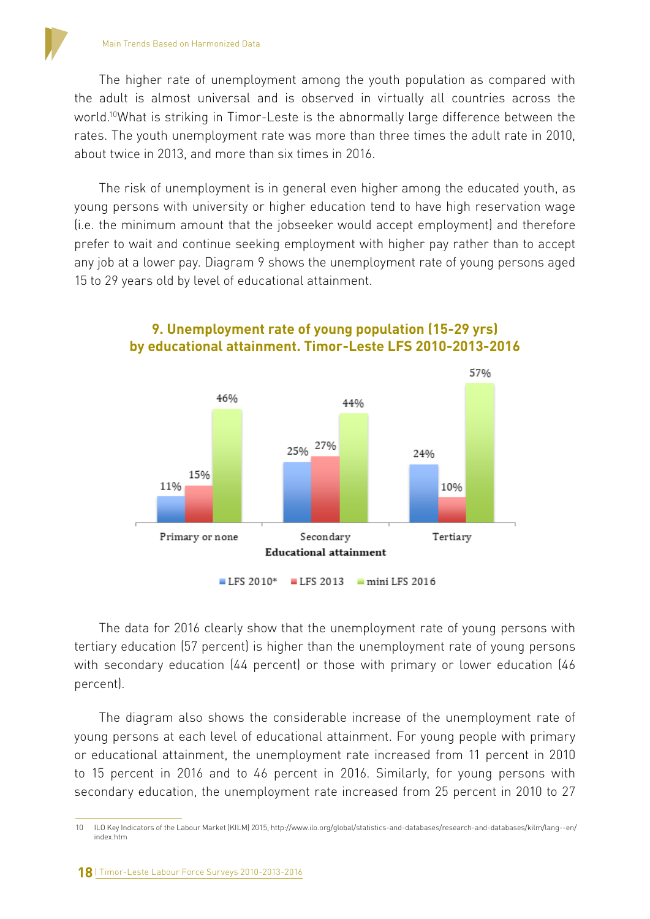The higher rate of unemployment among the youth population as compared with the adult is almost universal and is observed in virtually all countries across the world.[10] What is striking in Timor-Leste is the abnormally large difference between the rates. The youth unemployment rate was more than three times the adult rate in 2010, about twice in 2013, and more than six times in 2016.

The risk of unemployment is in general even higher among the educated youth, as young persons with university or higher education tend to have high reservation wage (i.e. the minimum amount that the jobseeker would accept employment) and therefore prefer to wait and continue seeking employment with higher pay rather than to accept any job at a lower pay. Diagram 9 shows the unemployment rate of young persons aged 15 to 29 years old by level of educational attainment.

**9. Unemployment rate of young population (15-29 yrs) by educational attainment. Timor-Leste LFS 2010-2013-2016**

| Educational attainment | LFS 2010* | LFS 2013 | mini LFS 2016 |
|---|---|---|---|
| Primary or none | 11% | 15% | 46% |
| Secondary | 25% | 27% | 44% |
| Tertiary | 24% | 10% | 57% |

The data for 2016 clearly show that the unemployment rate of young persons with tertiary education (57 percent) is higher than the unemployment rate of young persons with secondary education (44 percent) or those with primary or lower education (46 percent).

The diagram also shows the considerable increase of the unemployment rate of young persons at each level of educational attainment. For young people with primary or educational attainment, the unemployment rate increased from 11 percent in 2010 to 15 percent in 2016 and to 46 percent in 2016. Similarly, for young persons with secondary education, the unemployment rate increased from 25 percent in 2010 to 27

---

10 ILO Key Indicators of the Labour Market (KILM) 2015, http://www.ilo.org/global/statistics-and-databases/research-and-databases/kilm/lang--en/index.htm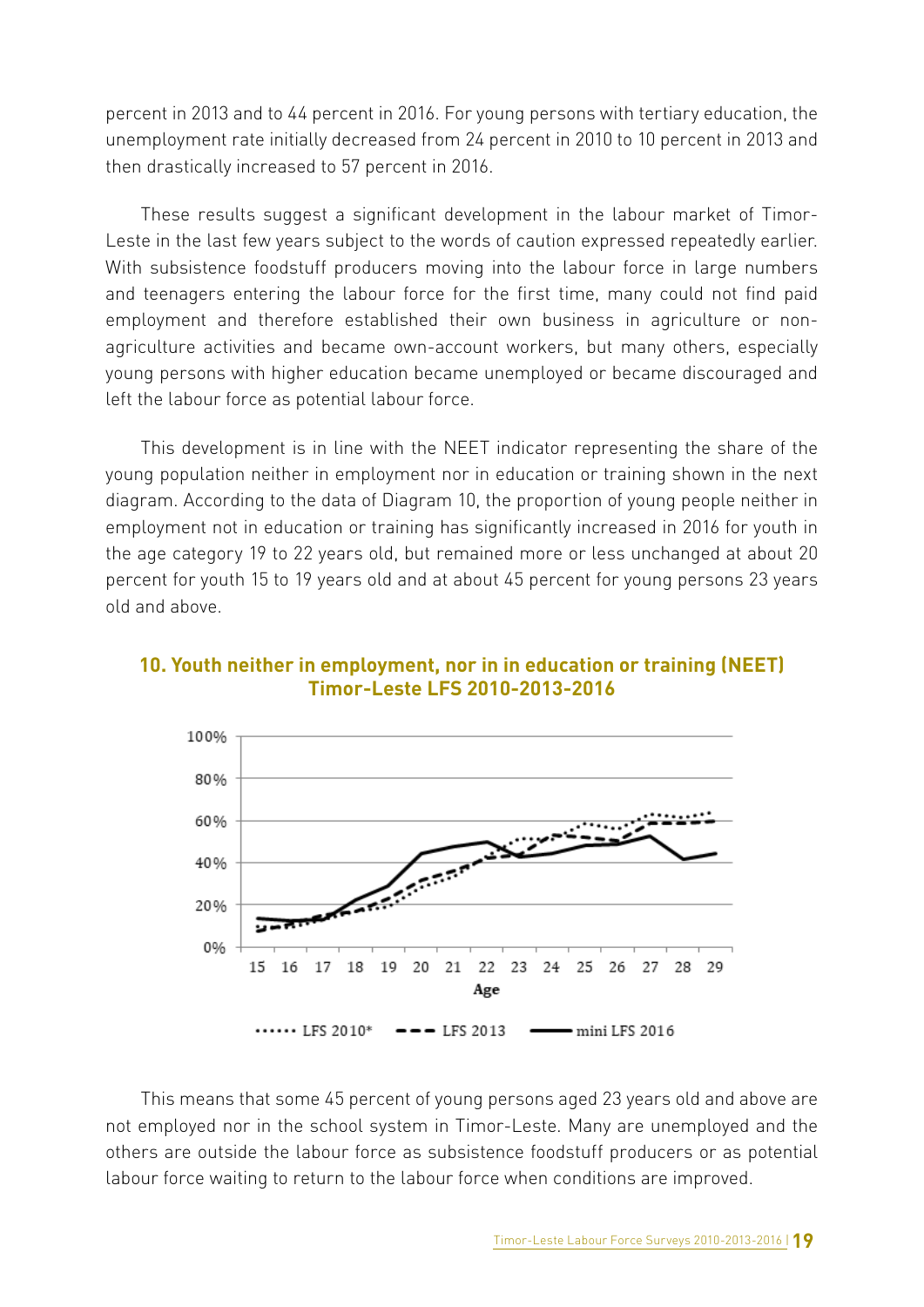percent in 2013 and to 44 percent in 2016. For young persons with tertiary education, the unemployment rate initially decreased from 24 percent in 2010 to 10 percent in 2013 and then drastically increased to 57 percent in 2016.

These results suggest a significant development in the labour market of Timor-Leste in the last few years subject to the words of caution expressed repeatedly earlier. With subsistence foodstuff producers moving into the labour force in large numbers and teenagers entering the labour force for the first time, many could not find paid employment and therefore established their own business in agriculture or non-agriculture activities and became own-account workers, but many others, especially young persons with higher education became unemployed or became discouraged and left the labour force as potential labour force.

This development is in line with the NEET indicator representing the share of the young population neither in employment nor in education or training shown in the next diagram. According to the data of Diagram 10, the proportion of young people neither in employment not in education or training has significantly increased in 2016 for youth in the age category 19 to 22 years old, but remained more or less unchanged at about 20 percent for youth 15 to 19 years old and at about 45 percent for young persons 23 years old and above.

## 10. Youth neither in employment, nor in in education or training (NEET) Timor-Leste LFS 2010-2013-2016

This means that some 45 percent of young persons aged 23 years old and above are not employed nor in the school system in Timor-Leste. Many are unemployed and the others are outside the labour force as subsistence foodstuff producers or as potential labour force waiting to return to the labour force when conditions are improved.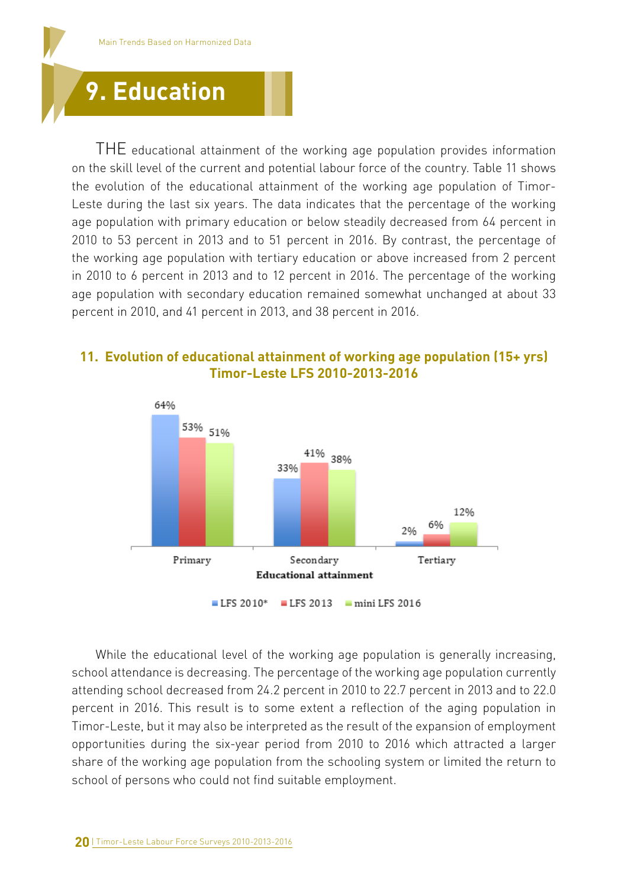# 9. Education

THE educational attainment of the working age population provides information on the skill level of the current and potential labour force of the country. Table 11 shows the evolution of the educational attainment of the working age population of Timor-Leste during the last six years. The data indicates that the percentage of the working age population with primary education or below steadily decreased from 64 percent in 2010 to 53 percent in 2013 and to 51 percent in 2016. By contrast, the percentage of the working age population with tertiary education or above increased from 2 percent in 2010 to 6 percent in 2013 and to 12 percent in 2016. The percentage of the working age population with secondary education remained somewhat unchanged at about 33 percent in 2010, and 41 percent in 2013, and 38 percent in 2016.

**11. Evolution of educational attainment of working age population (15+ yrs) Timor-Leste LFS 2010-2013-2016**

| Educational attainment | LFS 2010* | LFS 2013 | mini LFS 2016 |
|---|---|---|---|
| Primary | 64% | 53% | 51% |
| Secondary | 33% | 41% | 38% |
| Tertiary | 2% | 6% | 12% |

While the educational level of the working age population is generally increasing, school attendance is decreasing. The percentage of the working age population currently attending school decreased from 24.2 percent in 2010 to 22.7 percent in 2013 and to 22.0 percent in 2016. This result is to some extent a reflection of the aging population in Timor-Leste, but it may also be interpreted as the result of the expansion of employment opportunities during the six-year period from 2010 to 2016 which attracted a larger share of the working age population from the schooling system or limited the return to school of persons who could not find suitable employment.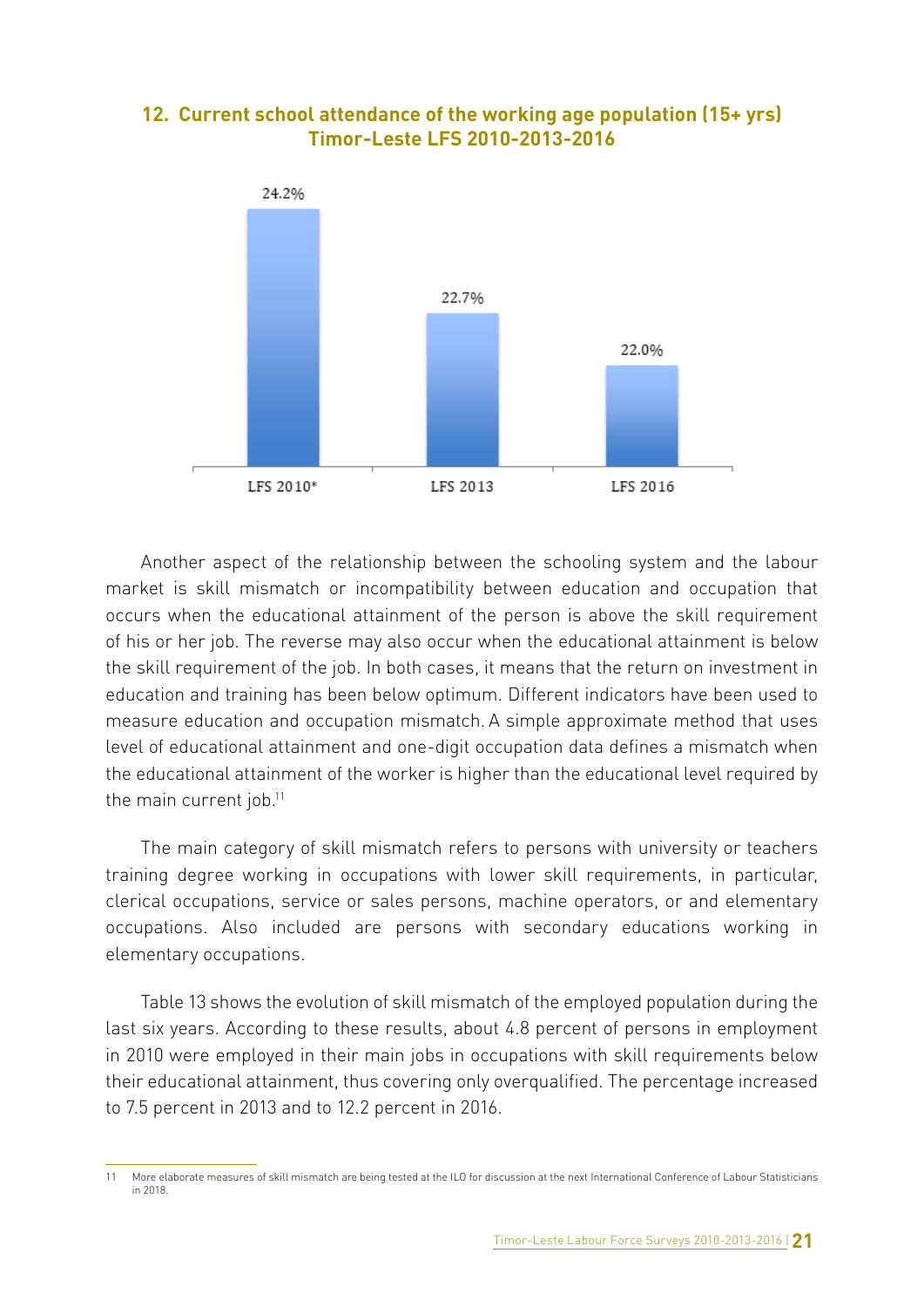### 12. Current school attendance of the working age population (15+ yrs) Timor-Leste LFS 2010-2013-2016

| | LFS 2010* | LFS 2013 | LFS 2016 |
|---|---|---|---|
| Current school attendance | 24.2% | 22.7% | 22.0% |

Another aspect of the relationship between the schooling system and the labour market is skill mismatch or incompatibility between education and occupation that occurs when the educational attainment of the person is above the skill requirement of his or her job. The reverse may also occur when the educational attainment is below the skill requirement of the job. In both cases, it means that the return on investment in education and training has been below optimum. Different indicators have been used to measure education and occupation mismatch. A simple approximate method that uses level of educational attainment and one-digit occupation data defines a mismatch when the educational attainment of the worker is higher than the educational level required by the main current job.[11]

The main category of skill mismatch refers to persons with university or teachers training degree working in occupations with lower skill requirements, in particular, clerical occupations, service or sales persons, machine operators, or and elementary occupations. Also included are persons with secondary educations working in elementary occupations.

Table 13 shows the evolution of skill mismatch of the employed population during the last six years. According to these results, about 4.8 percent of persons in employment in 2010 were employed in their main jobs in occupations with skill requirements below their educational attainment, thus covering only overqualified. The percentage increased to 7.5 percent in 2013 and to 12.2 percent in 2016.

11 More elaborate measures of skill mismatch are being tested at the ILO for discussion at the next International Conference of Labour Statisticians in 2018.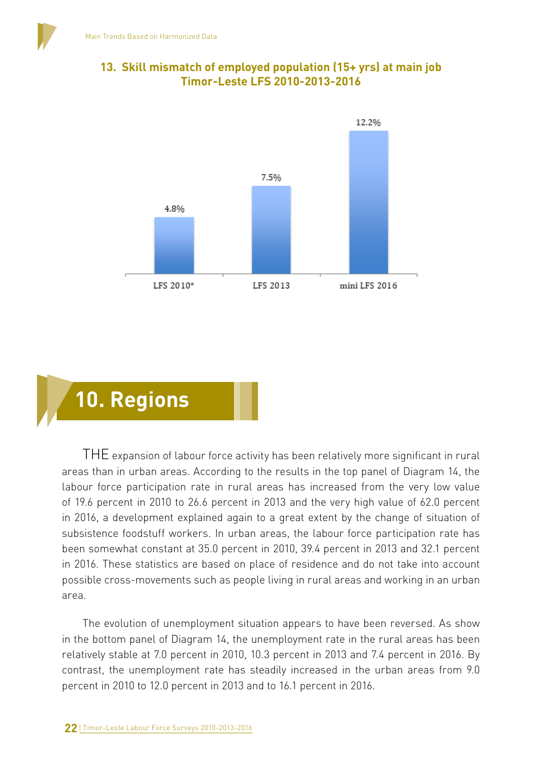**13. Skill mismatch of employed population (15+ yrs) at main job Timor-Leste LFS 2010-2013-2016**

| | LFS 2010* | LFS 2013 | mini LFS 2016 |
|---|---|---|---|
| Skill mismatch | 4.8% | 7.5% | 12.2% |

# 10. Regions

THE expansion of labour force activity has been relatively more significant in rural areas than in urban areas. According to the results in the top panel of Diagram 14, the labour force participation rate in rural areas has increased from the very low value of 19.6 percent in 2010 to 26.6 percent in 2013 and the very high value of 62.0 percent in 2016, a development explained again to a great extent by the change of situation of subsistence foodstuff workers. In urban areas, the labour force participation rate has been somewhat constant at 35.0 percent in 2010, 39.4 percent in 2013 and 32.1 percent in 2016. These statistics are based on place of residence and do not take into account possible cross-movements such as people living in rural areas and working in an urban area.

The evolution of unemployment situation appears to have been reversed. As show in the bottom panel of Diagram 14, the unemployment rate in the rural areas has been relatively stable at 7.0 percent in 2010, 10.3 percent in 2013 and 7.4 percent in 2016. By contrast, the unemployment rate has steadily increased in the urban areas from 9.0 percent in 2010 to 12.0 percent in 2013 and to 16.1 percent in 2016.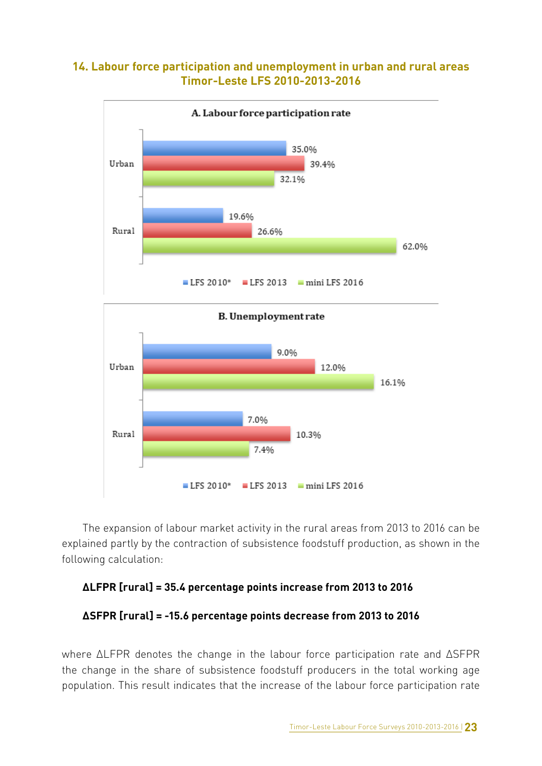## 14. Labour force participation and unemployment in urban and rural areas Timor-Leste LFS 2010-2013-2016

**A. Labour force participation rate**

| | LFS 2010* | LFS 2013 | mini LFS 2016 |
|---|---|---|---|
| Urban | 35.0% | 39.4% | 32.1% |
| Rural | 19.6% | 26.6% | 62.0% |

**B. Unemployment rate**

| | LFS 2010* | LFS 2013 | mini LFS 2016 |
|---|---|---|---|
| Urban | 9.0% | 12.0% | 16.1% |
| Rural | 7.0% | 10.3% | 7.4% |

The expansion of labour market activity in the rural areas from 2013 to 2016 can be explained partly by the contraction of subsistence foodstuff production, as shown in the following calculation:

**ΔLFPR [rural] = 35.4 percentage points increase from 2013 to 2016**

**ΔSFPR [rural] = -15.6 percentage points decrease from 2013 to 2016**

where ΔLFPR denotes the change in the labour force participation rate and ΔSFPR the change in the share of subsistence foodstuff producers in the total working age population. This result indicates that the increase of the labour force participation rate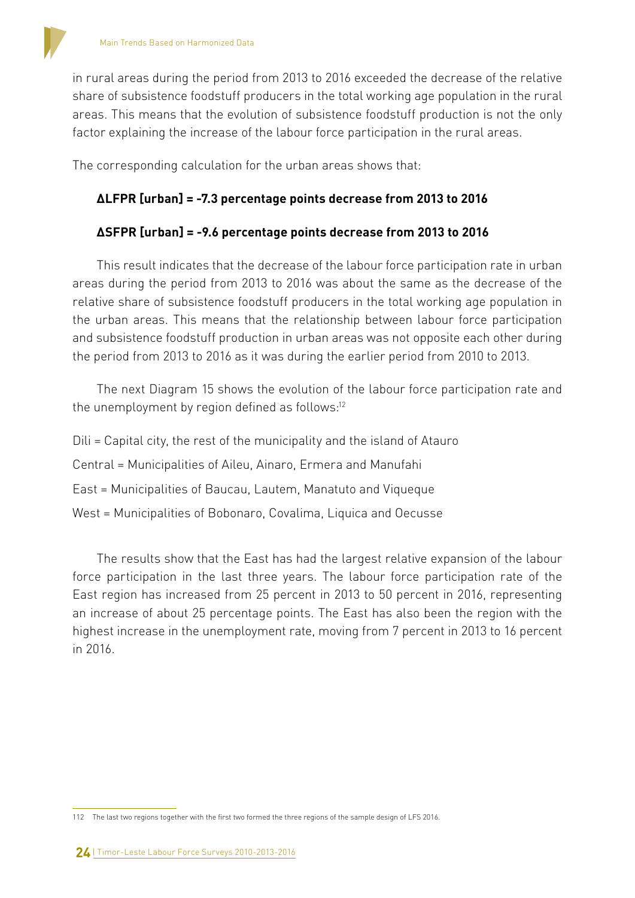in rural areas during the period from 2013 to 2016 exceeded the decrease of the relative share of subsistence foodstuff producers in the total working age population in the rural areas. This means that the evolution of subsistence foodstuff production is not the only factor explaining the increase of the labour force participation in the rural areas.

The corresponding calculation for the urban areas shows that:

**ΔLFPR [urban] = -7.3 percentage points decrease from 2013 to 2016**

**ΔSFPR [urban] = -9.6 percentage points decrease from 2013 to 2016**

This result indicates that the decrease of the labour force participation rate in urban areas during the period from 2013 to 2016 was about the same as the decrease of the relative share of subsistence foodstuff producers in the total working age population in the urban areas. This means that the relationship between labour force participation and subsistence foodstuff production in urban areas was not opposite each other during the period from 2013 to 2016 as it was during the earlier period from 2010 to 2013.

The next Diagram 15 shows the evolution of the labour force participation rate and the unemployment by region defined as follows:[12]

Dili = Capital city, the rest of the municipality and the island of Atauro

Central = Municipalities of Aileu, Ainaro, Ermera and Manufahi

East = Municipalities of Baucau, Lautem, Manatuto and Viqueque

West = Municipalities of Bobonaro, Covalima, Liquica and Oecusse

The results show that the East has had the largest relative expansion of the labour force participation in the last three years. The labour force participation rate of the East region has increased from 25 percent in 2013 to 50 percent in 2016, representing an increase of about 25 percentage points. The East has also been the region with the highest increase in the unemployment rate, moving from 7 percent in 2013 to 16 percent in 2016.

112 The last two regions together with the first two formed the three regions of the sample design of LFS 2016.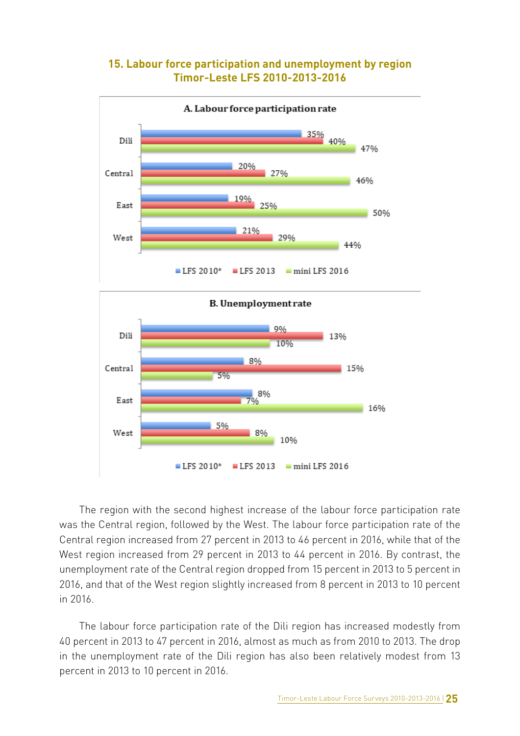**15. Labour force participation and unemployment by region Timor-Leste LFS 2010-2013-2016**

**A. Labour force participation rate**

| Region | LFS 2010* | LFS 2013 | mini LFS 2016 |
|---|---|---|---|
| Dili | 35% | 40% | 47% |
| Central | 20% | 27% | 46% |
| East | 19% | 25% | 50% |
| West | 21% | 29% | 44% |

**B. Unemployment rate**

| Region | LFS 2010* | LFS 2013 | mini LFS 2016 |
|---|---|---|---|
| Dili | 9% | 13% | 10% |
| Central | 8% | 15% | 5% |
| East | 8% | 7% | 16% |
| West | 5% | 8% | 10% |

The region with the second highest increase of the labour force participation rate was the Central region, followed by the West. The labour force participation rate of the Central region increased from 27 percent in 2013 to 46 percent in 2016, while that of the West region increased from 29 percent in 2013 to 44 percent in 2016. By contrast, the unemployment rate of the Central region dropped from 15 percent in 2013 to 5 percent in 2016, and that of the West region slightly increased from 8 percent in 2013 to 10 percent in 2016.

The labour force participation rate of the Dili region has increased modestly from 40 percent in 2013 to 47 percent in 2016, almost as much as from 2010 to 2013. The drop in the unemployment rate of the Dili region has also been relatively modest from 13 percent in 2013 to 10 percent in 2016.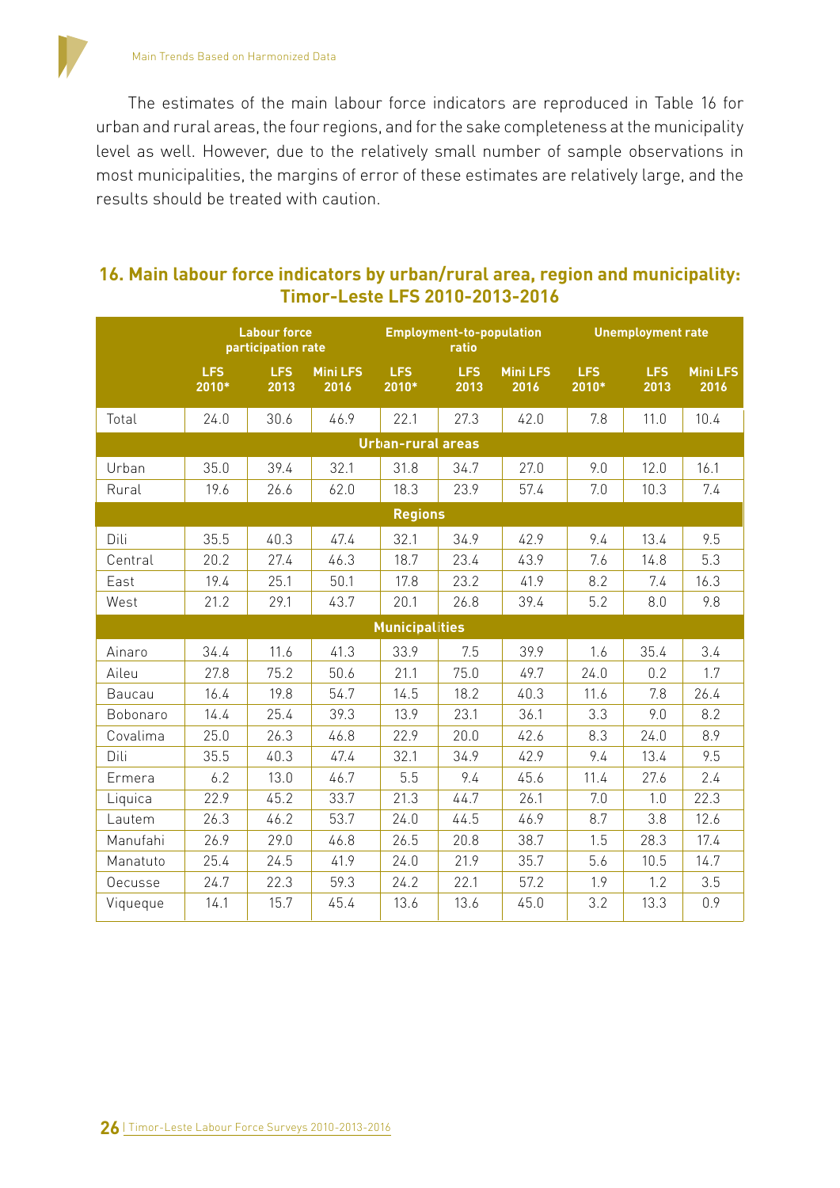The estimates of the main labour force indicators are reproduced in Table 16 for urban and rural areas, the four regions, and for the sake completeness at the municipality level as well. However, due to the relatively small number of sample observations in most municipalities, the margins of error of these estimates are relatively large, and the results should be treated with caution.

## 16. Main labour force indicators by urban/rural area, region and municipality: Timor-Leste LFS 2010-2013-2016

| | Labour force participation rate | | | Employment-to-population ratio | | | Unemployment rate | | |
|---|---|---|---|---|---|---|---|---|---|
| | LFS 2010* | LFS 2013 | Mini LFS 2016 | LFS 2010* | LFS 2013 | Mini LFS 2016 | LFS 2010* | LFS 2013 | Mini LFS 2016 |
| Total | 24.0 | 30.6 | 46.9 | 22.1 | 27.3 | 42.0 | 7.8 | 11.0 | 10.4 |
| **Urban-rural areas** | | | | | | | | | |
| Urban | 35.0 | 39.4 | 32.1 | 31.8 | 34.7 | 27.0 | 9.0 | 12.0 | 16.1 |
| Rural | 19.6 | 26.6 | 62.0 | 18.3 | 23.9 | 57.4 | 7.0 | 10.3 | 7.4 |
| **Regions** | | | | | | | | | |
| Dili | 35.5 | 40.3 | 47.4 | 32.1 | 34.9 | 42.9 | 9.4 | 13.4 | 9.5 |
| Central | 20.2 | 27.4 | 46.3 | 18.7 | 23.4 | 43.9 | 7.6 | 14.8 | 5.3 |
| East | 19.4 | 25.1 | 50.1 | 17.8 | 23.2 | 41.9 | 8.2 | 7.4 | 16.3 |
| West | 21.2 | 29.1 | 43.7 | 20.1 | 26.8 | 39.4 | 5.2 | 8.0 | 9.8 |
| **Municipalities** | | | | | | | | | |
| Ainaro | 34.4 | 11.6 | 41.3 | 33.9 | 7.5 | 39.9 | 1.6 | 35.4 | 3.4 |
| Aileu | 27.8 | 75.2 | 50.6 | 21.1 | 75.0 | 49.7 | 24.0 | 0.2 | 1.7 |
| Baucau | 16.4 | 19.8 | 54.7 | 14.5 | 18.2 | 40.3 | 11.6 | 7.8 | 26.4 |
| Bobonaro | 14.4 | 25.4 | 39.3 | 13.9 | 23.1 | 36.1 | 3.3 | 9.0 | 8.2 |
| Covalima | 25.0 | 26.3 | 46.8 | 22.9 | 20.0 | 42.6 | 8.3 | 24.0 | 8.9 |
| Dili | 35.5 | 40.3 | 47.4 | 32.1 | 34.9 | 42.9 | 9.4 | 13.4 | 9.5 |
| Ermera | 6.2 | 13.0 | 46.7 | 5.5 | 9.4 | 45.6 | 11.4 | 27.6 | 2.4 |
| Liquica | 22.9 | 45.2 | 33.7 | 21.3 | 44.7 | 26.1 | 7.0 | 1.0 | 22.3 |
| Lautem | 26.3 | 46.2 | 53.7 | 24.0 | 44.5 | 46.9 | 8.7 | 3.8 | 12.6 |
| Manufahi | 26.9 | 29.0 | 46.8 | 26.5 | 20.8 | 38.7 | 1.5 | 28.3 | 17.4 |
| Manatuto | 25.4 | 24.5 | 41.9 | 24.0 | 21.9 | 35.7 | 5.6 | 10.5 | 14.7 |
| Oecusse | 24.7 | 22.3 | 59.3 | 24.2 | 22.1 | 57.2 | 1.9 | 1.2 | 3.5 |
| Viqueque | 14.1 | 15.7 | 45.4 | 13.6 | 13.6 | 45.0 | 3.2 | 13.3 | 0.9 |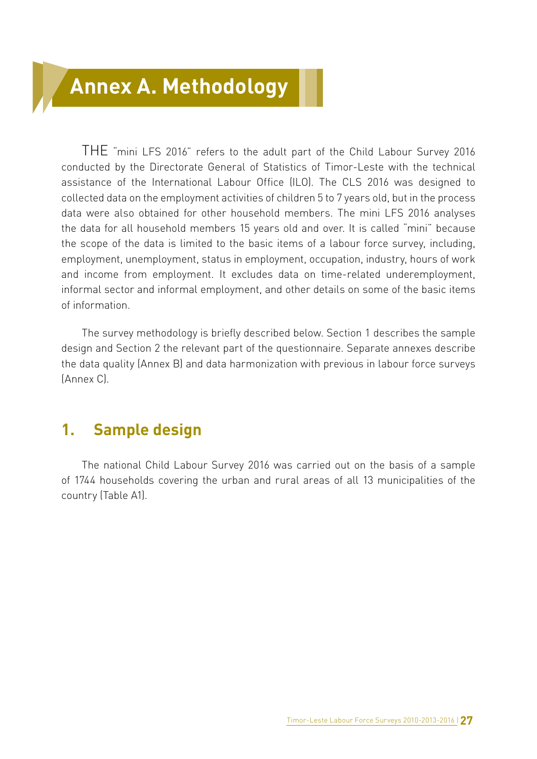# Annex A. Methodology

THE "mini LFS 2016" refers to the adult part of the Child Labour Survey 2016 conducted by the Directorate General of Statistics of Timor-Leste with the technical assistance of the International Labour Office (ILO). The CLS 2016 was designed to collected data on the employment activities of children 5 to 7 years old, but in the process data were also obtained for other household members. The mini LFS 2016 analyses the data for all household members 15 years old and over. It is called "mini" because the scope of the data is limited to the basic items of a labour force survey, including, employment, unemployment, status in employment, occupation, industry, hours of work and income from employment. It excludes data on time-related underemployment, informal sector and informal employment, and other details on some of the basic items of information.

The survey methodology is briefly described below. Section 1 describes the sample design and Section 2 the relevant part of the questionnaire. Separate annexes describe the data quality (Annex B) and data harmonization with previous in labour force surveys (Annex C).

## 1. Sample design

The national Child Labour Survey 2016 was carried out on the basis of a sample of 1744 households covering the urban and rural areas of all 13 municipalities of the country (Table A1).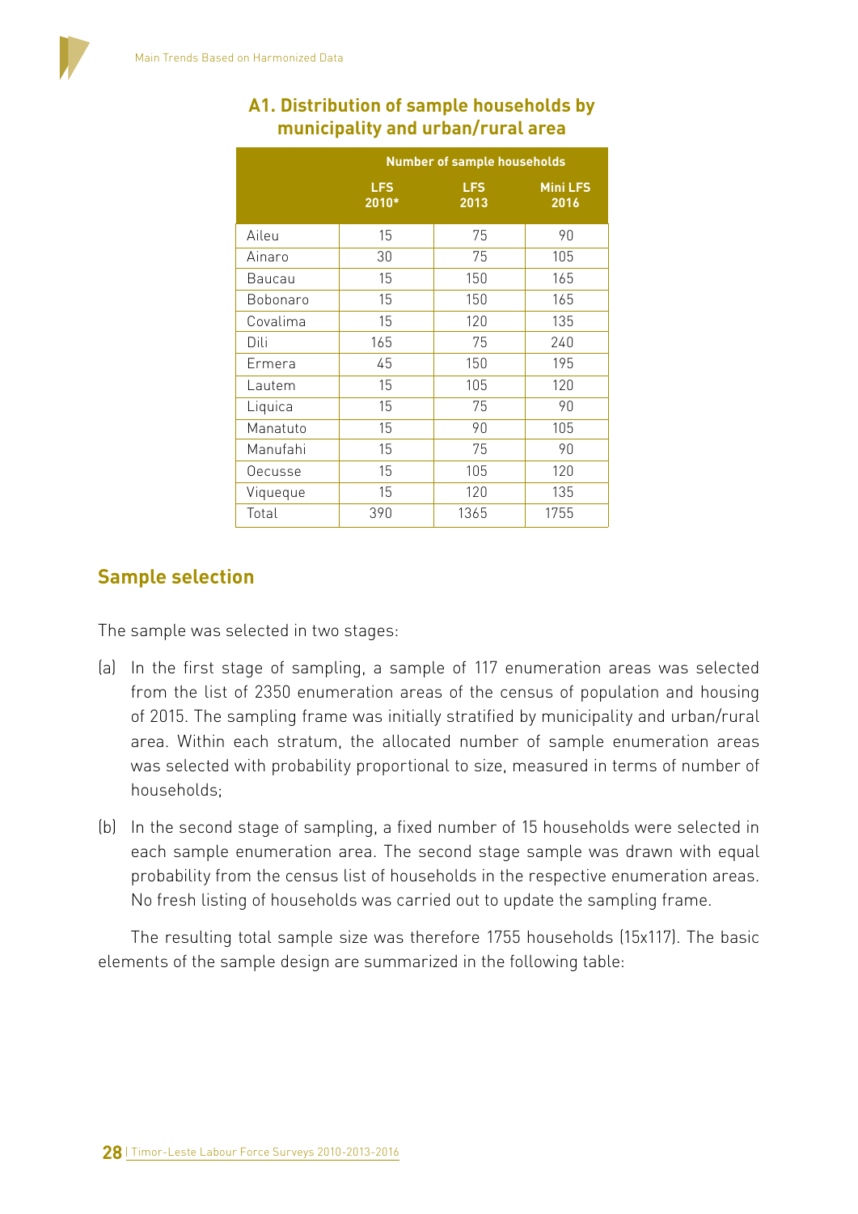## A1. Distribution of sample households by municipality and urban/rural area

| | Number of sample households | | |
|---|---|---|---|
| | LFS 2010* | LFS 2013 | Mini LFS 2016 |
| Aileu | 15 | 75 | 90 |
| Ainaro | 30 | 75 | 105 |
| Baucau | 15 | 150 | 165 |
| Bobonaro | 15 | 150 | 165 |
| Covalima | 15 | 120 | 135 |
| Dili | 165 | 75 | 240 |
| Ermera | 45 | 150 | 195 |
| Lautem | 15 | 105 | 120 |
| Liquica | 15 | 75 | 90 |
| Manatuto | 15 | 90 | 105 |
| Manufahi | 15 | 75 | 90 |
| Oecusse | 15 | 105 | 120 |
| Viqueque | 15 | 120 | 135 |
| Total | 390 | 1365 | 1755 |

## Sample selection

The sample was selected in two stages:

(a) In the first stage of sampling, a sample of 117 enumeration areas was selected from the list of 2350 enumeration areas of the census of population and housing of 2015. The sampling frame was initially stratified by municipality and urban/rural area. Within each stratum, the allocated number of sample enumeration areas was selected with probability proportional to size, measured in terms of number of households;

(b) In the second stage of sampling, a fixed number of 15 households were selected in each sample enumeration area. The second stage sample was drawn with equal probability from the census list of households in the respective enumeration areas. No fresh listing of households was carried out to update the sampling frame.

The resulting total sample size was therefore 1755 households (15x117). The basic elements of the sample design are summarized in the following table: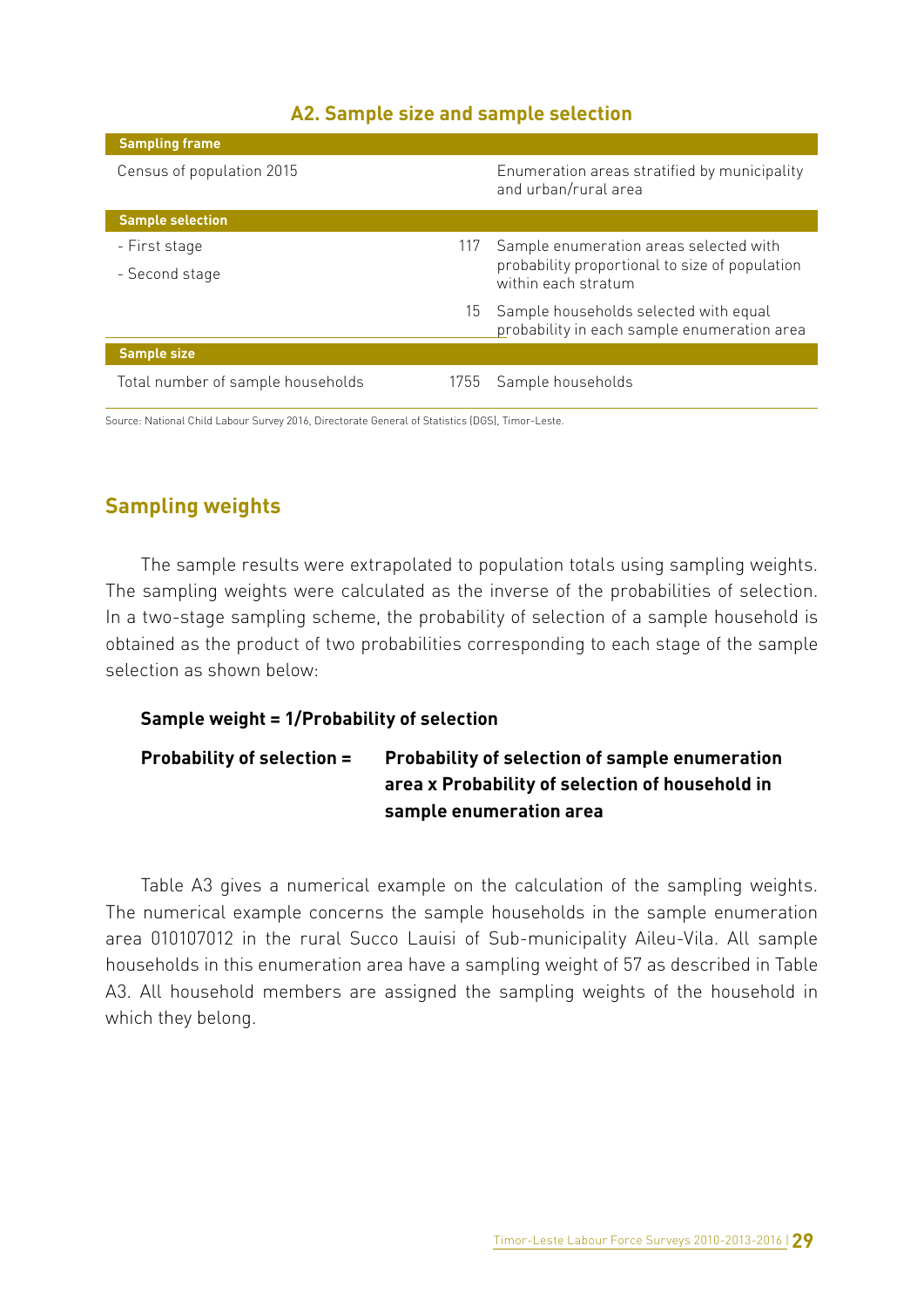## A2. Sample size and sample selection

| | | |
|---|---|---|
| **Sampling frame** | | |
| Census of population 2015 | | Enumeration areas stratified by municipality and urban/rural area |
| **Sample selection** | | |
| - First stage | 117 | Sample enumeration areas selected with probability proportional to size of population within each stratum |
| - Second stage | 15 | Sample households selected with equal probability in each sample enumeration area |
| **Sample size** | | |
| Total number of sample households | 1755 | Sample households |

Source: National Child Labour Survey 2016, Directorate General of Statistics (DGS), Timor-Leste.

## Sampling weights

The sample results were extrapolated to population totals using sampling weights. The sampling weights were calculated as the inverse of the probabilities of selection. In a two-stage sampling scheme, the probability of selection of a sample household is obtained as the product of two probabilities corresponding to each stage of the sample selection as shown below:

**Sample weight = 1/Probability of selection**

**Probability of selection =** **Probability of selection of sample enumeration area x Probability of selection of household in sample enumeration area**

Table A3 gives a numerical example on the calculation of the sampling weights. The numerical example concerns the sample households in the sample enumeration area 010107012 in the rural Succo Lauisi of Sub-municipality Aileu-Vila. All sample households in this enumeration area have a sampling weight of 57 as described in Table A3. All household members are assigned the sampling weights of the household in which they belong.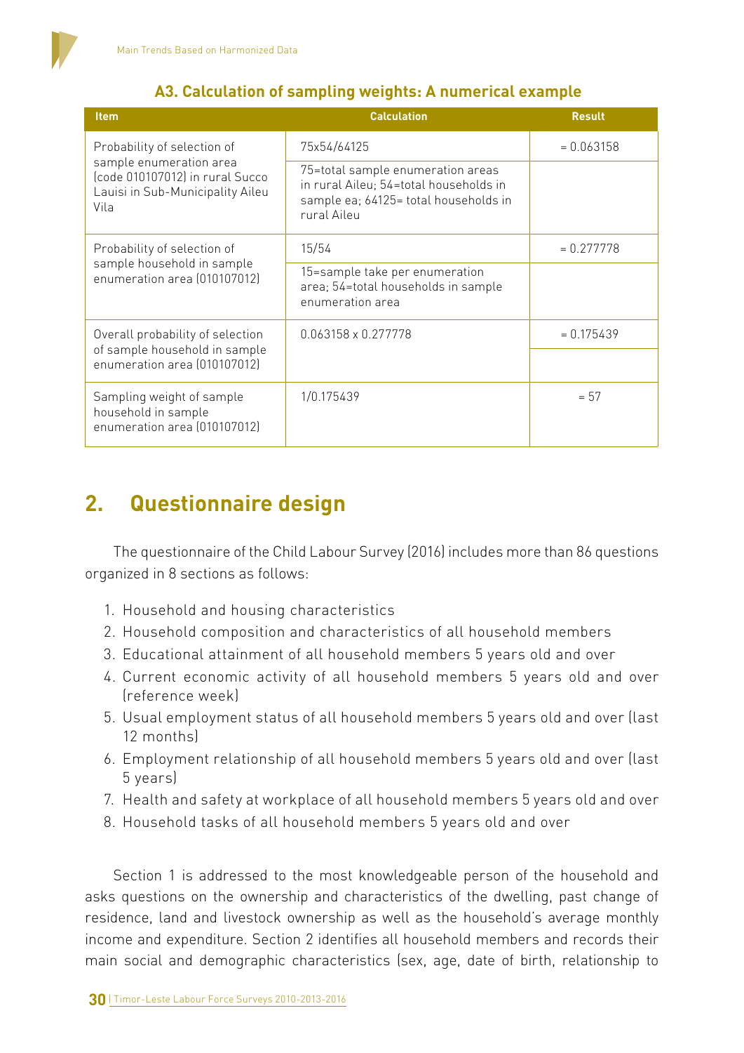### A3. Calculation of sampling weights: A numerical example

| Item | Calculation | Result |
|---|---|---|
| Probability of selection of sample enumeration area (code 010107012) in rural Succo Lauisi in Sub-Municipality Aileu Vila | 75x54/64125 | = 0.063158 |
| | 75=total sample enumeration areas in rural Aileu; 54=total households in sample ea; 64125= total households in rural Aileu | |
| Probability of selection of sample household in sample enumeration area (010107012) | 15/54 | = 0.277778 |
| | 15=sample take per enumeration area; 54=total households in sample enumeration area | |
| Overall probability of selection of sample household in sample enumeration area (010107012) | 0.063158 x 0.277778 | = 0.175439 |
| Sampling weight of sample household in sample enumeration area (010107012) | 1/0.175439 | = 57 |

## 2. Questionnaire design

The questionnaire of the Child Labour Survey (2016) includes more than 86 questions organized in 8 sections as follows:

1. Household and housing characteristics
2. Household composition and characteristics of all household members
3. Educational attainment of all household members 5 years old and over
4. Current economic activity of all household members 5 years old and over (reference week)
5. Usual employment status of all household members 5 years old and over (last 12 months)
6. Employment relationship of all household members 5 years old and over (last 5 years)
7. Health and safety at workplace of all household members 5 years old and over
8. Household tasks of all household members 5 years old and over

Section 1 is addressed to the most knowledgeable person of the household and asks questions on the ownership and characteristics of the dwelling, past change of residence, land and livestock ownership as well as the household's average monthly income and expenditure. Section 2 identifies all household members and records their main social and demographic characteristics (sex, age, date of birth, relationship to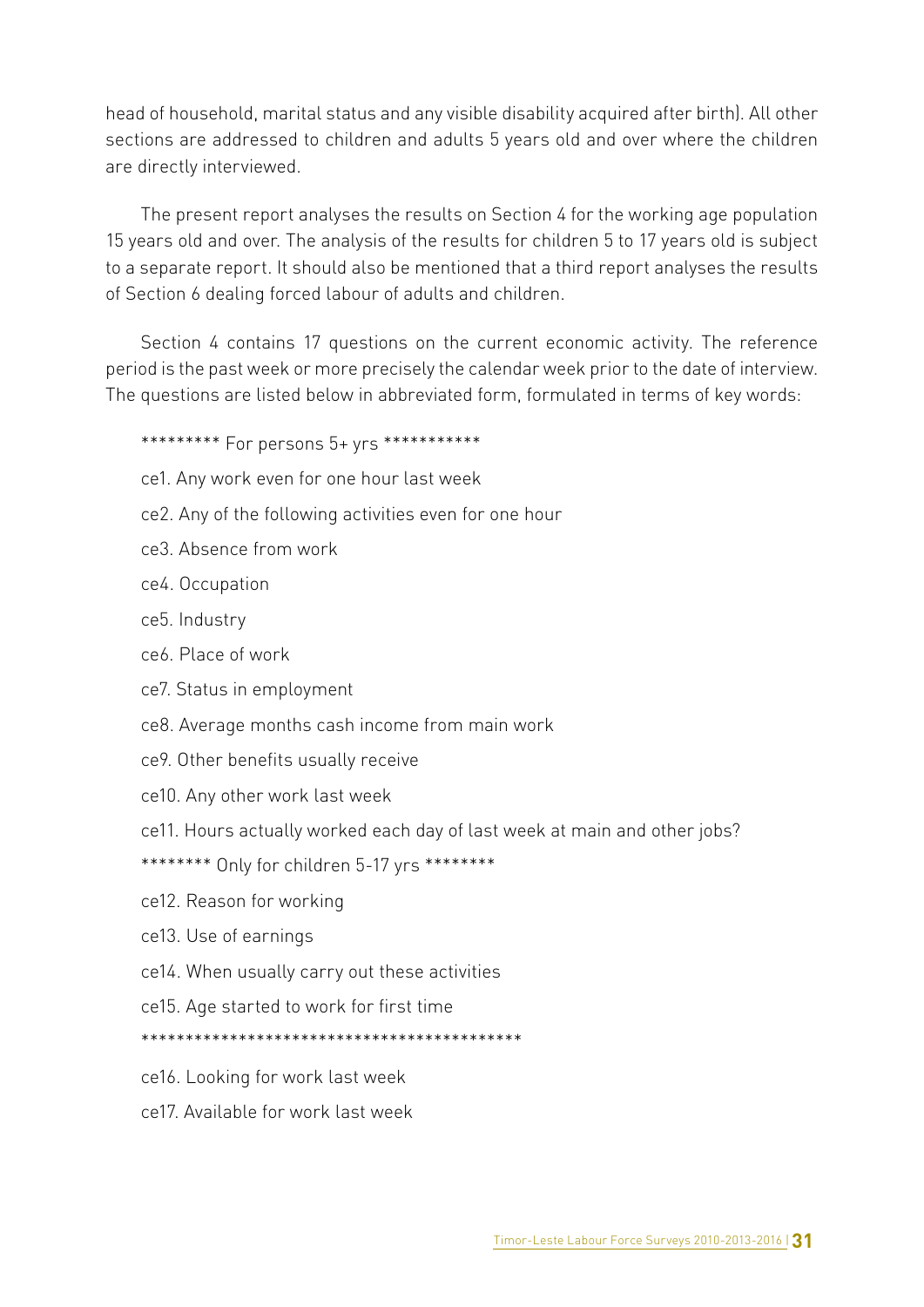head of household, marital status and any visible disability acquired after birth). All other sections are addressed to children and adults 5 years old and over where the children are directly interviewed.

The present report analyses the results on Section 4 for the working age population 15 years old and over. The analysis of the results for children 5 to 17 years old is subject to a separate report. It should also be mentioned that a third report analyses the results of Section 6 dealing forced labour of adults and children.

Section 4 contains 17 questions on the current economic activity. The reference period is the past week or more precisely the calendar week prior to the date of interview. The questions are listed below in abbreviated form, formulated in terms of key words:

********* For persons 5+ yrs ***********

ce1. Any work even for one hour last week

ce2. Any of the following activities even for one hour

ce3. Absence from work

ce4. Occupation

ce5. Industry

ce6. Place of work

ce7. Status in employment

ce8. Average months cash income from main work

ce9. Other benefits usually receive

ce10. Any other work last week

ce11. Hours actually worked each day of last week at main and other jobs?

******** Only for children 5-17 yrs ********

ce12. Reason for working

ce13. Use of earnings

ce14. When usually carry out these activities

ce15. Age started to work for first time

*******************************************

ce16. Looking for work last week

ce17. Available for work last week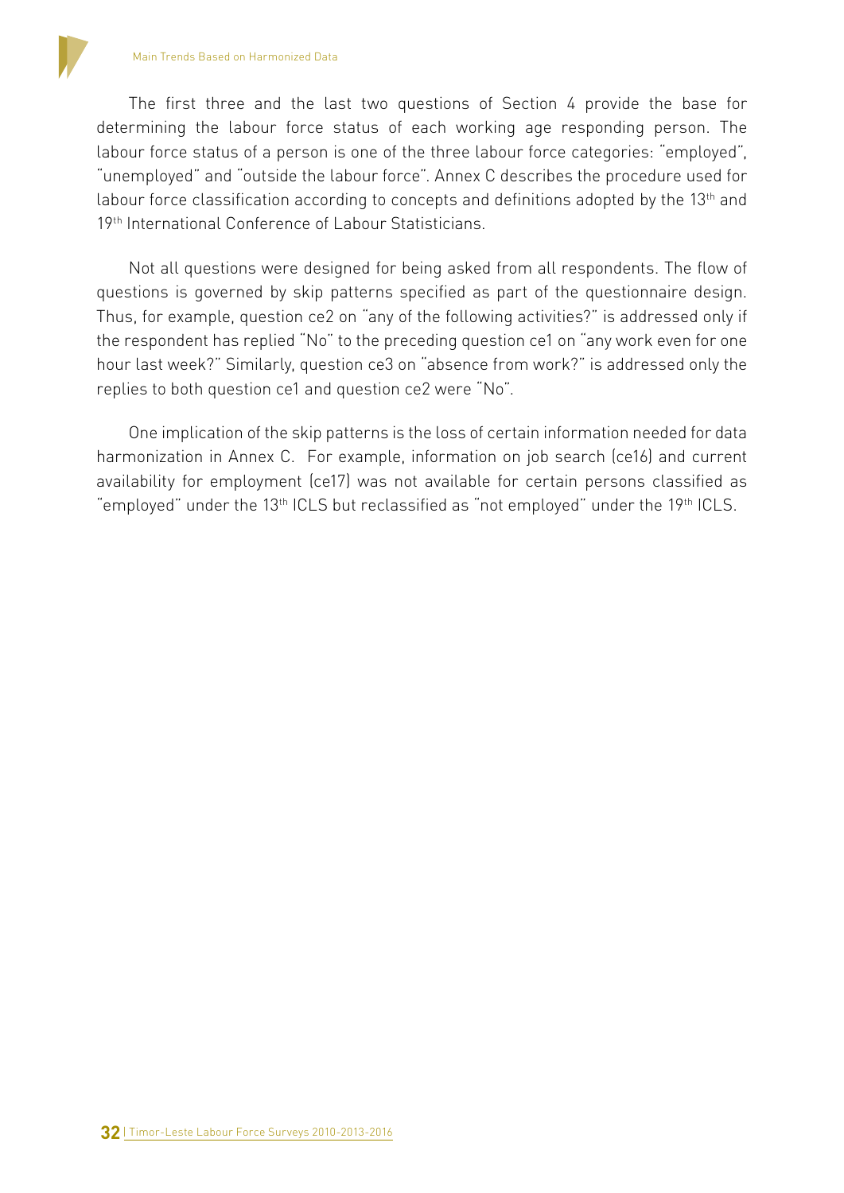The first three and the last two questions of Section 4 provide the base for determining the labour force status of each working age responding person. The labour force status of a person is one of the three labour force categories: "employed", "unemployed" and "outside the labour force". Annex C describes the procedure used for labour force classification according to concepts and definitions adopted by the 13th and 19th International Conference of Labour Statisticians.

Not all questions were designed for being asked from all respondents. The flow of questions is governed by skip patterns specified as part of the questionnaire design. Thus, for example, question ce2 on "any of the following activities?" is addressed only if the respondent has replied "No" to the preceding question ce1 on "any work even for one hour last week?" Similarly, question ce3 on "absence from work?" is addressed only the replies to both question ce1 and question ce2 were "No".

One implication of the skip patterns is the loss of certain information needed for data harmonization in Annex C. For example, information on job search (ce16) and current availability for employment (ce17) was not available for certain persons classified as "employed" under the 13th ICLS but reclassified as "not employed" under the 19th ICLS.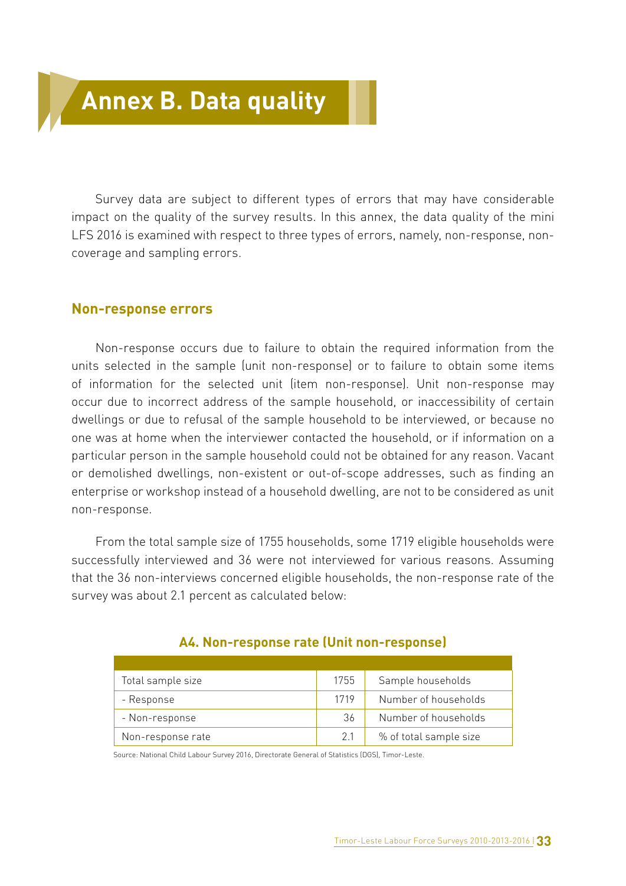# Annex B. Data quality

Survey data are subject to different types of errors that may have considerable impact on the quality of the survey results. In this annex, the data quality of the mini LFS 2016 is examined with respect to three types of errors, namely, non-response, non-coverage and sampling errors.

## Non-response errors

Non-response occurs due to failure to obtain the required information from the units selected in the sample (unit non-response) or to failure to obtain some items of information for the selected unit (item non-response). Unit non-response may occur due to incorrect address of the sample household, or inaccessibility of certain dwellings or due to refusal of the sample household to be interviewed, or because no one was at home when the interviewer contacted the household, or if information on a particular person in the sample household could not be obtained for any reason. Vacant or demolished dwellings, non-existent or out-of-scope addresses, such as finding an enterprise or workshop instead of a household dwelling, are not to be considered as unit non-response.

From the total sample size of 1755 households, some 1719 eligible households were successfully interviewed and 36 were not interviewed for various reasons. Assuming that the 36 non-interviews concerned eligible households, the non-response rate of the survey was about 2.1 percent as calculated below:

**A4. Non-response rate (Unit non-response)**

| | | |
|---|---|---|
| Total sample size | 1755 | Sample households |
| - Response | 1719 | Number of households |
| - Non-response | 36 | Number of households |
| Non-response rate | 2.1 | % of total sample size |

Source: National Child Labour Survey 2016, Directorate General of Statistics (DGS), Timor-Leste.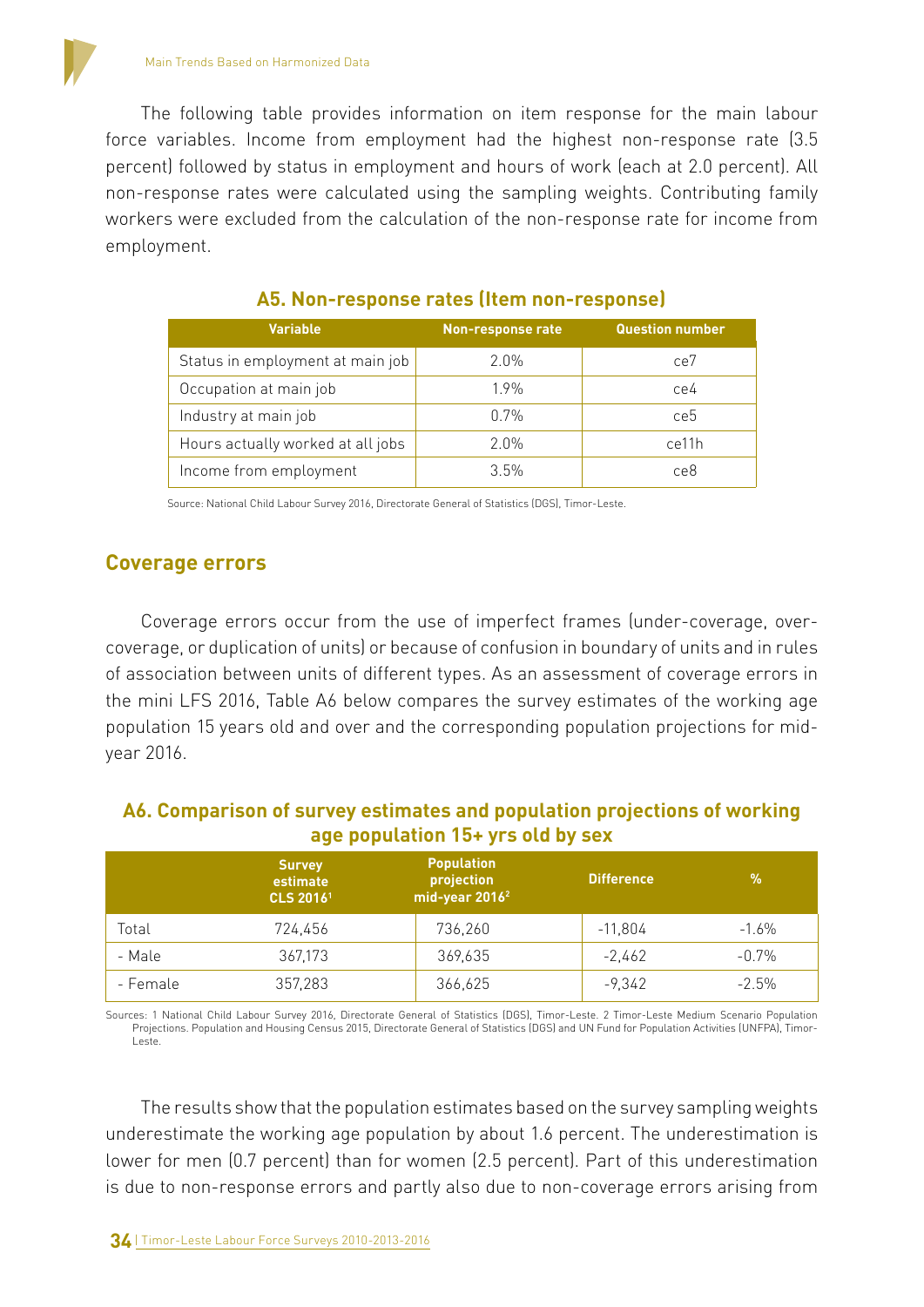The following table provides information on item response for the main labour force variables. Income from employment had the highest non-response rate (3.5 percent) followed by status in employment and hours of work (each at 2.0 percent). All non-response rates were calculated using the sampling weights. Contributing family workers were excluded from the calculation of the non-response rate for income from employment.

### A5. Non-response rates (Item non-response)

| Variable | Non-response rate | Question number |
|---|---|---|
| Status in employment at main job | 2.0% | ce7 |
| Occupation at main job | 1.9% | ce4 |
| Industry at main job | 0.7% | ce5 |
| Hours actually worked at all jobs | 2.0% | ce11h |
| Income from employment | 3.5% | ce8 |

Source: National Child Labour Survey 2016, Directorate General of Statistics (DGS), Timor-Leste.

## Coverage errors

Coverage errors occur from the use of imperfect frames (under-coverage, over-coverage, or duplication of units) or because of confusion in boundary of units and in rules of association between units of different types. As an assessment of coverage errors in the mini LFS 2016, Table A6 below compares the survey estimates of the working age population 15 years old and over and the corresponding population projections for mid-year 2016.

### A6. Comparison of survey estimates and population projections of working age population 15+ yrs old by sex

| | Survey estimate CLS 2016[1] | Population projection mid-year 2016[2] | Difference | % |
|---|---|---|---|---|
| Total | 724,456 | 736,260 | -11,804 | -1.6% |
| - Male | 367,173 | 369,635 | -2,462 | -0.7% |
| - Female | 357,283 | 366,625 | -9,342 | -2.5% |

Sources: 1 National Child Labour Survey 2016, Directorate General of Statistics (DGS), Timor-Leste. 2 Timor-Leste Medium Scenario Population Projections. Population and Housing Census 2015, Directorate General of Statistics (DGS) and UN Fund for Population Activities (UNFPA), Timor-Leste.

The results show that the population estimates based on the survey sampling weights underestimate the working age population by about 1.6 percent. The underestimation is lower for men (0.7 percent) than for women (2.5 percent). Part of this underestimation is due to non-response errors and partly also due to non-coverage errors arising from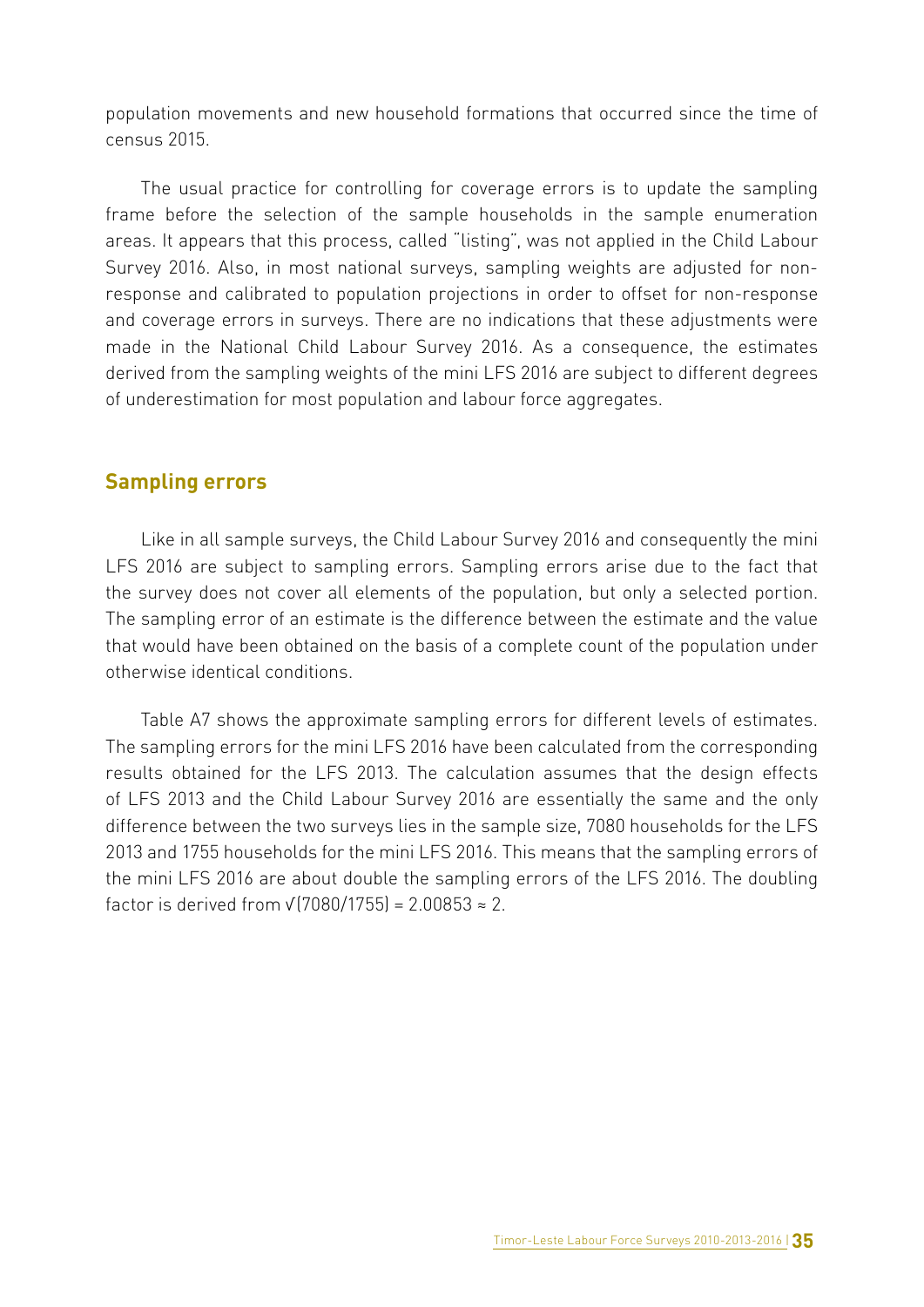population movements and new household formations that occurred since the time of census 2015.

The usual practice for controlling for coverage errors is to update the sampling frame before the selection of the sample households in the sample enumeration areas. It appears that this process, called "listing", was not applied in the Child Labour Survey 2016. Also, in most national surveys, sampling weights are adjusted for non-response and calibrated to population projections in order to offset for non-response and coverage errors in surveys. There are no indications that these adjustments were made in the National Child Labour Survey 2016. As a consequence, the estimates derived from the sampling weights of the mini LFS 2016 are subject to different degrees of underestimation for most population and labour force aggregates.

## Sampling errors

Like in all sample surveys, the Child Labour Survey 2016 and consequently the mini LFS 2016 are subject to sampling errors. Sampling errors arise due to the fact that the survey does not cover all elements of the population, but only a selected portion. The sampling error of an estimate is the difference between the estimate and the value that would have been obtained on the basis of a complete count of the population under otherwise identical conditions.

Table A7 shows the approximate sampling errors for different levels of estimates. The sampling errors for the mini LFS 2016 have been calculated from the corresponding results obtained for the LFS 2013. The calculation assumes that the design effects of LFS 2013 and the Child Labour Survey 2016 are essentially the same and the only difference between the two surveys lies in the sample size, 7080 households for the LFS 2013 and 1755 households for the mini LFS 2016. This means that the sampling errors of the mini LFS 2016 are about double the sampling errors of the LFS 2016. The doubling factor is derived from $\sqrt{(7080/1755)} = 2.00853 \approx 2$.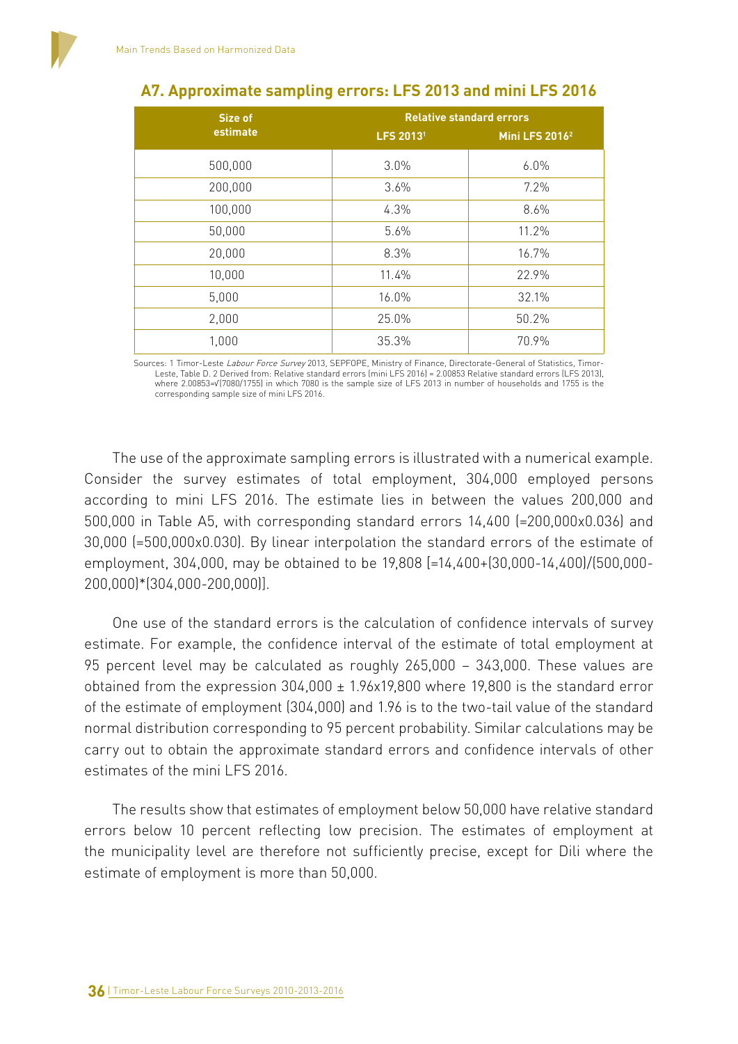## A7. Approximate sampling errors: LFS 2013 and mini LFS 2016

| Size of estimate | Relative standard errors | |
|---|---|---|
| | LFS 2013[1] | Mini LFS 2016[2] |
| 500,000 | 3.0% | 6.0% |
| 200,000 | 3.6% | 7.2% |
| 100,000 | 4.3% | 8.6% |
| 50,000 | 5.6% | 11.2% |
| 20,000 | 8.3% | 16.7% |
| 10,000 | 11.4% | 22.9% |
| 5,000 | 16.0% | 32.1% |
| 2,000 | 25.0% | 50.2% |
| 1,000 | 35.3% | 70.9% |

Sources: 1 Timor-Leste *Labour Force Survey* 2013, SEPFOPE, Ministry of Finance, Directorate-General of Statistics, Timor-Leste, Table D. 2 Derived from: Relative standard errors (mini LFS 2016) = 2.00853 Relative standard errors (LFS 2013), where 2.00853=√(7080/1755) in which 7080 is the sample size of LFS 2013 in number of households and 1755 is the corresponding sample size of mini LFS 2016.

The use of the approximate sampling errors is illustrated with a numerical example. Consider the survey estimates of total employment, 304,000 employed persons according to mini LFS 2016. The estimate lies in between the values 200,000 and 500,000 in Table A5, with corresponding standard errors 14,400 (=200,000x0.036) and 30,000 (=500,000x0.030). By linear interpolation the standard errors of the estimate of employment, 304,000, may be obtained to be 19,808 [=14,400+(30,000-14,400)/(500,000-200,000)*(304,000-200,000)].

One use of the standard errors is the calculation of confidence intervals of survey estimate. For example, the confidence interval of the estimate of total employment at 95 percent level may be calculated as roughly 265,000 – 343,000. These values are obtained from the expression 304,000 ± 1.96x19,800 where 19,800 is the standard error of the estimate of employment (304,000) and 1.96 is to the two-tail value of the standard normal distribution corresponding to 95 percent probability. Similar calculations may be carry out to obtain the approximate standard errors and confidence intervals of other estimates of the mini LFS 2016.

The results show that estimates of employment below 50,000 have relative standard errors below 10 percent reflecting low precision. The estimates of employment at the municipality level are therefore not sufficiently precise, except for Dili where the estimate of employment is more than 50,000.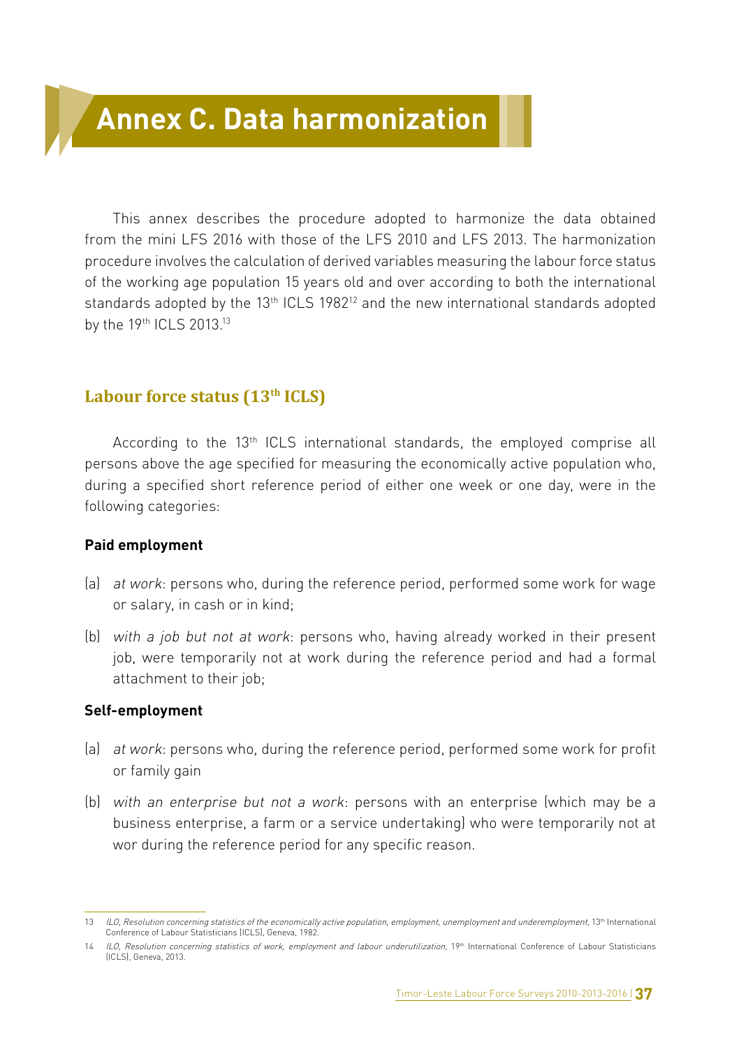# Annex C. Data harmonization

This annex describes the procedure adopted to harmonize the data obtained from the mini LFS 2016 with those of the LFS 2010 and LFS 2013. The harmonization procedure involves the calculation of derived variables measuring the labour force status of the working age population 15 years old and over according to both the international standards adopted by the 13th ICLS 1982[12] and the new international standards adopted by the 19th ICLS 2013.[13]

## Labour force status (13th ICLS)

According to the 13th ICLS international standards, the employed comprise all persons above the age specified for measuring the economically active population who, during a specified short reference period of either one week or one day, were in the following categories:

**Paid employment**

(a) *at work*: persons who, during the reference period, performed some work for wage or salary, in cash or in kind;

(b) *with a job but not at work*: persons who, having already worked in their present job, were temporarily not at work during the reference period and had a formal attachment to their job;

**Self-employment**

(a) *at work*: persons who, during the reference period, performed some work for profit or family gain

(b) *with an enterprise but not a work*: persons with an enterprise (which may be a business enterprise, a farm or a service undertaking) who were temporarily not at wor during the reference period for any specific reason.

---

13 *ILO, Resolution concerning statistics of the economically active population, employment, unemployment and underemployment*, 13th International Conference of Labour Statisticians (ICLS), Geneva, 1982.

14 *ILO, Resolution concerning statistics of work, employment and labour underutilization*, 19th International Conference of Labour Statisticians (ICLS), Geneva, 2013.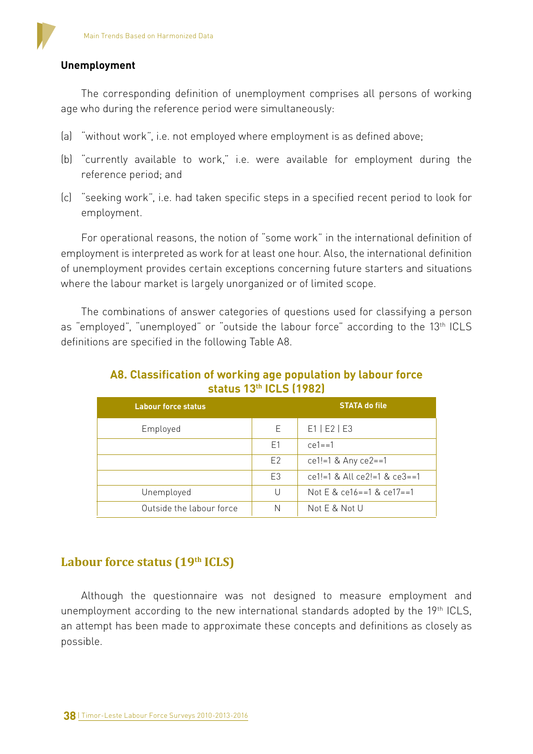### Unemployment

The corresponding definition of unemployment comprises all persons of working age who during the reference period were simultaneously:

(a) "without work", i.e. not employed where employment is as defined above;

(b) "currently available to work," i.e. were available for employment during the reference period; and

(c) "seeking work", i.e. had taken specific steps in a specified recent period to look for employment.

For operational reasons, the notion of "some work" in the international definition of employment is interpreted as work for at least one hour. Also, the international definition of unemployment provides certain exceptions concerning future starters and situations where the labour market is largely unorganized or of limited scope.

The combinations of answer categories of questions used for classifying a person as "employed", "unemployed" or "outside the labour force" according to the 13th ICLS definitions are specified in the following Table A8.

**A8. Classification of working age population by labour force status 13th ICLS (1982)**

| Labour force status | | STATA do file |
|---|---|---|
| Employed | E | E1 \| E2 \| E3 |
| | E1 | ce1==1 |
| | E2 | ce1!=1 & Any ce2==1 |
| | E3 | ce1!=1 & All ce2!=1 & ce3==1 |
| Unemployed | U | Not E & ce16==1 & ce17==1 |
| Outside the labour force | N | Not E & Not U |

## Labour force status (19th ICLS)

Although the questionnaire was not designed to measure employment and unemployment according to the new international standards adopted by the 19th ICLS, an attempt has been made to approximate these concepts and definitions as closely as possible.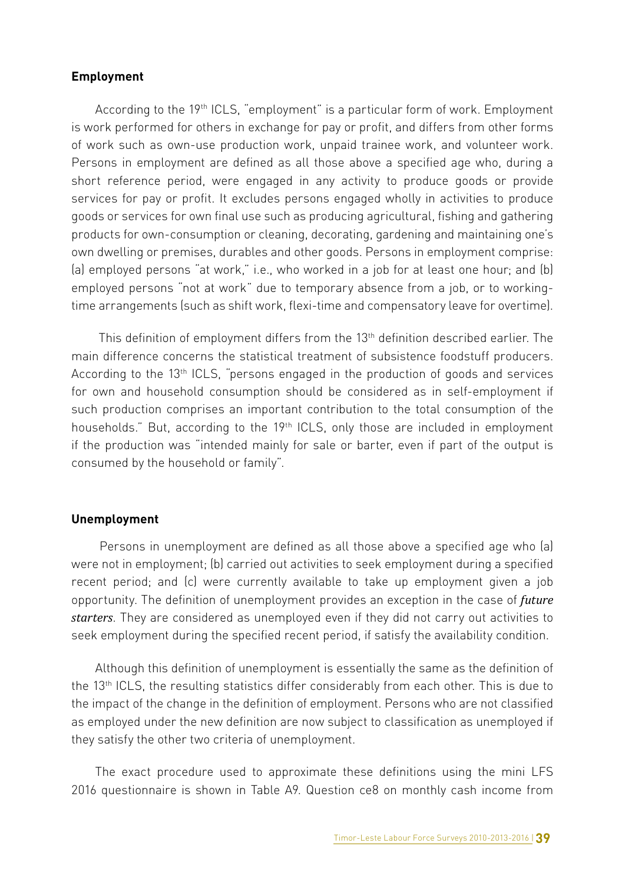### Employment

According to the 19th ICLS, "employment" is a particular form of work. Employment is work performed for others in exchange for pay or profit, and differs from other forms of work such as own-use production work, unpaid trainee work, and volunteer work. Persons in employment are defined as all those above a specified age who, during a short reference period, were engaged in any activity to produce goods or provide services for pay or profit. It excludes persons engaged wholly in activities to produce goods or services for own final use such as producing agricultural, fishing and gathering products for own-consumption or cleaning, decorating, gardening and maintaining one's own dwelling or premises, durables and other goods. Persons in employment comprise: (a) employed persons "at work," i.e., who worked in a job for at least one hour; and (b) employed persons "not at work" due to temporary absence from a job, or to working-time arrangements (such as shift work, flexi-time and compensatory leave for overtime).

This definition of employment differs from the 13th definition described earlier. The main difference concerns the statistical treatment of subsistence foodstuff producers. According to the 13th ICLS, "persons engaged in the production of goods and services for own and household consumption should be considered as in self-employment if such production comprises an important contribution to the total consumption of the households." But, according to the 19th ICLS, only those are included in employment if the production was "intended mainly for sale or barter, even if part of the output is consumed by the household or family".

### Unemployment

Persons in unemployment are defined as all those above a specified age who (a) were not in employment; (b) carried out activities to seek employment during a specified recent period; and (c) were currently available to take up employment given a job opportunity. The definition of unemployment provides an exception in the case of ***future starters***. They are considered as unemployed even if they did not carry out activities to seek employment during the specified recent period, if satisfy the availability condition.

Although this definition of unemployment is essentially the same as the definition of the 13th ICLS, the resulting statistics differ considerably from each other. This is due to the impact of the change in the definition of employment. Persons who are not classified as employed under the new definition are now subject to classification as unemployed if they satisfy the other two criteria of unemployment.

The exact procedure used to approximate these definitions using the mini LFS 2016 questionnaire is shown in Table A9. Question ce8 on monthly cash income from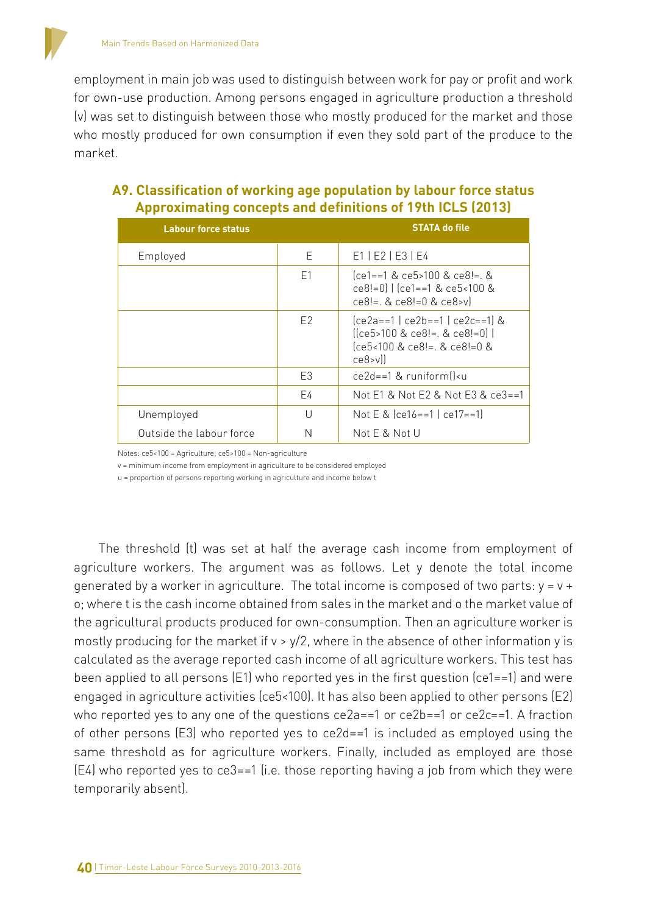employment in main job was used to distinguish between work for pay or profit and work for own-use production. Among persons engaged in agriculture production a threshold (v) was set to distinguish between those who mostly produced for the market and those who mostly produced for own consumption if even they sold part of the produce to the market.

**A9. Classification of working age population by labour force status Approximating concepts and definitions of 19th ICLS (2013)**

| Labour force status | | STATA do file |
|---|---|---|
| Employed | E | E1 \| E2 \| E3 \| E4 |
| | E1 | (ce1==1 & ce5>100 & ce8!=. & ce8!=0) \| (ce1==1 & ce5<100 & ce8!=. & ce8!=0 & ce8>v) |
| | E2 | (ce2a==1 \| ce2b==1 \| ce2c==1) & ((ce5>100 & ce8!=. & ce8!=0) \| (ce5<100 & ce8!=. & ce8!=0 & ce8>v)) |
| | E3 | ce2d==1 & runiform()<u |
| | E4 | Not E1 & Not E2 & Not E3 & ce3==1 |
| Unemployed | U | Not E & (ce16==1 \| ce17==1) |
| Outside the labour force | N | Not E & Not U |

Notes: ce5<100 = Agriculture; ce5>100 = Non-agriculture

v = minimum income from employment in agriculture to be considered employed

u = proportion of persons reporting working in agriculture and income below t

The threshold (t) was set at half the average cash income from employment of agriculture workers. The argument was as follows. Let y denote the total income generated by a worker in agriculture. The total income is composed of two parts: $y = v + o$; where t is the cash income obtained from sales in the market and o the market value of the agricultural products produced for own-consumption. Then an agriculture worker is mostly producing for the market if $v > y/2$, where in the absence of other information y is calculated as the average reported cash income of all agriculture workers. This test has been applied to all persons (E1) who reported yes in the first question (ce1==1) and were engaged in agriculture activities (ce5<100). It has also been applied to other persons (E2) who reported yes to any one of the questions ce2a==1 or ce2b==1 or ce2c==1. A fraction of other persons (E3) who reported yes to ce2d==1 is included as employed using the same threshold as for agriculture workers. Finally, included as employed are those (E4) who reported yes to ce3==1 (i.e. those reporting having a job from which they were temporarily absent).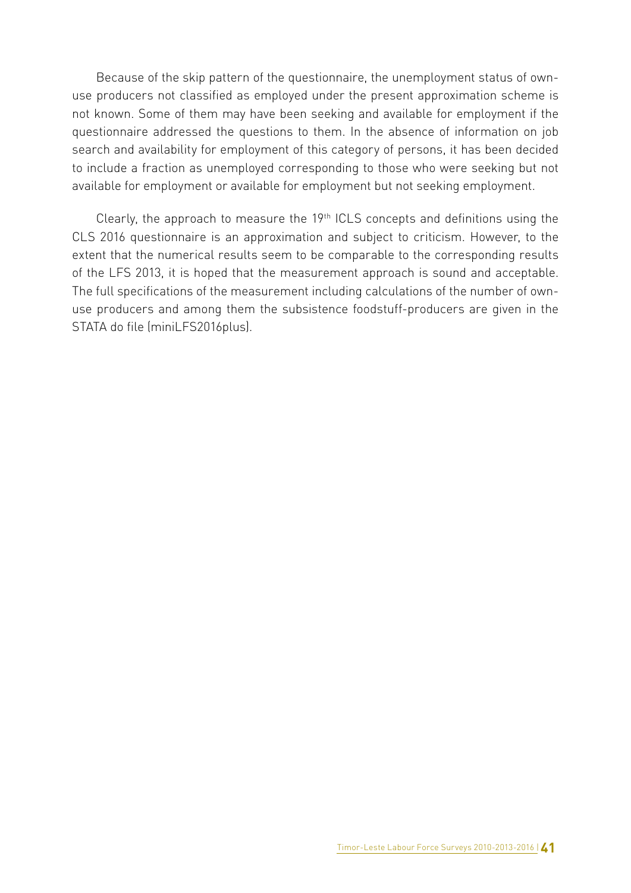Because of the skip pattern of the questionnaire, the unemployment status of own-use producers not classified as employed under the present approximation scheme is not known. Some of them may have been seeking and available for employment if the questionnaire addressed the questions to them. In the absence of information on job search and availability for employment of this category of persons, it has been decided to include a fraction as unemployed corresponding to those who were seeking but not available for employment or available for employment but not seeking employment.

Clearly, the approach to measure the 19th ICLS concepts and definitions using the CLS 2016 questionnaire is an approximation and subject to criticism. However, to the extent that the numerical results seem to be comparable to the corresponding results of the LFS 2013, it is hoped that the measurement approach is sound and acceptable. The full specifications of the measurement including calculations of the number of own-use producers and among them the subsistence foodstuff-producers are given in the STATA do file (miniLFS2016plus).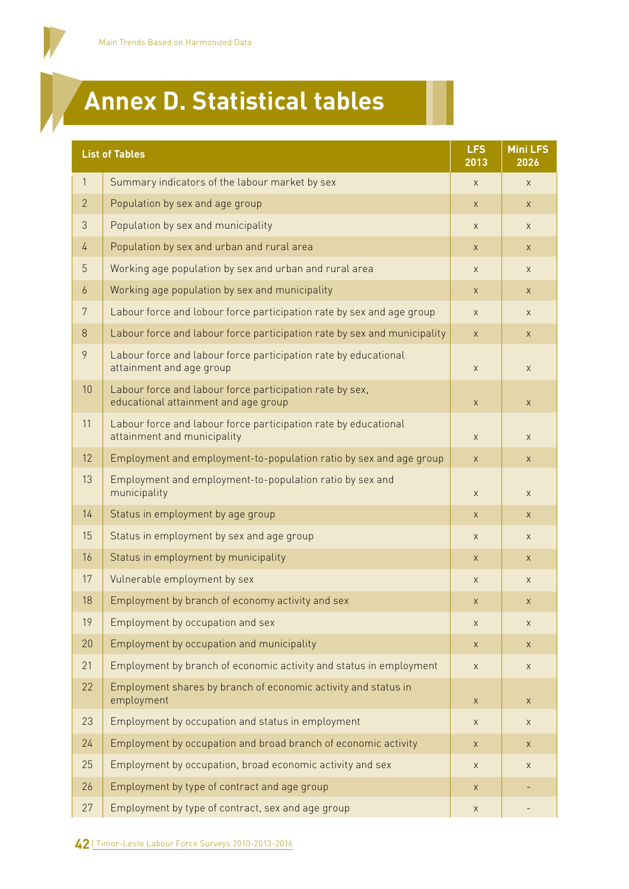# Annex D. Statistical tables

| | List of Tables | LFS 2013 | Mini LFS 2026 |
|---|---|---|---|
| 1 | Summary indicators of the labour market by sex | x | x |
| 2 | Population by sex and age group | x | x |
| 3 | Population by sex and municipality | x | x |
| 4 | Population by sex and urban and rural area | x | x |
| 5 | Working age population by sex and urban and rural area | x | x |
| 6 | Working age population by sex and municipality | x | x |
| 7 | Labour force and lobour force participation rate by sex and age group | x | x |
| 8 | Labour force and labour force participation rate by sex and municipality | x | x |
| 9 | Labour force and labour force participation rate by educational attainment and age group | x | x |
| 10 | Labour force and labour force participation rate by sex, educational attainment and age group | x | x |
| 11 | Labour force and labour force participation rate by educational attainment and municipality | x | x |
| 12 | Employment and employment-to-population ratio by sex and age group | x | x |
| 13 | Employment and employment-to-population ratio by sex and municipality | x | x |
| 14 | Status in employment by age group | x | x |
| 15 | Status in employment by sex and age group | x | x |
| 16 | Status in employment by municipality | x | x |
| 17 | Vulnerable employment by sex | x | x |
| 18 | Employment by branch of economy activity and sex | x | x |
| 19 | Employment by occupation and sex | x | x |
| 20 | Employment by occupation and municipality | x | x |
| 21 | Employment by branch of economic activity and status in employment | x | x |
| 22 | Employment shares by branch of economic activity and status in employment | x | x |
| 23 | Employment by occupation and status in employment | x | x |
| 24 | Employment by occupation and broad branch of economic activity | x | x |
| 25 | Employment by occupation, broad economic activity and sex | x | x |
| 26 | Employment by type of contract and age group | x | - |
| 27 | Employment by type of contract, sex and age group | x | - |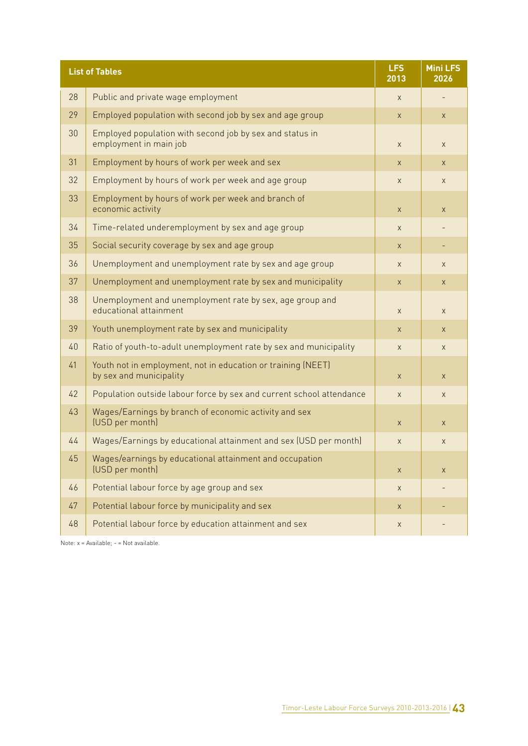| | List of Tables | LFS 2013 | Mini LFS 2026 |
|---|---|---|---|
| 28 | Public and private wage employment | x | - |
| 29 | Employed population with second job by sex and age group | x | x |
| 30 | Employed population with second job by sex and status in employment in main job | x | x |
| 31 | Employment by hours of work per week and sex | x | x |
| 32 | Employment by hours of work per week and age group | x | x |
| 33 | Employment by hours of work per week and branch of economic activity | x | x |
| 34 | Time-related underemployment by sex and age group | x | - |
| 35 | Social security coverage by sex and age group | x | - |
| 36 | Unemployment and unemployment rate by sex and age group | x | x |
| 37 | Unemployment and unemployment rate by sex and municipality | x | x |
| 38 | Unemployment and unemployment rate by sex, age group and educational attainment | x | x |
| 39 | Youth unemployment rate by sex and municipality | x | x |
| 40 | Ratio of youth-to-adult unemployment rate by sex and municipality | x | x |
| 41 | Youth not in employment, not in education or training (NEET) by sex and municipality | x | x |
| 42 | Population outside labour force by sex and current school attendance | x | x |
| 43 | Wages/Earnings by branch of economic activity and sex (USD per month) | x | x |
| 44 | Wages/Earnings by educational attainment and sex (USD per month) | x | x |
| 45 | Wages/earnings by educational attainment and occupation (USD per month) | x | x |
| 46 | Potential labour force by age group and sex | x | - |
| 47 | Potential labour force by municipality and sex | x | - |
| 48 | Potential labour force by education attainment and sex | x | - |

Note: x = Available; - = Not available.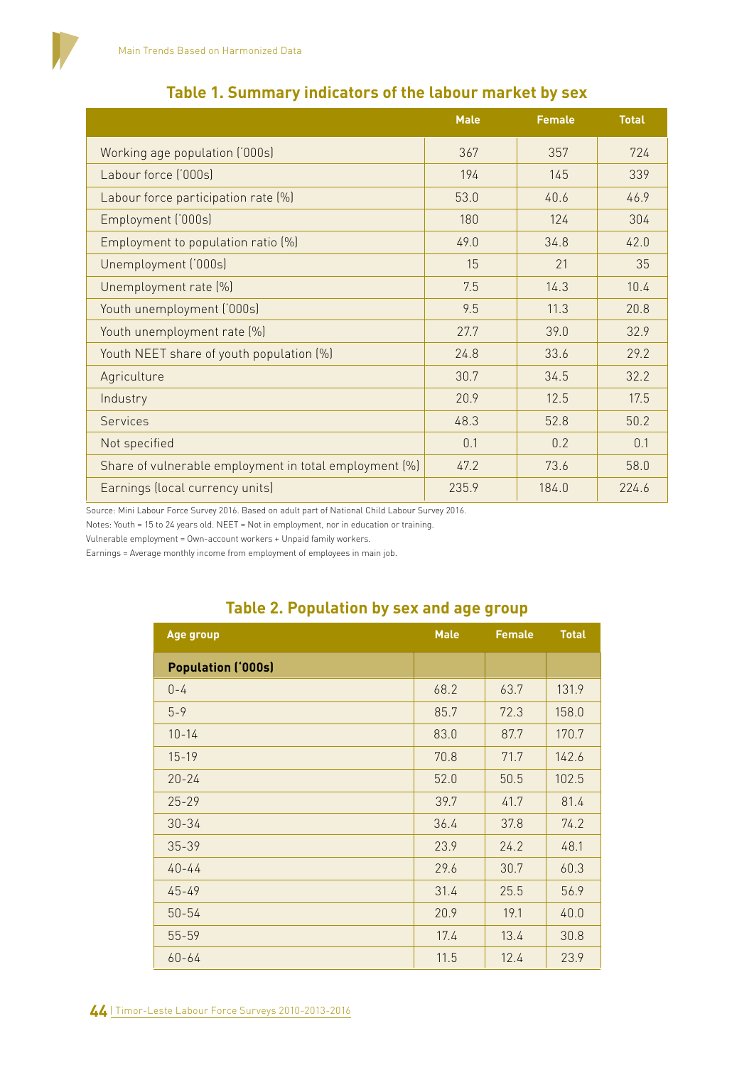## Table 1. Summary indicators of the labour market by sex

| | Male | Female | Total |
|---|---|---|---|
| Working age population ('000s) | 367 | 357 | 724 |
| Labour force ('000s) | 194 | 145 | 339 |
| Labour force participation rate (%) | 53.0 | 40.6 | 46.9 |
| Employment ('000s) | 180 | 124 | 304 |
| Employment to population ratio (%) | 49.0 | 34.8 | 42.0 |
| Unemployment ('000s) | 15 | 21 | 35 |
| Unemployment rate (%) | 7.5 | 14.3 | 10.4 |
| Youth unemployment ('000s) | 9.5 | 11.3 | 20.8 |
| Youth unemployment rate (%) | 27.7 | 39.0 | 32.9 |
| Youth NEET share of youth population (%) | 24.8 | 33.6 | 29.2 |
| Agriculture | 30.7 | 34.5 | 32.2 |
| Industry | 20.9 | 12.5 | 17.5 |
| Services | 48.3 | 52.8 | 50.2 |
| Not specified | 0.1 | 0.2 | 0.1 |
| Share of vulnerable employment in total employment (%) | 47.2 | 73.6 | 58.0 |
| Earnings (local currency units) | 235.9 | 184.0 | 224.6 |

Source: Mini Labour Force Survey 2016. Based on adult part of National Child Labour Survey 2016.

Notes: Youth = 15 to 24 years old. NEET = Not in employment, nor in education or training.

Vulnerable employment = Own-account workers + Unpaid family workers.

Earnings = Average monthly income from employment of employees in main job.

## Table 2. Population by sex and age group

| Age group | Male | Female | Total |
|---|---|---|---|
| **Population ('000s)** | | | |
| 0-4 | 68.2 | 63.7 | 131.9 |
| 5-9 | 85.7 | 72.3 | 158.0 |
| 10-14 | 83.0 | 87.7 | 170.7 |
| 15-19 | 70.8 | 71.7 | 142.6 |
| 20-24 | 52.0 | 50.5 | 102.5 |
| 25-29 | 39.7 | 41.7 | 81.4 |
| 30-34 | 36.4 | 37.8 | 74.2 |
| 35-39 | 23.9 | 24.2 | 48.1 |
| 40-44 | 29.6 | 30.7 | 60.3 |
| 45-49 | 31.4 | 25.5 | 56.9 |
| 50-54 | 20.9 | 19.1 | 40.0 |
| 55-59 | 17.4 | 13.4 | 30.8 |
| 60-64 | 11.5 | 12.4 | 23.9 |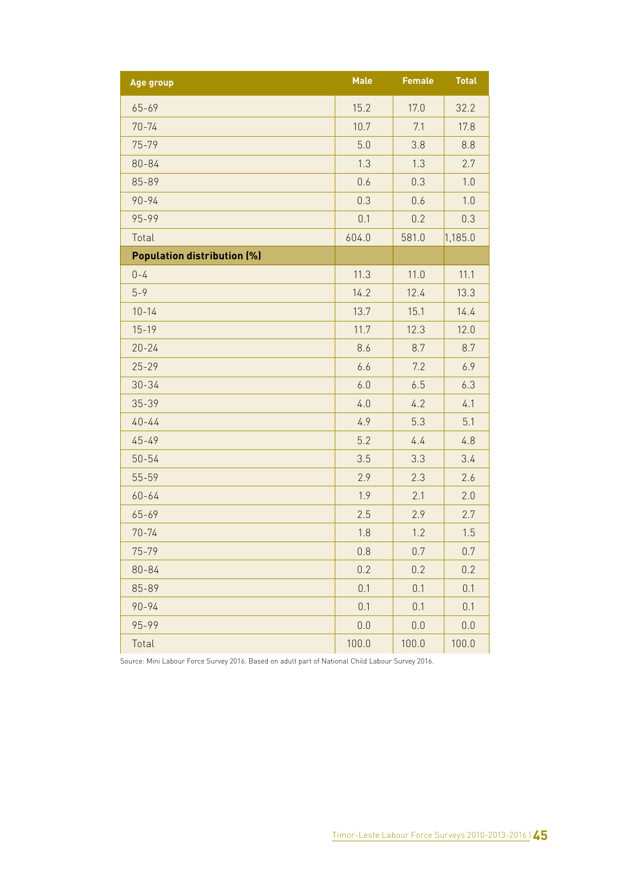| Age group | Male | Female | Total |
|---|---|---|---|
| 65-69 | 15.2 | 17.0 | 32.2 |
| 70-74 | 10.7 | 7.1 | 17.8 |
| 75-79 | 5.0 | 3.8 | 8.8 |
| 80-84 | 1.3 | 1.3 | 2.7 |
| 85-89 | 0.6 | 0.3 | 1.0 |
| 90-94 | 0.3 | 0.6 | 1.0 |
| 95-99 | 0.1 | 0.2 | 0.3 |
| Total | 604.0 | 581.0 | 1,185.0 |
| **Population distribution (%)** | | | |
| 0-4 | 11.3 | 11.0 | 11.1 |
| 5-9 | 14.2 | 12.4 | 13.3 |
| 10-14 | 13.7 | 15.1 | 14.4 |
| 15-19 | 11.7 | 12.3 | 12.0 |
| 20-24 | 8.6 | 8.7 | 8.7 |
| 25-29 | 6.6 | 7.2 | 6.9 |
| 30-34 | 6.0 | 6.5 | 6.3 |
| 35-39 | 4.0 | 4.2 | 4.1 |
| 40-44 | 4.9 | 5.3 | 5.1 |
| 45-49 | 5.2 | 4.4 | 4.8 |
| 50-54 | 3.5 | 3.3 | 3.4 |
| 55-59 | 2.9 | 2.3 | 2.6 |
| 60-64 | 1.9 | 2.1 | 2.0 |
| 65-69 | 2.5 | 2.9 | 2.7 |
| 70-74 | 1.8 | 1.2 | 1.5 |
| 75-79 | 0.8 | 0.7 | 0.7 |
| 80-84 | 0.2 | 0.2 | 0.2 |
| 85-89 | 0.1 | 0.1 | 0.1 |
| 90-94 | 0.1 | 0.1 | 0.1 |
| 95-99 | 0.0 | 0.0 | 0.0 |
| Total | 100.0 | 100.0 | 100.0 |

Source: Mini Labour Force Survey 2016. Based on adult part of National Child Labour Survey 2016.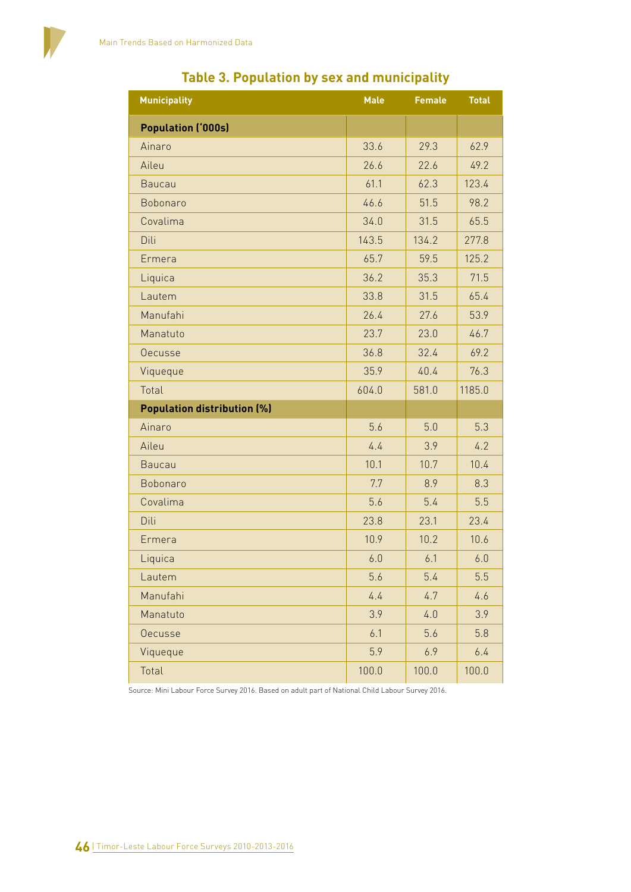## Table 3. Population by sex and municipality

| Municipality | Male | Female | Total |
|---|---|---|---|
| **Population ('000s)** | | | |
| Ainaro | 33.6 | 29.3 | 62.9 |
| Aileu | 26.6 | 22.6 | 49.2 |
| Baucau | 61.1 | 62.3 | 123.4 |
| Bobonaro | 46.6 | 51.5 | 98.2 |
| Covalima | 34.0 | 31.5 | 65.5 |
| Dili | 143.5 | 134.2 | 277.8 |
| Ermera | 65.7 | 59.5 | 125.2 |
| Liquica | 36.2 | 35.3 | 71.5 |
| Lautem | 33.8 | 31.5 | 65.4 |
| Manufahi | 26.4 | 27.6 | 53.9 |
| Manatuto | 23.7 | 23.0 | 46.7 |
| Oecusse | 36.8 | 32.4 | 69.2 |
| Viqueque | 35.9 | 40.4 | 76.3 |
| Total | 604.0 | 581.0 | 1185.0 |
| **Population distribution (%)** | | | |
| Ainaro | 5.6 | 5.0 | 5.3 |
| Aileu | 4.4 | 3.9 | 4.2 |
| Baucau | 10.1 | 10.7 | 10.4 |
| Bobonaro | 7.7 | 8.9 | 8.3 |
| Covalima | 5.6 | 5.4 | 5.5 |
| Dili | 23.8 | 23.1 | 23.4 |
| Ermera | 10.9 | 10.2 | 10.6 |
| Liquica | 6.0 | 6.1 | 6.0 |
| Lautem | 5.6 | 5.4 | 5.5 |
| Manufahi | 4.4 | 4.7 | 4.6 |
| Manatuto | 3.9 | 4.0 | 3.9 |
| Oecusse | 6.1 | 5.6 | 5.8 |
| Viqueque | 5.9 | 6.9 | 6.4 |
| Total | 100.0 | 100.0 | 100.0 |

Source: Mini Labour Force Survey 2016. Based on adult part of National Child Labour Survey 2016.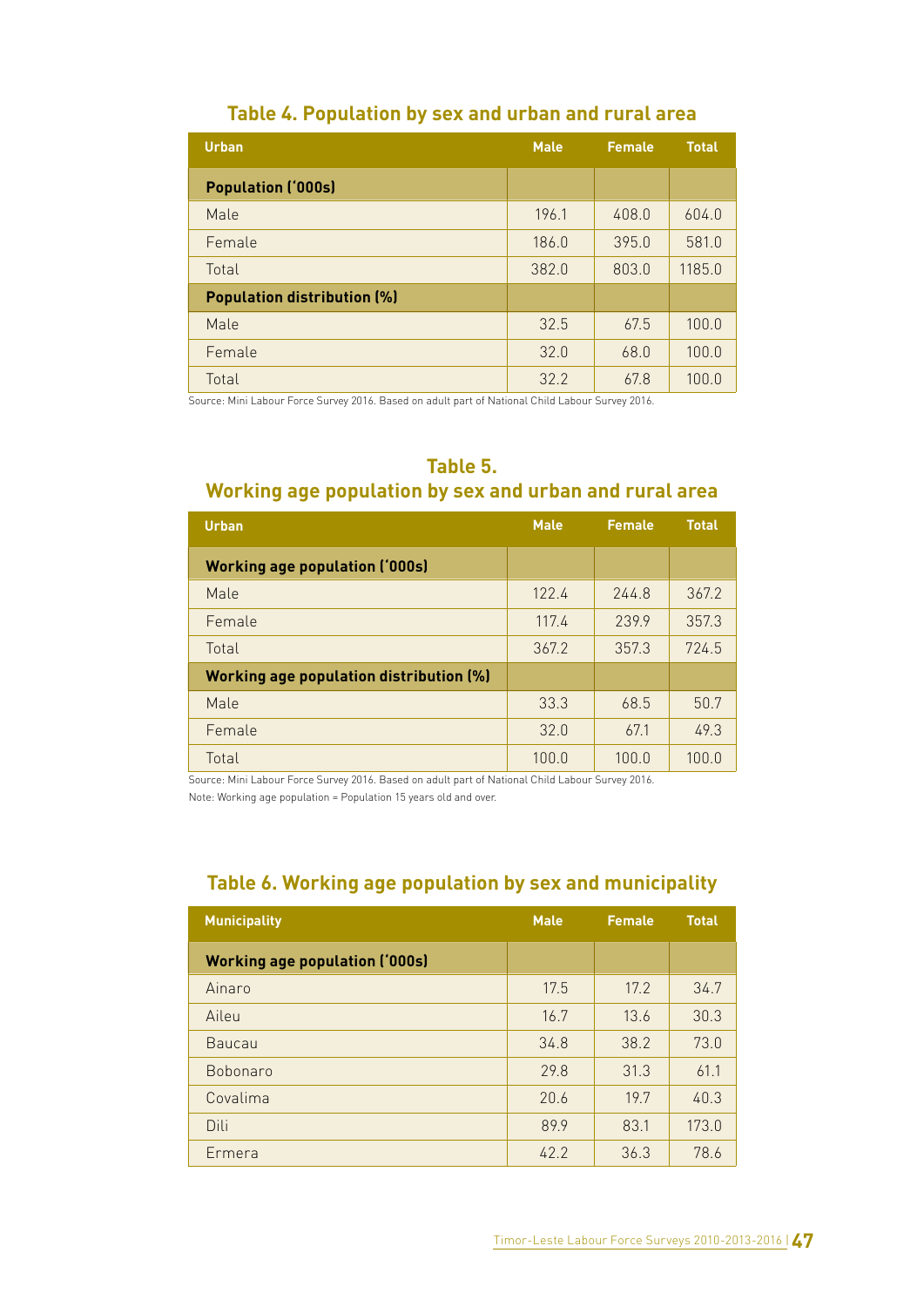## Table 4. Population by sex and urban and rural area

| Urban | Male | Female | Total |
|---|---|---|---|
| **Population ('000s)** | | | |
| Male | 196.1 | 408.0 | 604.0 |
| Female | 186.0 | 395.0 | 581.0 |
| Total | 382.0 | 803.0 | 1185.0 |
| **Population distribution (%)** | | | |
| Male | 32.5 | 67.5 | 100.0 |
| Female | 32.0 | 68.0 | 100.0 |
| Total | 32.2 | 67.8 | 100.0 |

Source: Mini Labour Force Survey 2016. Based on adult part of National Child Labour Survey 2016.

## Table 5. Working age population by sex and urban and rural area

| Urban | Male | Female | Total |
|---|---|---|---|
| **Working age population ('000s)** | | | |
| Male | 122.4 | 244.8 | 367.2 |
| Female | 117.4 | 239.9 | 357.3 |
| Total | 367.2 | 357.3 | 724.5 |
| **Working age population distribution (%)** | | | |
| Male | 33.3 | 68.5 | 50.7 |
| Female | 32.0 | 67.1 | 49.3 |
| Total | 100.0 | 100.0 | 100.0 |

Source: Mini Labour Force Survey 2016. Based on adult part of National Child Labour Survey 2016.

Note: Working age population = Population 15 years old and over.

## Table 6. Working age population by sex and municipality

| Municipality | Male | Female | Total |
|---|---|---|---|
| **Working age population ('000s)** | | | |
| Ainaro | 17.5 | 17.2 | 34.7 |
| Aileu | 16.7 | 13.6 | 30.3 |
| Baucau | 34.8 | 38.2 | 73.0 |
| Bobonaro | 29.8 | 31.3 | 61.1 |
| Covalima | 20.6 | 19.7 | 40.3 |
| Dili | 89.9 | 83.1 | 173.0 |
| Ermera | 42.2 | 36.3 | 78.6 |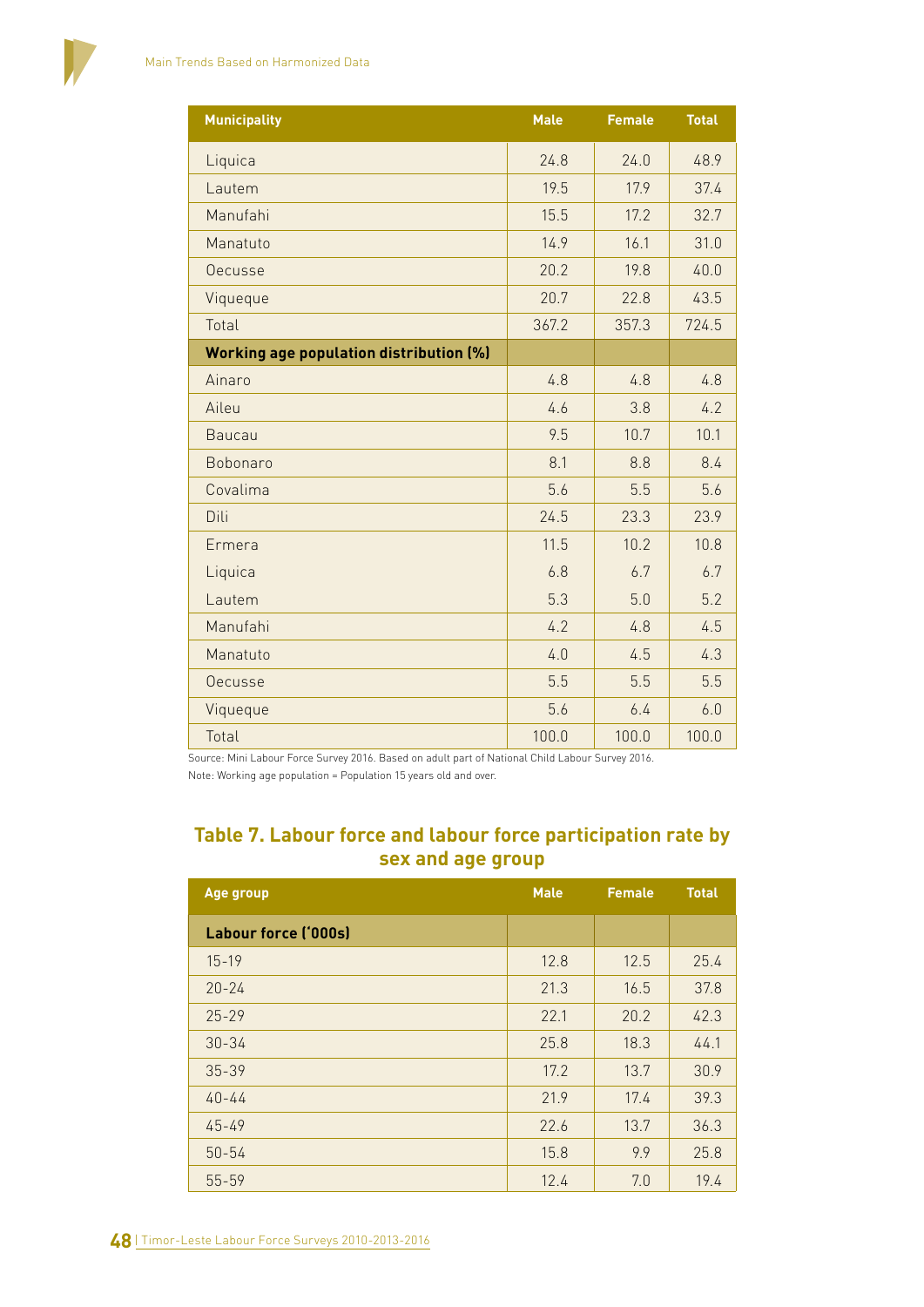| Municipality | Male | Female | Total |
|---|---|---|---|
| Liquica | 24.8 | 24.0 | 48.9 |
| Lautem | 19.5 | 17.9 | 37.4 |
| Manufahi | 15.5 | 17.2 | 32.7 |
| Manatuto | 14.9 | 16.1 | 31.0 |
| Oecusse | 20.2 | 19.8 | 40.0 |
| Viqueque | 20.7 | 22.8 | 43.5 |
| Total | 367.2 | 357.3 | 724.5 |
| **Working age population distribution (%)** | | | |
| Ainaro | 4.8 | 4.8 | 4.8 |
| Aileu | 4.6 | 3.8 | 4.2 |
| Baucau | 9.5 | 10.7 | 10.1 |
| Bobonaro | 8.1 | 8.8 | 8.4 |
| Covalima | 5.6 | 5.5 | 5.6 |
| Dili | 24.5 | 23.3 | 23.9 |
| Ermera | 11.5 | 10.2 | 10.8 |
| Liquica | 6.8 | 6.7 | 6.7 |
| Lautem | 5.3 | 5.0 | 5.2 |
| Manufahi | 4.2 | 4.8 | 4.5 |
| Manatuto | 4.0 | 4.5 | 4.3 |
| Oecusse | 5.5 | 5.5 | 5.5 |
| Viqueque | 5.6 | 6.4 | 6.0 |
| Total | 100.0 | 100.0 | 100.0 |

Source: Mini Labour Force Survey 2016. Based on adult part of National Child Labour Survey 2016.

Note: Working age population = Population 15 years old and over.

## Table 7. Labour force and labour force participation rate by sex and age group

| Age group | Male | Female | Total |
|---|---|---|---|
| **Labour force ('000s)** | | | |
| 15-19 | 12.8 | 12.5 | 25.4 |
| 20-24 | 21.3 | 16.5 | 37.8 |
| 25-29 | 22.1 | 20.2 | 42.3 |
| 30-34 | 25.8 | 18.3 | 44.1 |
| 35-39 | 17.2 | 13.7 | 30.9 |
| 40-44 | 21.9 | 17.4 | 39.3 |
| 45-49 | 22.6 | 13.7 | 36.3 |
| 50-54 | 15.8 | 9.9 | 25.8 |
| 55-59 | 12.4 | 7.0 | 19.4 |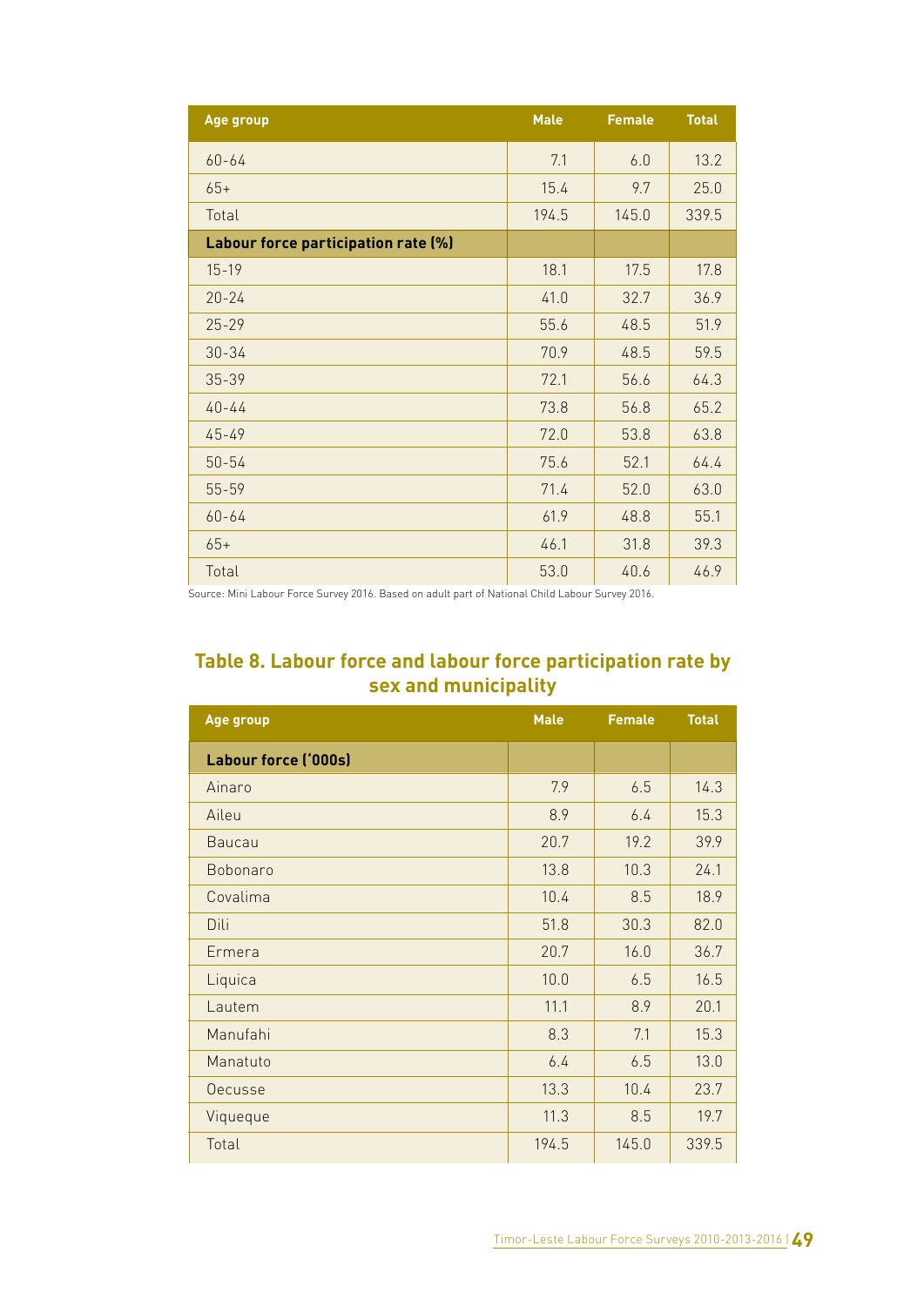| Age group | Male | Female | Total |
|---|---|---|---|
| 60-64 | 7.1 | 6.0 | 13.2 |
| 65+ | 15.4 | 9.7 | 25.0 |
| Total | 194.5 | 145.0 | 339.5 |
| **Labour force participation rate (%)** | | | |
| 15-19 | 18.1 | 17.5 | 17.8 |
| 20-24 | 41.0 | 32.7 | 36.9 |
| 25-29 | 55.6 | 48.5 | 51.9 |
| 30-34 | 70.9 | 48.5 | 59.5 |
| 35-39 | 72.1 | 56.6 | 64.3 |
| 40-44 | 73.8 | 56.8 | 65.2 |
| 45-49 | 72.0 | 53.8 | 63.8 |
| 50-54 | 75.6 | 52.1 | 64.4 |
| 55-59 | 71.4 | 52.0 | 63.0 |
| 60-64 | 61.9 | 48.8 | 55.1 |
| 65+ | 46.1 | 31.8 | 39.3 |
| Total | 53.0 | 40.6 | 46.9 |

Source: Mini Labour Force Survey 2016. Based on adult part of National Child Labour Survey 2016.

## Table 8. Labour force and labour force participation rate by sex and municipality

| Age group | Male | Female | Total |
|---|---|---|---|
| **Labour force ('000s)** | | | |
| Ainaro | 7.9 | 6.5 | 14.3 |
| Aileu | 8.9 | 6.4 | 15.3 |
| Baucau | 20.7 | 19.2 | 39.9 |
| Bobonaro | 13.8 | 10.3 | 24.1 |
| Covalima | 10.4 | 8.5 | 18.9 |
| Dili | 51.8 | 30.3 | 82.0 |
| Ermera | 20.7 | 16.0 | 36.7 |
| Liquica | 10.0 | 6.5 | 16.5 |
| Lautem | 11.1 | 8.9 | 20.1 |
| Manufahi | 8.3 | 7.1 | 15.3 |
| Manatuto | 6.4 | 6.5 | 13.0 |
| Oecusse | 13.3 | 10.4 | 23.7 |
| Viqueque | 11.3 | 8.5 | 19.7 |
| Total | 194.5 | 145.0 | 339.5 |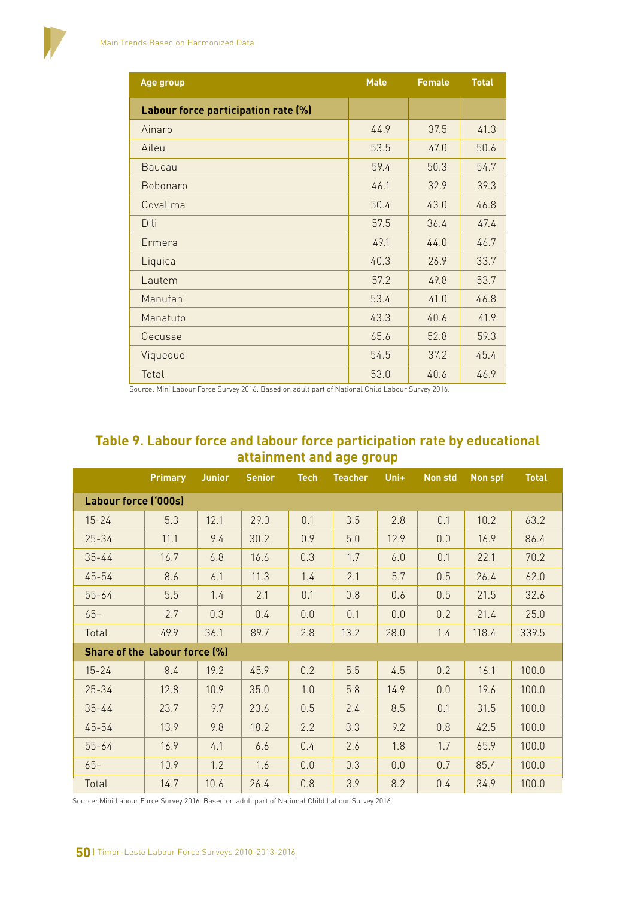| Age group | Male | Female | Total |
|---|---|---|---|
| **Labour force participation rate (%)** | | | |
| Ainaro | 44.9 | 37.5 | 41.3 |
| Aileu | 53.5 | 47.0 | 50.6 |
| Baucau | 59.4 | 50.3 | 54.7 |
| Bobonaro | 46.1 | 32.9 | 39.3 |
| Covalima | 50.4 | 43.0 | 46.8 |
| Dili | 57.5 | 36.4 | 47.4 |
| Ermera | 49.1 | 44.0 | 46.7 |
| Liquica | 40.3 | 26.9 | 33.7 |
| Lautem | 57.2 | 49.8 | 53.7 |
| Manufahi | 53.4 | 41.0 | 46.8 |
| Manatuto | 43.3 | 40.6 | 41.9 |
| Oecusse | 65.6 | 52.8 | 59.3 |
| Viqueque | 54.5 | 37.2 | 45.4 |
| Total | 53.0 | 40.6 | 46.9 |

Source: Mini Labour Force Survey 2016. Based on adult part of National Child Labour Survey 2016.

## Table 9. Labour force and labour force participation rate by educational attainment and age group

| | Primary | Junior | Senior | Tech | Teacher | Uni+ | Non std | Non spf | Total |
|---|---|---|---|---|---|---|---|---|---|
| **Labour force ('000s)** | | | | | | | | | |
| 15-24 | 5.3 | 12.1 | 29.0 | 0.1 | 3.5 | 2.8 | 0.1 | 10.2 | 63.2 |
| 25-34 | 11.1 | 9.4 | 30.2 | 0.9 | 5.0 | 12.9 | 0.0 | 16.9 | 86.4 |
| 35-44 | 16.7 | 6.8 | 16.6 | 0.3 | 1.7 | 6.0 | 0.1 | 22.1 | 70.2 |
| 45-54 | 8.6 | 6.1 | 11.3 | 1.4 | 2.1 | 5.7 | 0.5 | 26.4 | 62.0 |
| 55-64 | 5.5 | 1.4 | 2.1 | 0.1 | 0.8 | 0.6 | 0.5 | 21.5 | 32.6 |
| 65+ | 2.7 | 0.3 | 0.4 | 0.0 | 0.1 | 0.0 | 0.2 | 21.4 | 25.0 |
| Total | 49.9 | 36.1 | 89.7 | 2.8 | 13.2 | 28.0 | 1.4 | 118.4 | 339.5 |
| **Share of the labour force (%)** | | | | | | | | | |
| 15-24 | 8.4 | 19.2 | 45.9 | 0.2 | 5.5 | 4.5 | 0.2 | 16.1 | 100.0 |
| 25-34 | 12.8 | 10.9 | 35.0 | 1.0 | 5.8 | 14.9 | 0.0 | 19.6 | 100.0 |
| 35-44 | 23.7 | 9.7 | 23.6 | 0.5 | 2.4 | 8.5 | 0.1 | 31.5 | 100.0 |
| 45-54 | 13.9 | 9.8 | 18.2 | 2.2 | 3.3 | 9.2 | 0.8 | 42.5 | 100.0 |
| 55-64 | 16.9 | 4.1 | 6.6 | 0.4 | 2.6 | 1.8 | 1.7 | 65.9 | 100.0 |
| 65+ | 10.9 | 1.2 | 1.6 | 0.0 | 0.3 | 0.0 | 0.7 | 85.4 | 100.0 |
| Total | 14.7 | 10.6 | 26.4 | 0.8 | 3.9 | 8.2 | 0.4 | 34.9 | 100.0 |

Source: Mini Labour Force Survey 2016. Based on adult part of National Child Labour Survey 2016.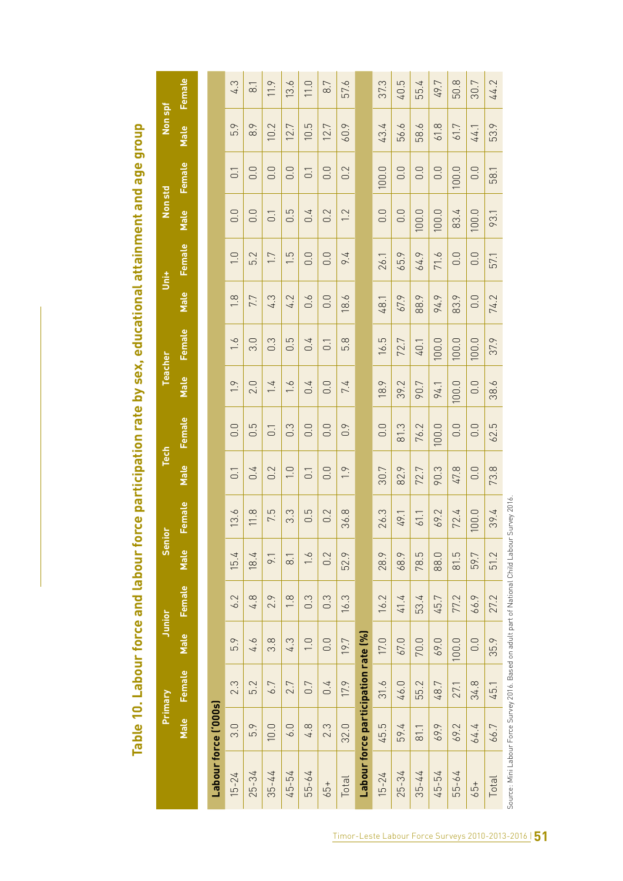# Table 10. Labour force and labour force participation rate by sex, educational attainment and age group

| | Primary | | Junior | | Senior | | Tech | | Teacher | | Uni+ | | Non std | | Non spf | |
|---|---|---|---|---|---|---|---|---|---|---|---|---|---|---|---|---|
| | Male | Female | Male | Female | Male | Female | Male | Female | Male | Female | Male | Female | Male | Female | Male | Female |
| **Labour force ('000s)** | | | | | | | | | | | | | | | | |
| 15-24 | 3.0 | 2.3 | 5.9 | 6.2 | 15.4 | 13.6 | 0.1 | 0.0 | 1.9 | 1.6 | 1.8 | 1.0 | 0.0 | 0.1 | 5.9 | 4.3 |
| 25-34 | 5.9 | 5.2 | 4.6 | 4.8 | 18.4 | 11.8 | 0.4 | 0.5 | 2.0 | 3.0 | 7.7 | 5.2 | 0.0 | 0.0 | 8.9 | 8.1 |
| 35-44 | 10.0 | 6.7 | 3.8 | 2.9 | 9.1 | 7.5 | 0.2 | 0.1 | 1.4 | 0.3 | 4.3 | 1.7 | 0.1 | 0.0 | 10.2 | 11.9 |
| 45-54 | 6.0 | 2.7 | 4.3 | 1.8 | 8.1 | 3.3 | 1.0 | 0.3 | 1.6 | 0.5 | 4.2 | 1.5 | 0.5 | 0.0 | 12.7 | 13.6 |
| 55-64 | 4.8 | 0.7 | 1.0 | 0.3 | 1.6 | 0.5 | 0.1 | 0.0 | 0.4 | 0.4 | 0.6 | 0.0 | 0.4 | 0.1 | 10.5 | 11.0 |
| 65+ | 2.3 | 0.4 | 0.0 | 0.3 | 0.2 | 0.2 | 0.0 | 0.0 | 0.0 | 0.1 | 0.0 | 0.0 | 0.2 | 0.0 | 12.7 | 8.7 |
| Total | 32.0 | 17.9 | 19.7 | 16.3 | 52.9 | 36.8 | 1.9 | 0.9 | 7.4 | 5.8 | 18.6 | 9.4 | 1.2 | 0.2 | 60.9 | 57.6 |
| **Labour force participation rate (%)** | | | | | | | | | | | | | | | | |
| 15-24 | 45.5 | 31.6 | 17.0 | 16.2 | 28.9 | 26.3 | 30.7 | 0.0 | 18.9 | 16.5 | 48.1 | 26.1 | 0.0 | 100.0 | 43.4 | 37.3 |
| 25-34 | 59.4 | 46.0 | 67.0 | 41.4 | 68.9 | 49.1 | 82.9 | 81.3 | 39.2 | 72.7 | 67.9 | 65.9 | 0.0 | 0.0 | 56.6 | 40.5 |
| 35-44 | 81.1 | 55.2 | 70.0 | 53.4 | 78.5 | 61.1 | 72.7 | 76.2 | 90.7 | 40.1 | 88.9 | 64.9 | 100.0 | 0.0 | 58.6 | 55.4 |
| 45-54 | 69.9 | 48.7 | 69.0 | 45.7 | 88.0 | 69.2 | 90.3 | 100.0 | 94.1 | 100.0 | 94.9 | 71.6 | 100.0 | 0.0 | 61.8 | 49.7 |
| 55-64 | 69.2 | 27.1 | 100.0 | 77.2 | 81.5 | 72.4 | 47.8 | 0.0 | 100.0 | 100.0 | 83.9 | 0.0 | 83.4 | 100.0 | 61.7 | 50.8 |
| 65+ | 64.4 | 34.8 | 0.0 | 66.9 | 59.7 | 100.0 | 0.0 | 0.0 | 0.0 | 100.0 | 0.0 | 0.0 | 100.0 | 0.0 | 44.1 | 30.7 |
| Total | 66.7 | 45.1 | 35.9 | 27.2 | 51.2 | 39.4 | 73.8 | 62.5 | 38.6 | 37.9 | 74.2 | 57.1 | 93.1 | 58.1 | 53.9 | 44.2 |

Source: Mini Labour Force Survey 2016. Based on adult part of National Child Labour Survey 2016.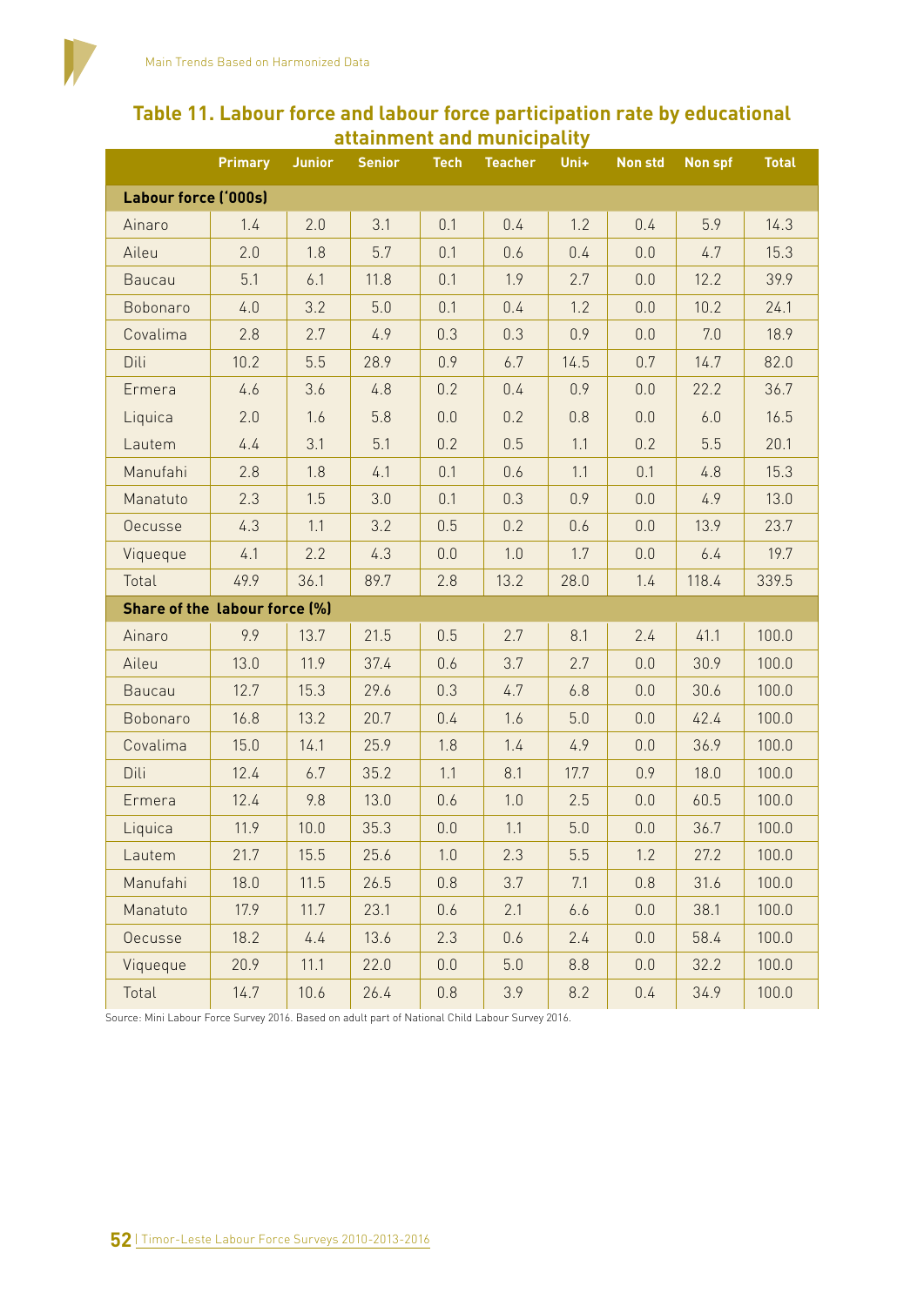**Table 11. Labour force and labour force participation rate by educational attainment and municipality**

| | Primary | Junior | Senior | Tech | Teacher | Uni+ | Non std | Non spf | Total |
|---|---|---|---|---|---|---|---|---|---|
| **Labour force ('000s)** | | | | | | | | | |
| Ainaro | 1.4 | 2.0 | 3.1 | 0.1 | 0.4 | 1.2 | 0.4 | 5.9 | 14.3 |
| Aileu | 2.0 | 1.8 | 5.7 | 0.1 | 0.6 | 0.4 | 0.0 | 4.7 | 15.3 |
| Baucau | 5.1 | 6.1 | 11.8 | 0.1 | 1.9 | 2.7 | 0.0 | 12.2 | 39.9 |
| Bobonaro | 4.0 | 3.2 | 5.0 | 0.1 | 0.4 | 1.2 | 0.0 | 10.2 | 24.1 |
| Covalima | 2.8 | 2.7 | 4.9 | 0.3 | 0.3 | 0.9 | 0.0 | 7.0 | 18.9 |
| Dili | 10.2 | 5.5 | 28.9 | 0.9 | 6.7 | 14.5 | 0.7 | 14.7 | 82.0 |
| Ermera | 4.6 | 3.6 | 4.8 | 0.2 | 0.4 | 0.9 | 0.0 | 22.2 | 36.7 |
| Liquica | 2.0 | 1.6 | 5.8 | 0.0 | 0.2 | 0.8 | 0.0 | 6.0 | 16.5 |
| Lautem | 4.4 | 3.1 | 5.1 | 0.2 | 0.5 | 1.1 | 0.2 | 5.5 | 20.1 |
| Manufahi | 2.8 | 1.8 | 4.1 | 0.1 | 0.6 | 1.1 | 0.1 | 4.8 | 15.3 |
| Manatuto | 2.3 | 1.5 | 3.0 | 0.1 | 0.3 | 0.9 | 0.0 | 4.9 | 13.0 |
| Oecusse | 4.3 | 1.1 | 3.2 | 0.5 | 0.2 | 0.6 | 0.0 | 13.9 | 23.7 |
| Viqueque | 4.1 | 2.2 | 4.3 | 0.0 | 1.0 | 1.7 | 0.0 | 6.4 | 19.7 |
| Total | 49.9 | 36.1 | 89.7 | 2.8 | 13.2 | 28.0 | 1.4 | 118.4 | 339.5 |
| **Share of the labour force (%)** | | | | | | | | | |
| Ainaro | 9.9 | 13.7 | 21.5 | 0.5 | 2.7 | 8.1 | 2.4 | 41.1 | 100.0 |
| Aileu | 13.0 | 11.9 | 37.4 | 0.6 | 3.7 | 2.7 | 0.0 | 30.9 | 100.0 |
| Baucau | 12.7 | 15.3 | 29.6 | 0.3 | 4.7 | 6.8 | 0.0 | 30.6 | 100.0 |
| Bobonaro | 16.8 | 13.2 | 20.7 | 0.4 | 1.6 | 5.0 | 0.0 | 42.4 | 100.0 |
| Covalima | 15.0 | 14.1 | 25.9 | 1.8 | 1.4 | 4.9 | 0.0 | 36.9 | 100.0 |
| Dili | 12.4 | 6.7 | 35.2 | 1.1 | 8.1 | 17.7 | 0.9 | 18.0 | 100.0 |
| Ermera | 12.4 | 9.8 | 13.0 | 0.6 | 1.0 | 2.5 | 0.0 | 60.5 | 100.0 |
| Liquica | 11.9 | 10.0 | 35.3 | 0.0 | 1.1 | 5.0 | 0.0 | 36.7 | 100.0 |
| Lautem | 21.7 | 15.5 | 25.6 | 1.0 | 2.3 | 5.5 | 1.2 | 27.2 | 100.0 |
| Manufahi | 18.0 | 11.5 | 26.5 | 0.8 | 3.7 | 7.1 | 0.8 | 31.6 | 100.0 |
| Manatuto | 17.9 | 11.7 | 23.1 | 0.6 | 2.1 | 6.6 | 0.0 | 38.1 | 100.0 |
| Oecusse | 18.2 | 4.4 | 13.6 | 2.3 | 0.6 | 2.4 | 0.0 | 58.4 | 100.0 |
| Viqueque | 20.9 | 11.1 | 22.0 | 0.0 | 5.0 | 8.8 | 0.0 | 32.2 | 100.0 |
| Total | 14.7 | 10.6 | 26.4 | 0.8 | 3.9 | 8.2 | 0.4 | 34.9 | 100.0 |

Source: Mini Labour Force Survey 2016. Based on adult part of National Child Labour Survey 2016.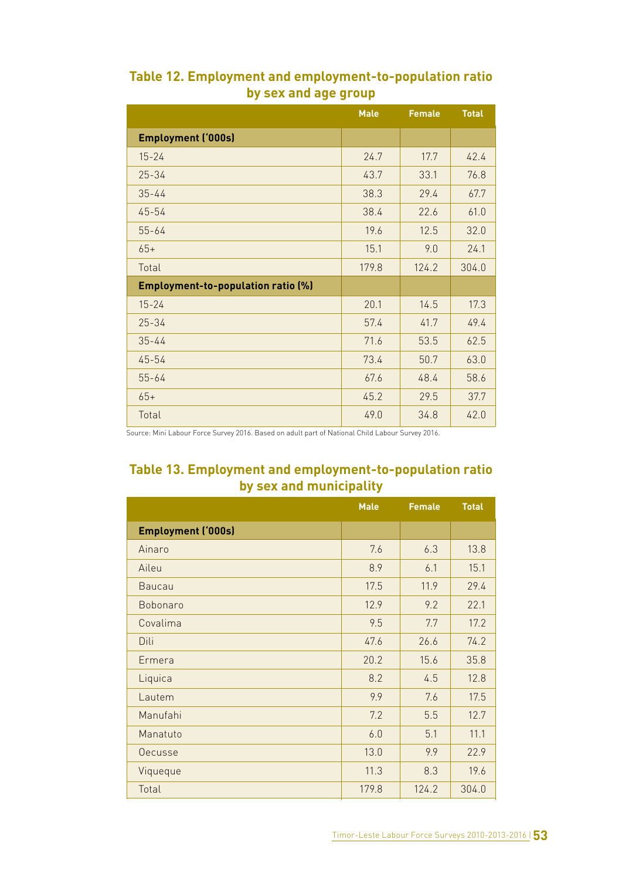## Table 12. Employment and employment-to-population ratio by sex and age group

| | Male | Female | Total |
|---|---|---|---|
| **Employment ('000s)** | | | |
| 15-24 | 24.7 | 17.7 | 42.4 |
| 25-34 | 43.7 | 33.1 | 76.8 |
| 35-44 | 38.3 | 29.4 | 67.7 |
| 45-54 | 38.4 | 22.6 | 61.0 |
| 55-64 | 19.6 | 12.5 | 32.0 |
| 65+ | 15.1 | 9.0 | 24.1 |
| Total | 179.8 | 124.2 | 304.0 |
| **Employment-to-population ratio (%)** | | | |
| 15-24 | 20.1 | 14.5 | 17.3 |
| 25-34 | 57.4 | 41.7 | 49.4 |
| 35-44 | 71.6 | 53.5 | 62.5 |
| 45-54 | 73.4 | 50.7 | 63.0 |
| 55-64 | 67.6 | 48.4 | 58.6 |
| 65+ | 45.2 | 29.5 | 37.7 |
| Total | 49.0 | 34.8 | 42.0 |

Source: Mini Labour Force Survey 2016. Based on adult part of National Child Labour Survey 2016.

## Table 13. Employment and employment-to-population ratio by sex and municipality

| | Male | Female | Total |
|---|---|---|---|
| **Employment ('000s)** | | | |
| Ainaro | 7.6 | 6.3 | 13.8 |
| Aileu | 8.9 | 6.1 | 15.1 |
| Baucau | 17.5 | 11.9 | 29.4 |
| Bobonaro | 12.9 | 9.2 | 22.1 |
| Covalima | 9.5 | 7.7 | 17.2 |
| Dili | 47.6 | 26.6 | 74.2 |
| Ermera | 20.2 | 15.6 | 35.8 |
| Liquica | 8.2 | 4.5 | 12.8 |
| Lautem | 9.9 | 7.6 | 17.5 |
| Manufahi | 7.2 | 5.5 | 12.7 |
| Manatuto | 6.0 | 5.1 | 11.1 |
| Oecusse | 13.0 | 9.9 | 22.9 |
| Viqueque | 11.3 | 8.3 | 19.6 |
| Total | 179.8 | 124.2 | 304.0 |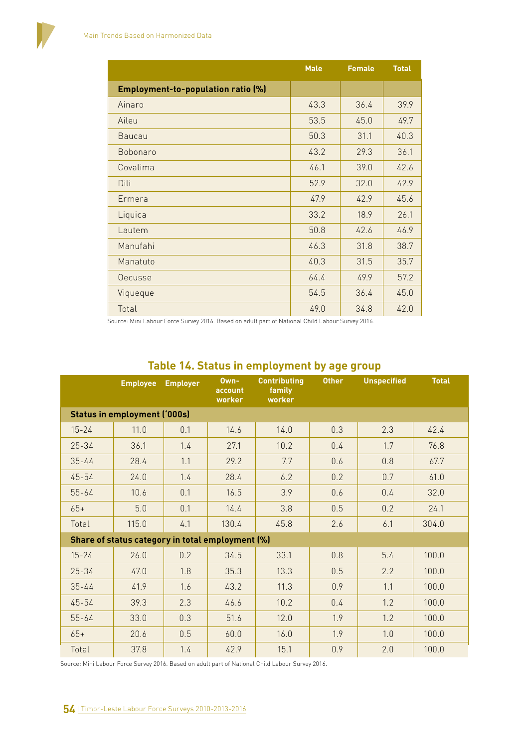| | Male | Female | Total |
|---|---|---|---|
| **Employment-to-population ratio (%)** | | | |
| Ainaro | 43.3 | 36.4 | 39.9 |
| Aileu | 53.5 | 45.0 | 49.7 |
| Baucau | 50.3 | 31.1 | 40.3 |
| Bobonaro | 43.2 | 29.3 | 36.1 |
| Covalima | 46.1 | 39.0 | 42.6 |
| Dili | 52.9 | 32.0 | 42.9 |
| Ermera | 47.9 | 42.9 | 45.6 |
| Liquica | 33.2 | 18.9 | 26.1 |
| Lautem | 50.8 | 42.6 | 46.9 |
| Manufahi | 46.3 | 31.8 | 38.7 |
| Manatuto | 40.3 | 31.5 | 35.7 |
| Oecusse | 64.4 | 49.9 | 57.2 |
| Viqueque | 54.5 | 36.4 | 45.0 |
| Total | 49.0 | 34.8 | 42.0 |

Source: Mini Labour Force Survey 2016. Based on adult part of National Child Labour Survey 2016.

## Table 14. Status in employment by age group

| | Employee | Employer | Own-account worker | Contributing family worker | Other | Unspecified | Total |
|---|---|---|---|---|---|---|---|
| **Status in employment ('000s)** | | | | | | | |
| 15-24 | 11.0 | 0.1 | 14.6 | 14.0 | 0.3 | 2.3 | 42.4 |
| 25-34 | 36.1 | 1.4 | 27.1 | 10.2 | 0.4 | 1.7 | 76.8 |
| 35-44 | 28.4 | 1.1 | 29.2 | 7.7 | 0.6 | 0.8 | 67.7 |
| 45-54 | 24.0 | 1.4 | 28.4 | 6.2 | 0.2 | 0.7 | 61.0 |
| 55-64 | 10.6 | 0.1 | 16.5 | 3.9 | 0.6 | 0.4 | 32.0 |
| 65+ | 5.0 | 0.1 | 14.4 | 3.8 | 0.5 | 0.2 | 24.1 |
| Total | 115.0 | 4.1 | 130.4 | 45.8 | 2.6 | 6.1 | 304.0 |
| **Share of status category in total employment (%)** | | | | | | | |
| 15-24 | 26.0 | 0.2 | 34.5 | 33.1 | 0.8 | 5.4 | 100.0 |
| 25-34 | 47.0 | 1.8 | 35.3 | 13.3 | 0.5 | 2.2 | 100.0 |
| 35-44 | 41.9 | 1.6 | 43.2 | 11.3 | 0.9 | 1.1 | 100.0 |
| 45-54 | 39.3 | 2.3 | 46.6 | 10.2 | 0.4 | 1.2 | 100.0 |
| 55-64 | 33.0 | 0.3 | 51.6 | 12.0 | 1.9 | 1.2 | 100.0 |
| 65+ | 20.6 | 0.5 | 60.0 | 16.0 | 1.9 | 1.0 | 100.0 |
| Total | 37.8 | 1.4 | 42.9 | 15.1 | 0.9 | 2.0 | 100.0 |

Source: Mini Labour Force Survey 2016. Based on adult part of National Child Labour Survey 2016.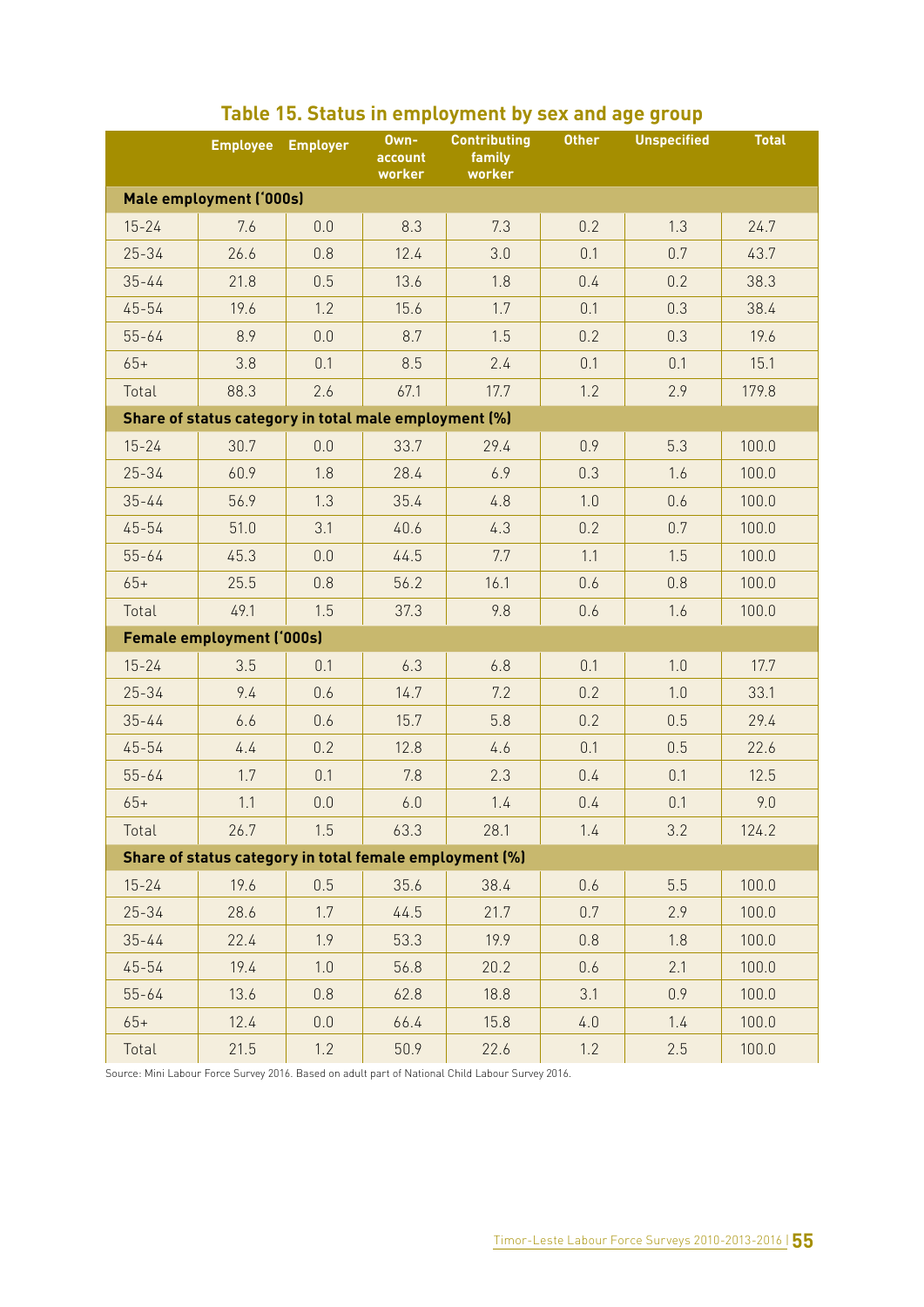## Table 15. Status in employment by sex and age group

| | Employee | Employer | Own-account worker | Contributing family worker | Other | Unspecified | Total |
|---|---|---|---|---|---|---|---|
| **Male employment ('000s)** | | | | | | | |
| 15-24 | 7.6 | 0.0 | 8.3 | 7.3 | 0.2 | 1.3 | 24.7 |
| 25-34 | 26.6 | 0.8 | 12.4 | 3.0 | 0.1 | 0.7 | 43.7 |
| 35-44 | 21.8 | 0.5 | 13.6 | 1.8 | 0.4 | 0.2 | 38.3 |
| 45-54 | 19.6 | 1.2 | 15.6 | 1.7 | 0.1 | 0.3 | 38.4 |
| 55-64 | 8.9 | 0.0 | 8.7 | 1.5 | 0.2 | 0.3 | 19.6 |
| 65+ | 3.8 | 0.1 | 8.5 | 2.4 | 0.1 | 0.1 | 15.1 |
| Total | 88.3 | 2.6 | 67.1 | 17.7 | 1.2 | 2.9 | 179.8 |
| **Share of status category in total male employment (%)** | | | | | | | |
| 15-24 | 30.7 | 0.0 | 33.7 | 29.4 | 0.9 | 5.3 | 100.0 |
| 25-34 | 60.9 | 1.8 | 28.4 | 6.9 | 0.3 | 1.6 | 100.0 |
| 35-44 | 56.9 | 1.3 | 35.4 | 4.8 | 1.0 | 0.6 | 100.0 |
| 45-54 | 51.0 | 3.1 | 40.6 | 4.3 | 0.2 | 0.7 | 100.0 |
| 55-64 | 45.3 | 0.0 | 44.5 | 7.7 | 1.1 | 1.5 | 100.0 |
| 65+ | 25.5 | 0.8 | 56.2 | 16.1 | 0.6 | 0.8 | 100.0 |
| Total | 49.1 | 1.5 | 37.3 | 9.8 | 0.6 | 1.6 | 100.0 |
| **Female employment ('000s)** | | | | | | | |
| 15-24 | 3.5 | 0.1 | 6.3 | 6.8 | 0.1 | 1.0 | 17.7 |
| 25-34 | 9.4 | 0.6 | 14.7 | 7.2 | 0.2 | 1.0 | 33.1 |
| 35-44 | 6.6 | 0.6 | 15.7 | 5.8 | 0.2 | 0.5 | 29.4 |
| 45-54 | 4.4 | 0.2 | 12.8 | 4.6 | 0.1 | 0.5 | 22.6 |
| 55-64 | 1.7 | 0.1 | 7.8 | 2.3 | 0.4 | 0.1 | 12.5 |
| 65+ | 1.1 | 0.0 | 6.0 | 1.4 | 0.4 | 0.1 | 9.0 |
| Total | 26.7 | 1.5 | 63.3 | 28.1 | 1.4 | 3.2 | 124.2 |
| **Share of status category in total female employment (%)** | | | | | | | |
| 15-24 | 19.6 | 0.5 | 35.6 | 38.4 | 0.6 | 5.5 | 100.0 |
| 25-34 | 28.6 | 1.7 | 44.5 | 21.7 | 0.7 | 2.9 | 100.0 |
| 35-44 | 22.4 | 1.9 | 53.3 | 19.9 | 0.8 | 1.8 | 100.0 |
| 45-54 | 19.4 | 1.0 | 56.8 | 20.2 | 0.6 | 2.1 | 100.0 |
| 55-64 | 13.6 | 0.8 | 62.8 | 18.8 | 3.1 | 0.9 | 100.0 |
| 65+ | 12.4 | 0.0 | 66.4 | 15.8 | 4.0 | 1.4 | 100.0 |
| Total | 21.5 | 1.2 | 50.9 | 22.6 | 1.2 | 2.5 | 100.0 |

Source: Mini Labour Force Survey 2016. Based on adult part of National Child Labour Survey 2016.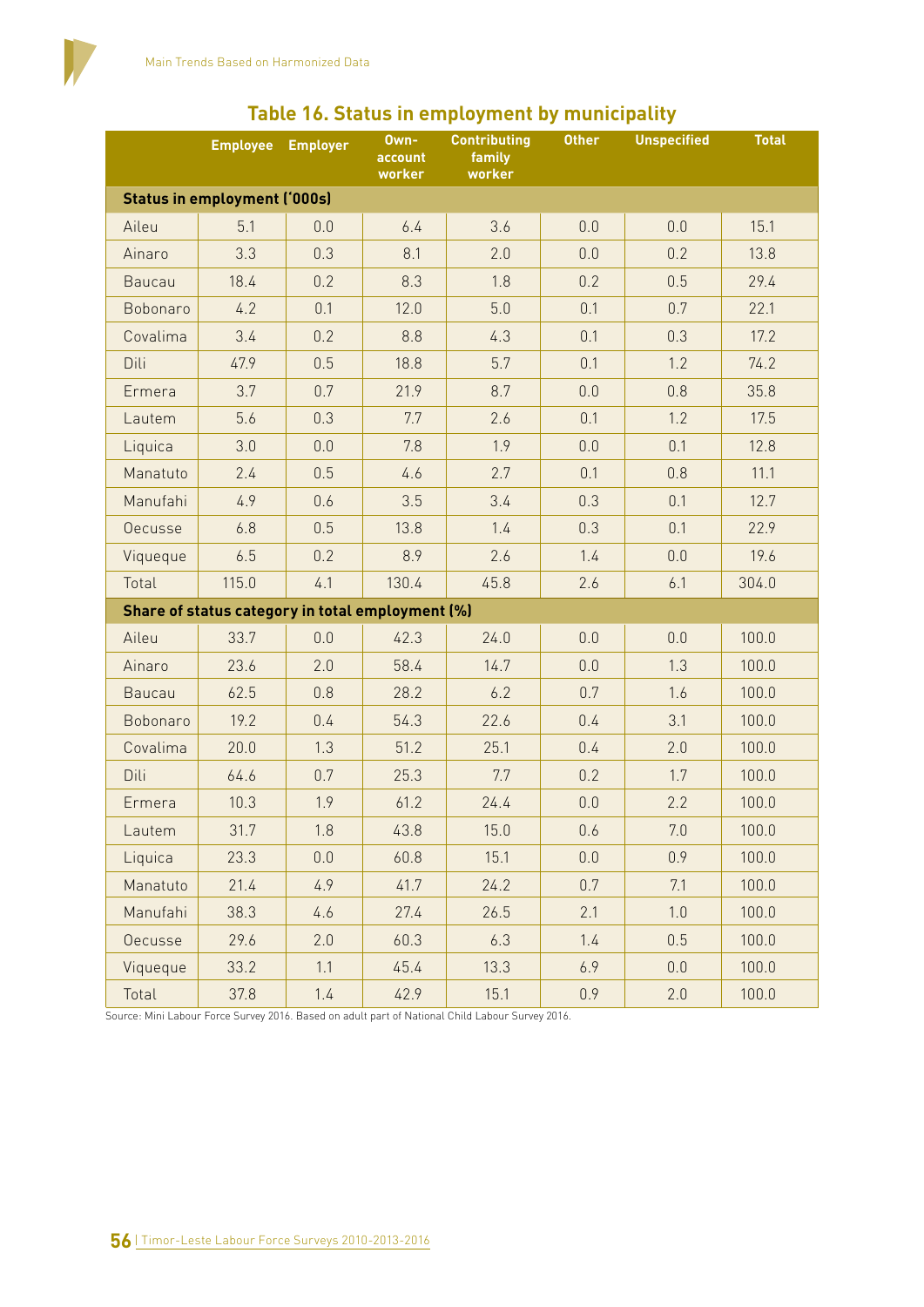## Table 16. Status in employment by municipality

| | Employee | Employer | Own-account worker | Contributing family worker | Other | Unspecified | Total |
|---|---|---|---|---|---|---|---|
| **Status in employment ('000s)** | | | | | | | |
| Aileu | 5.1 | 0.0 | 6.4 | 3.6 | 0.0 | 0.0 | 15.1 |
| Ainaro | 3.3 | 0.3 | 8.1 | 2.0 | 0.0 | 0.2 | 13.8 |
| Baucau | 18.4 | 0.2 | 8.3 | 1.8 | 0.2 | 0.5 | 29.4 |
| Bobonaro | 4.2 | 0.1 | 12.0 | 5.0 | 0.1 | 0.7 | 22.1 |
| Covalima | 3.4 | 0.2 | 8.8 | 4.3 | 0.1 | 0.3 | 17.2 |
| Dili | 47.9 | 0.5 | 18.8 | 5.7 | 0.1 | 1.2 | 74.2 |
| Ermera | 3.7 | 0.7 | 21.9 | 8.7 | 0.0 | 0.8 | 35.8 |
| Lautem | 5.6 | 0.3 | 7.7 | 2.6 | 0.1 | 1.2 | 17.5 |
| Liquica | 3.0 | 0.0 | 7.8 | 1.9 | 0.0 | 0.1 | 12.8 |
| Manatuto | 2.4 | 0.5 | 4.6 | 2.7 | 0.1 | 0.8 | 11.1 |
| Manufahi | 4.9 | 0.6 | 3.5 | 3.4 | 0.3 | 0.1 | 12.7 |
| Oecusse | 6.8 | 0.5 | 13.8 | 1.4 | 0.3 | 0.1 | 22.9 |
| Viqueque | 6.5 | 0.2 | 8.9 | 2.6 | 1.4 | 0.0 | 19.6 |
| Total | 115.0 | 4.1 | 130.4 | 45.8 | 2.6 | 6.1 | 304.0 |
| **Share of status category in total employment (%)** | | | | | | | |
| Aileu | 33.7 | 0.0 | 42.3 | 24.0 | 0.0 | 0.0 | 100.0 |
| Ainaro | 23.6 | 2.0 | 58.4 | 14.7 | 0.0 | 1.3 | 100.0 |
| Baucau | 62.5 | 0.8 | 28.2 | 6.2 | 0.7 | 1.6 | 100.0 |
| Bobonaro | 19.2 | 0.4 | 54.3 | 22.6 | 0.4 | 3.1 | 100.0 |
| Covalima | 20.0 | 1.3 | 51.2 | 25.1 | 0.4 | 2.0 | 100.0 |
| Dili | 64.6 | 0.7 | 25.3 | 7.7 | 0.2 | 1.7 | 100.0 |
| Ermera | 10.3 | 1.9 | 61.2 | 24.4 | 0.0 | 2.2 | 100.0 |
| Lautem | 31.7 | 1.8 | 43.8 | 15.0 | 0.6 | 7.0 | 100.0 |
| Liquica | 23.3 | 0.0 | 60.8 | 15.1 | 0.0 | 0.9 | 100.0 |
| Manatuto | 21.4 | 4.9 | 41.7 | 24.2 | 0.7 | 7.1 | 100.0 |
| Manufahi | 38.3 | 4.6 | 27.4 | 26.5 | 2.1 | 1.0 | 100.0 |
| Oecusse | 29.6 | 2.0 | 60.3 | 6.3 | 1.4 | 0.5 | 100.0 |
| Viqueque | 33.2 | 1.1 | 45.4 | 13.3 | 6.9 | 0.0 | 100.0 |
| Total | 37.8 | 1.4 | 42.9 | 15.1 | 0.9 | 2.0 | 100.0 |

Source: Mini Labour Force Survey 2016. Based on adult part of National Child Labour Survey 2016.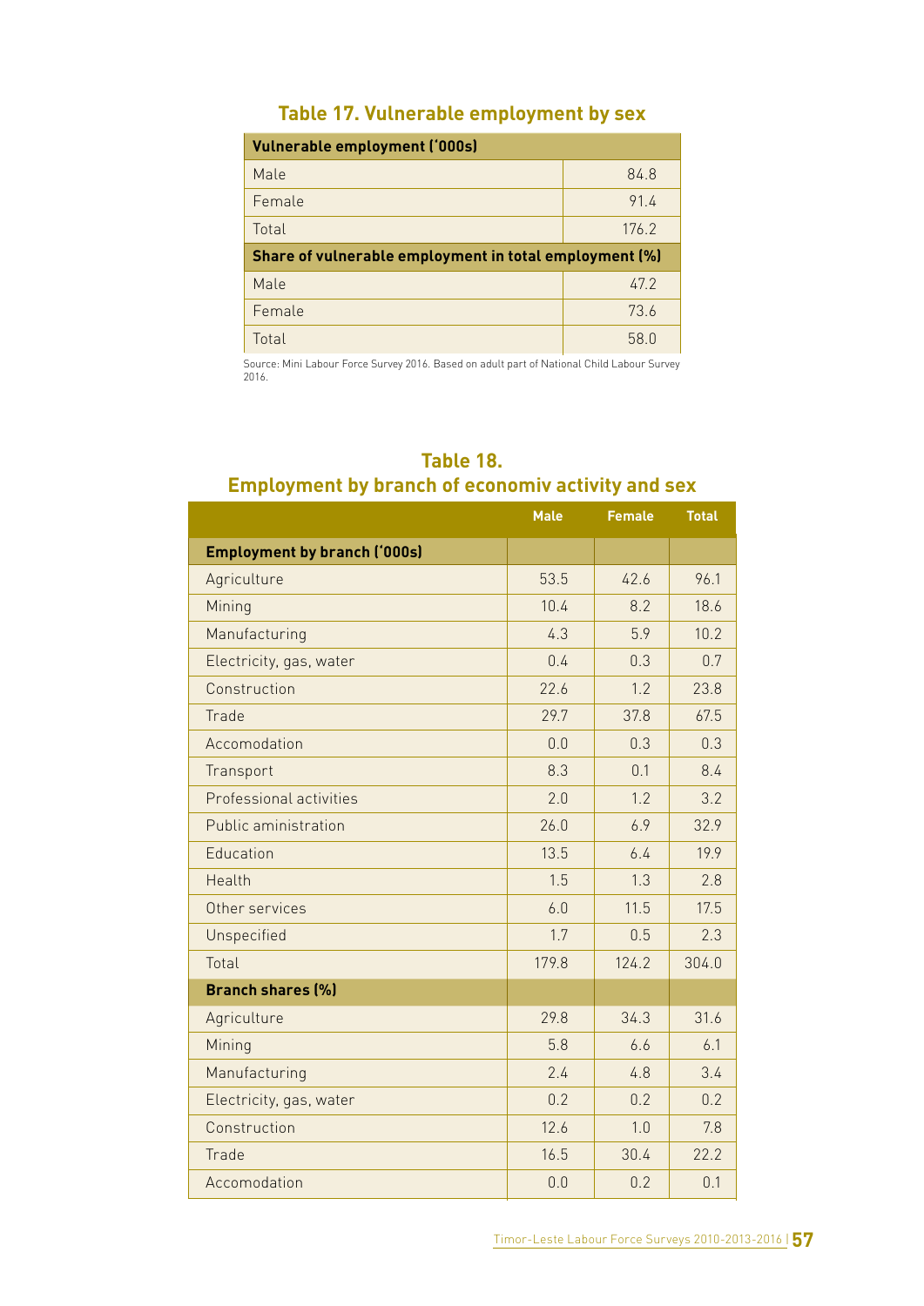## Table 17. Vulnerable employment by sex

| Vulnerable employment ('000s) | |
|---|---|
| Male | 84.8 |
| Female | 91.4 |
| Total | 176.2 |
| **Share of vulnerable employment in total employment (%)** | |
| Male | 47.2 |
| Female | 73.6 |
| Total | 58.0 |

Source: Mini Labour Force Survey 2016. Based on adult part of National Child Labour Survey 2016.

## Table 18. Employment by branch of economiv activity and sex

| | Male | Female | Total |
|---|---|---|---|
| **Employment by branch ('000s)** | | | |
| Agriculture | 53.5 | 42.6 | 96.1 |
| Mining | 10.4 | 8.2 | 18.6 |
| Manufacturing | 4.3 | 5.9 | 10.2 |
| Electricity, gas, water | 0.4 | 0.3 | 0.7 |
| Construction | 22.6 | 1.2 | 23.8 |
| Trade | 29.7 | 37.8 | 67.5 |
| Accomodation | 0.0 | 0.3 | 0.3 |
| Transport | 8.3 | 0.1 | 8.4 |
| Professional activities | 2.0 | 1.2 | 3.2 |
| Public aministration | 26.0 | 6.9 | 32.9 |
| Education | 13.5 | 6.4 | 19.9 |
| Health | 1.5 | 1.3 | 2.8 |
| Other services | 6.0 | 11.5 | 17.5 |
| Unspecified | 1.7 | 0.5 | 2.3 |
| Total | 179.8 | 124.2 | 304.0 |
| **Branch shares (%)** | | | |
| Agriculture | 29.8 | 34.3 | 31.6 |
| Mining | 5.8 | 6.6 | 6.1 |
| Manufacturing | 2.4 | 4.8 | 3.4 |
| Electricity, gas, water | 0.2 | 0.2 | 0.2 |
| Construction | 12.6 | 1.0 | 7.8 |
| Trade | 16.5 | 30.4 | 22.2 |
| Accomodation | 0.0 | 0.2 | 0.1 |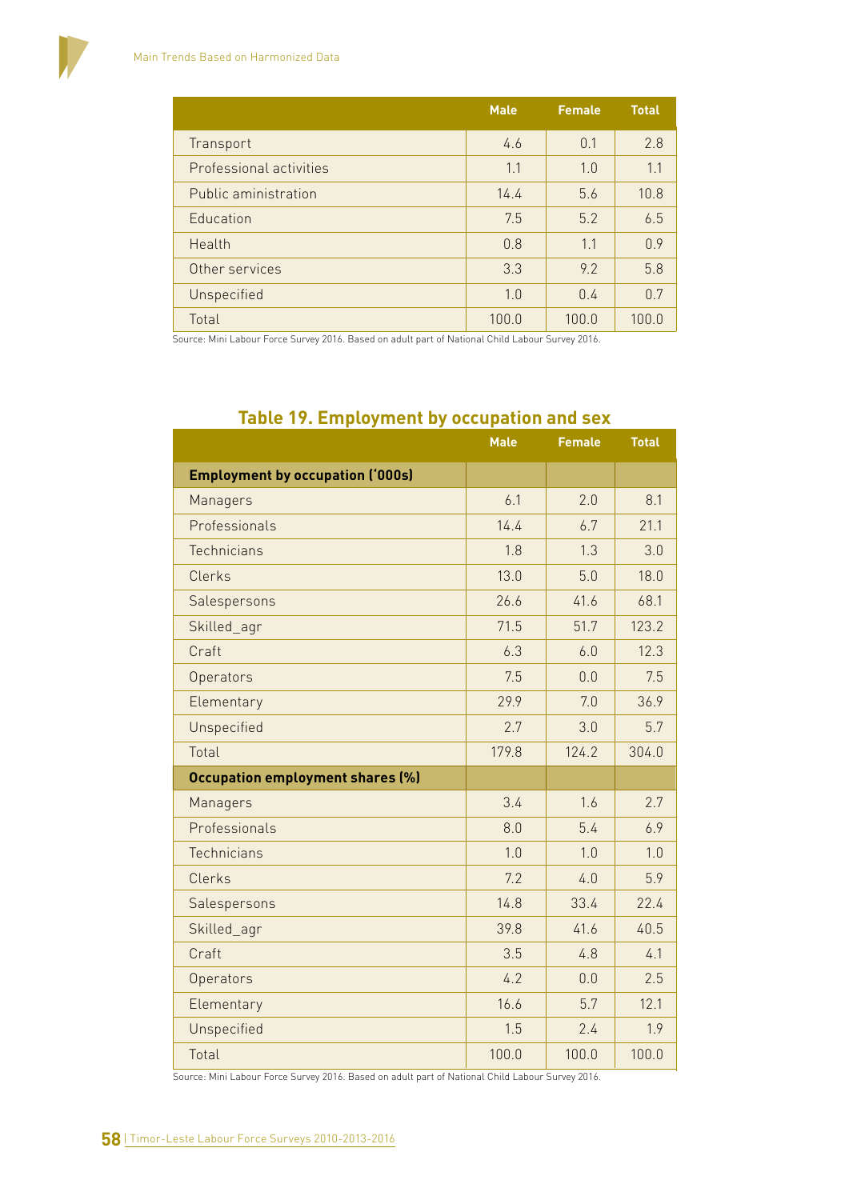| | Male | Female | Total |
|---|---|---|---|
| Transport | 4.6 | 0.1 | 2.8 |
| Professional activities | 1.1 | 1.0 | 1.1 |
| Public aministration | 14.4 | 5.6 | 10.8 |
| Education | 7.5 | 5.2 | 6.5 |
| Health | 0.8 | 1.1 | 0.9 |
| Other services | 3.3 | 9.2 | 5.8 |
| Unspecified | 1.0 | 0.4 | 0.7 |
| Total | 100.0 | 100.0 | 100.0 |

Source: Mini Labour Force Survey 2016. Based on adult part of National Child Labour Survey 2016.

## Table 19. Employment by occupation and sex

| | Male | Female | Total |
|---|---|---|---|
| **Employment by occupation ('000s)** | | | |
| Managers | 6.1 | 2.0 | 8.1 |
| Professionals | 14.4 | 6.7 | 21.1 |
| Technicians | 1.8 | 1.3 | 3.0 |
| Clerks | 13.0 | 5.0 | 18.0 |
| Salespersons | 26.6 | 41.6 | 68.1 |
| Skilled_agr | 71.5 | 51.7 | 123.2 |
| Craft | 6.3 | 6.0 | 12.3 |
| Operators | 7.5 | 0.0 | 7.5 |
| Elementary | 29.9 | 7.0 | 36.9 |
| Unspecified | 2.7 | 3.0 | 5.7 |
| Total | 179.8 | 124.2 | 304.0 |
| **Occupation employment shares (%)** | | | |
| Managers | 3.4 | 1.6 | 2.7 |
| Professionals | 8.0 | 5.4 | 6.9 |
| Technicians | 1.0 | 1.0 | 1.0 |
| Clerks | 7.2 | 4.0 | 5.9 |
| Salespersons | 14.8 | 33.4 | 22.4 |
| Skilled_agr | 39.8 | 41.6 | 40.5 |
| Craft | 3.5 | 4.8 | 4.1 |
| Operators | 4.2 | 0.0 | 2.5 |
| Elementary | 16.6 | 5.7 | 12.1 |
| Unspecified | 1.5 | 2.4 | 1.9 |
| Total | 100.0 | 100.0 | 100.0 |

Source: Mini Labour Force Survey 2016. Based on adult part of National Child Labour Survey 2016.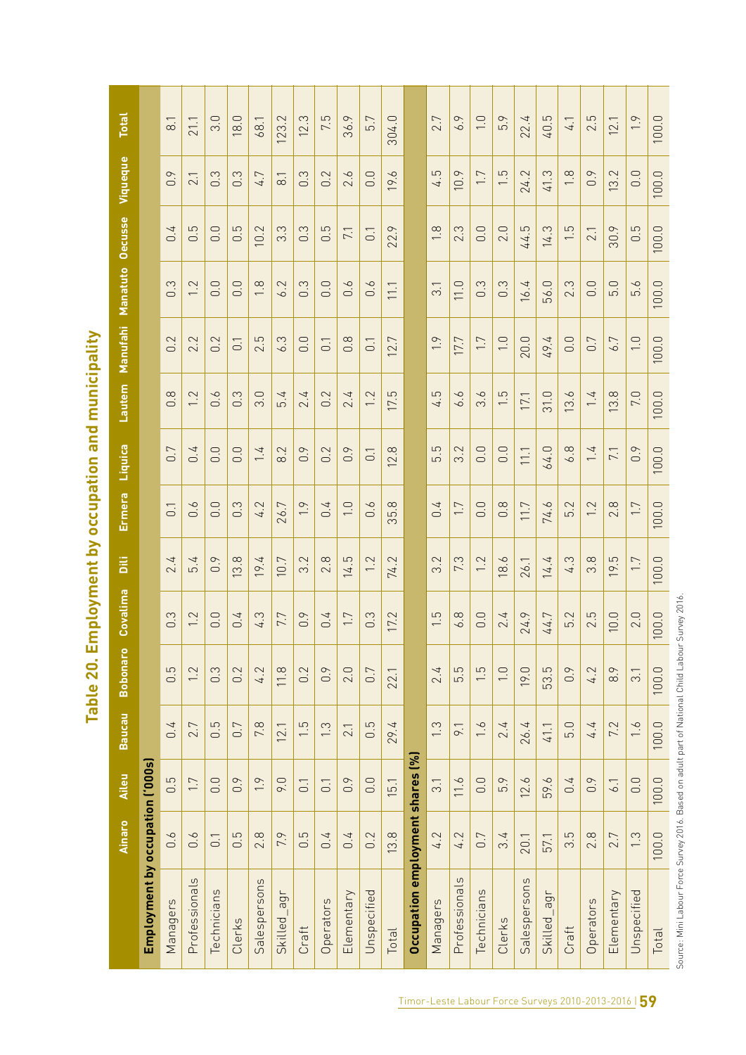# Table 20. Employment by occupation and municipality

| | Ainaro | Aileu | Baucau | Bobonaro | Covalima | Dili | Ermera | Liquica | Lautem | Manufahi | Manatuto | Oecusse | Viqueque | Total |
|---|---|---|---|---|---|---|---|---|---|---|---|---|---|---|
| **Employment by occupation ('000s)** | | | | | | | | | | | | | | |
| Managers | 0.6 | 0.5 | 0.4 | 0.5 | 0.3 | 2.4 | 0.1 | 0.7 | 0.8 | 0.2 | 0.3 | 0.4 | 0.9 | 8.1 |
| Professionals | 0.6 | 1.7 | 2.7 | 1.2 | 1.2 | 5.4 | 0.6 | 0.4 | 1.2 | 2.2 | 1.2 | 0.5 | 2.1 | 21.1 |
| Technicians | 0.1 | 0.0 | 0.5 | 0.3 | 0.0 | 0.9 | 0.0 | 0.0 | 0.6 | 0.2 | 0.0 | 0.0 | 0.3 | 3.0 |
| Clerks | 0.5 | 0.9 | 0.7 | 0.2 | 0.4 | 13.8 | 0.3 | 0.0 | 0.3 | 0.1 | 0.0 | 0.5 | 0.3 | 18.0 |
| Salespersons | 2.8 | 1.9 | 7.8 | 4.2 | 4.3 | 19.4 | 4.2 | 1.4 | 3.0 | 2.5 | 1.8 | 10.2 | 4.7 | 68.1 |
| Skilled_agr | 7.9 | 9.0 | 12.1 | 11.8 | 7.7 | 10.7 | 26.7 | 8.2 | 5.4 | 6.3 | 6.2 | 3.3 | 8.1 | 123.2 |
| Craft | 0.5 | 0.1 | 1.5 | 0.2 | 0.9 | 3.2 | 1.9 | 0.9 | 2.4 | 0.0 | 0.3 | 0.3 | 0.3 | 12.3 |
| Operators | 0.4 | 0.1 | 1.3 | 0.9 | 0.4 | 2.8 | 0.4 | 0.2 | 0.2 | 0.1 | 0.0 | 0.5 | 0.2 | 7.5 |
| Elementary | 0.4 | 0.9 | 2.1 | 2.0 | 1.7 | 14.5 | 1.0 | 0.9 | 2.4 | 0.8 | 0.6 | 7.1 | 2.6 | 36.9 |
| Unspecified | 0.2 | 0.0 | 0.5 | 0.7 | 0.3 | 1.2 | 0.6 | 0.1 | 1.2 | 0.1 | 0.6 | 0.1 | 0.0 | 5.7 |
| Total | 13.8 | 15.1 | 29.4 | 22.1 | 17.2 | 74.2 | 35.8 | 12.8 | 17.5 | 12.7 | 11.1 | 22.9 | 19.6 | 304.0 |
| **Occupation employment shares (%)** | | | | | | | | | | | | | | |
| Managers | 4.2 | 3.1 | 1.3 | 2.4 | 1.5 | 3.2 | 0.4 | 5.5 | 4.5 | 1.9 | 3.1 | 1.8 | 4.5 | 2.7 |
| Professionals | 4.2 | 11.6 | 9.1 | 5.5 | 6.8 | 7.3 | 1.7 | 3.2 | 6.6 | 17.7 | 11.0 | 2.3 | 10.9 | 6.9 |
| Technicians | 0.7 | 0.0 | 1.6 | 1.5 | 0.0 | 1.2 | 0.0 | 0.0 | 3.6 | 1.7 | 0.3 | 0.0 | 1.7 | 1.0 |
| Clerks | 3.4 | 5.9 | 2.4 | 1.0 | 2.4 | 18.6 | 0.8 | 0.0 | 1.5 | 1.0 | 0.3 | 2.0 | 1.5 | 5.9 |
| Salespersons | 20.1 | 12.6 | 26.4 | 19.0 | 24.9 | 26.1 | 11.7 | 11.1 | 17.1 | 20.0 | 16.4 | 44.5 | 24.2 | 22.4 |
| Skilled_agr | 57.1 | 59.6 | 41.1 | 53.5 | 44.7 | 14.4 | 74.6 | 64.0 | 31.0 | 49.4 | 56.0 | 14.3 | 41.3 | 40.5 |
| Craft | 3.5 | 0.4 | 5.0 | 0.9 | 5.2 | 4.3 | 5.2 | 6.8 | 13.6 | 0.0 | 2.3 | 1.5 | 1.8 | 4.1 |
| Operators | 2.8 | 0.9 | 4.4 | 4.2 | 2.5 | 3.8 | 1.2 | 1.4 | 1.4 | 0.7 | 0.0 | 2.1 | 0.9 | 2.5 |
| Elementary | 2.7 | 6.1 | 7.2 | 8.9 | 10.0 | 19.5 | 2.8 | 7.1 | 13.8 | 6.7 | 5.0 | 30.9 | 13.2 | 12.1 |
| Unspecified | 1.3 | 0.0 | 1.6 | 3.1 | 2.0 | 1.7 | 1.7 | 0.9 | 7.0 | 1.0 | 5.6 | 0.5 | 0.0 | 1.9 |
| Total | 100.0 | 100.0 | 100.0 | 100.0 | 100.0 | 100.0 | 100.0 | 100.0 | 100.0 | 100.0 | 100.0 | 100.0 | 100.0 | 100.0 |

Source: Mini Labour Force Survey 2016. Based on adult part of National Child Labour Survey 2016.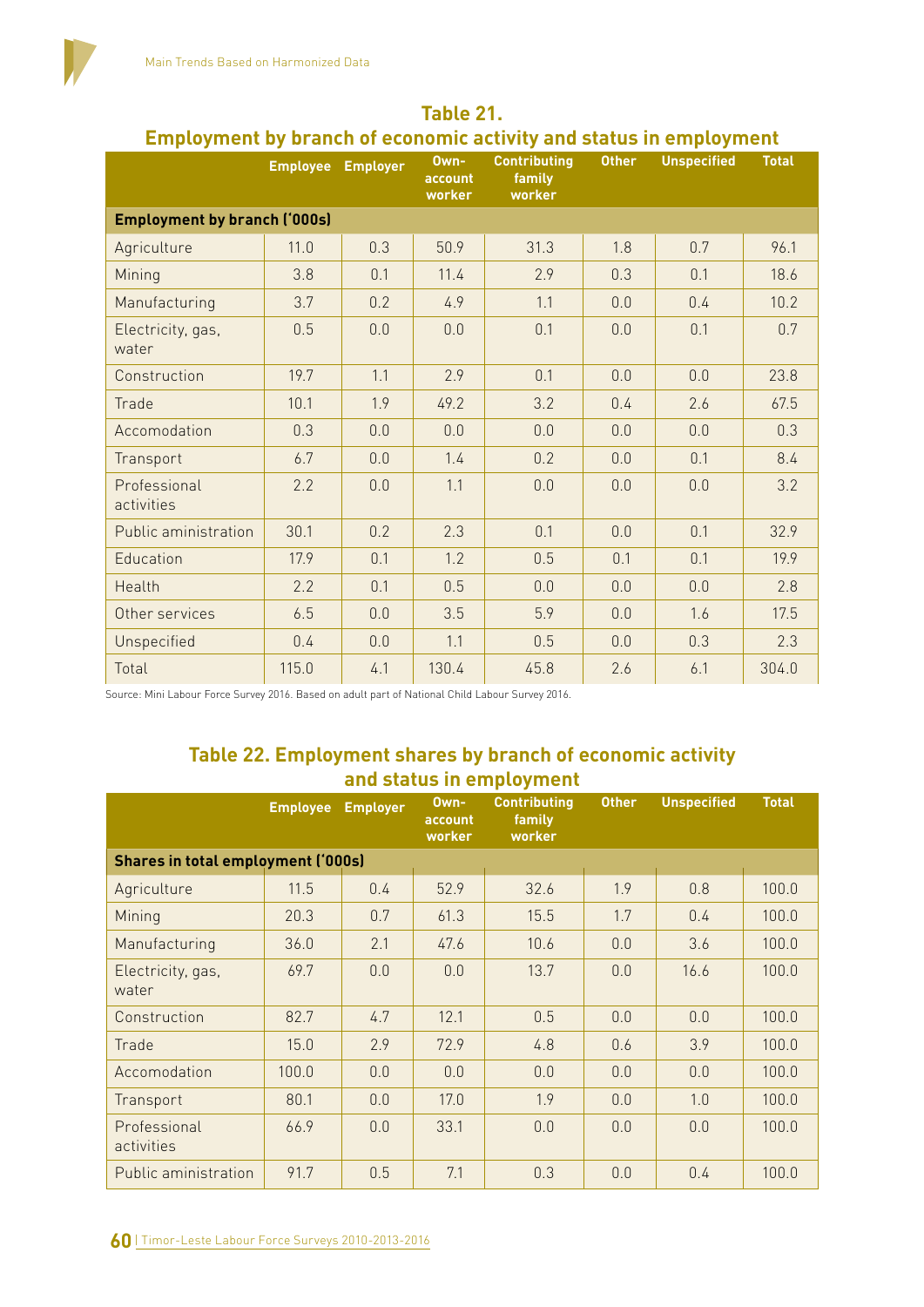## Table 21.
## Employment by branch of economic activity and status in employment

| | Employee | Employer | Own-account worker | Contributing family worker | Other | Unspecified | Total |
|---|---|---|---|---|---|---|---|
| **Employment by branch ('000s)** | | | | | | | |
| Agriculture | 11.0 | 0.3 | 50.9 | 31.3 | 1.8 | 0.7 | 96.1 |
| Mining | 3.8 | 0.1 | 11.4 | 2.9 | 0.3 | 0.1 | 18.6 |
| Manufacturing | 3.7 | 0.2 | 4.9 | 1.1 | 0.0 | 0.4 | 10.2 |
| Electricity, gas, water | 0.5 | 0.0 | 0.0 | 0.1 | 0.0 | 0.1 | 0.7 |
| Construction | 19.7 | 1.1 | 2.9 | 0.1 | 0.0 | 0.0 | 23.8 |
| Trade | 10.1 | 1.9 | 49.2 | 3.2 | 0.4 | 2.6 | 67.5 |
| Accomodation | 0.3 | 0.0 | 0.0 | 0.0 | 0.0 | 0.0 | 0.3 |
| Transport | 6.7 | 0.0 | 1.4 | 0.2 | 0.0 | 0.1 | 8.4 |
| Professional activities | 2.2 | 0.0 | 1.1 | 0.0 | 0.0 | 0.0 | 3.2 |
| Public aministration | 30.1 | 0.2 | 2.3 | 0.1 | 0.0 | 0.1 | 32.9 |
| Education | 17.9 | 0.1 | 1.2 | 0.5 | 0.1 | 0.1 | 19.9 |
| Health | 2.2 | 0.1 | 0.5 | 0.0 | 0.0 | 0.0 | 2.8 |
| Other services | 6.5 | 0.0 | 3.5 | 5.9 | 0.0 | 1.6 | 17.5 |
| Unspecified | 0.4 | 0.0 | 1.1 | 0.5 | 0.0 | 0.3 | 2.3 |
| Total | 115.0 | 4.1 | 130.4 | 45.8 | 2.6 | 6.1 | 304.0 |

Source: Mini Labour Force Survey 2016. Based on adult part of National Child Labour Survey 2016.

## Table 22. Employment shares by branch of economic activity and status in employment

| | Employee | Employer | Own-account worker | Contributing family worker | Other | Unspecified | Total |
|---|---|---|---|---|---|---|---|
| **Shares in total employment ('000s)** | | | | | | | |
| Agriculture | 11.5 | 0.4 | 52.9 | 32.6 | 1.9 | 0.8 | 100.0 |
| Mining | 20.3 | 0.7 | 61.3 | 15.5 | 1.7 | 0.4 | 100.0 |
| Manufacturing | 36.0 | 2.1 | 47.6 | 10.6 | 0.0 | 3.6 | 100.0 |
| Electricity, gas, water | 69.7 | 0.0 | 0.0 | 13.7 | 0.0 | 16.6 | 100.0 |
| Construction | 82.7 | 4.7 | 12.1 | 0.5 | 0.0 | 0.0 | 100.0 |
| Trade | 15.0 | 2.9 | 72.9 | 4.8 | 0.6 | 3.9 | 100.0 |
| Accomodation | 100.0 | 0.0 | 0.0 | 0.0 | 0.0 | 0.0 | 100.0 |
| Transport | 80.1 | 0.0 | 17.0 | 1.9 | 0.0 | 1.0 | 100.0 |
| Professional activities | 66.9 | 0.0 | 33.1 | 0.0 | 0.0 | 0.0 | 100.0 |
| Public aministration | 91.7 | 0.5 | 7.1 | 0.3 | 0.0 | 0.4 | 100.0 |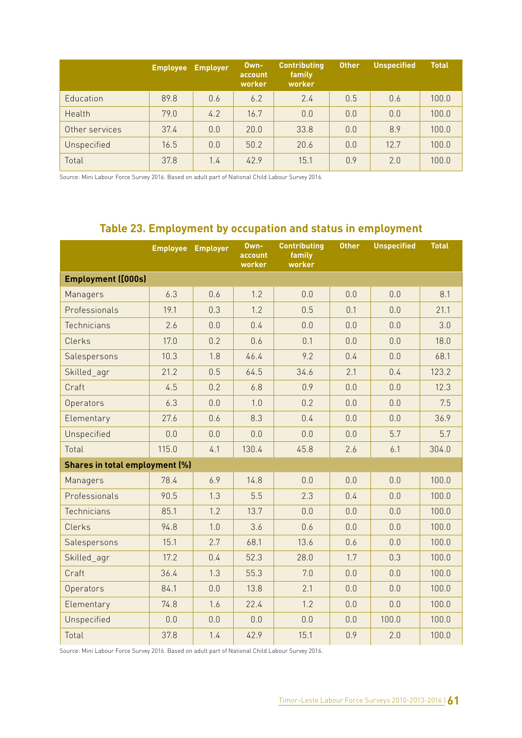| | Employee | Employer | Own-account worker | Contributing family worker | Other | Unspecified | Total |
|---|---|---|---|---|---|---|---|
| Education | 89.8 | 0.6 | 6.2 | 2.4 | 0.5 | 0.6 | 100.0 |
| Health | 79.0 | 4.2 | 16.7 | 0.0 | 0.0 | 0.0 | 100.0 |
| Other services | 37.4 | 0.0 | 20.0 | 33.8 | 0.0 | 8.9 | 100.0 |
| Unspecified | 16.5 | 0.0 | 50.2 | 20.6 | 0.0 | 12.7 | 100.0 |
| Total | 37.8 | 1.4 | 42.9 | 15.1 | 0.9 | 2.0 | 100.0 |

Source: Mini Labour Force Survey 2016. Based on adult part of National Child Labour Survey 2016.

## Table 23. Employment by occupation and status in employment

| | Employee | Employer | Own-account worker | Contributing family worker | Other | Unspecified | Total |
|---|---|---|---|---|---|---|---|
| **Employment ([000s)** | | | | | | | |
| Managers | 6.3 | 0.6 | 1.2 | 0.0 | 0.0 | 0.0 | 8.1 |
| Professionals | 19.1 | 0.3 | 1.2 | 0.5 | 0.1 | 0.0 | 21.1 |
| Technicians | 2.6 | 0.0 | 0.4 | 0.0 | 0.0 | 0.0 | 3.0 |
| Clerks | 17.0 | 0.2 | 0.6 | 0.1 | 0.0 | 0.0 | 18.0 |
| Salespersons | 10.3 | 1.8 | 46.4 | 9.2 | 0.4 | 0.0 | 68.1 |
| Skilled_agr | 21.2 | 0.5 | 64.5 | 34.6 | 2.1 | 0.4 | 123.2 |
| Craft | 4.5 | 0.2 | 6.8 | 0.9 | 0.0 | 0.0 | 12.3 |
| Operators | 6.3 | 0.0 | 1.0 | 0.2 | 0.0 | 0.0 | 7.5 |
| Elementary | 27.6 | 0.6 | 8.3 | 0.4 | 0.0 | 0.0 | 36.9 |
| Unspecified | 0.0 | 0.0 | 0.0 | 0.0 | 0.0 | 5.7 | 5.7 |
| Total | 115.0 | 4.1 | 130.4 | 45.8 | 2.6 | 6.1 | 304.0 |
| **Shares in total employment (%)** | | | | | | | |
| Managers | 78.4 | 6.9 | 14.8 | 0.0 | 0.0 | 0.0 | 100.0 |
| Professionals | 90.5 | 1.3 | 5.5 | 2.3 | 0.4 | 0.0 | 100.0 |
| Technicians | 85.1 | 1.2 | 13.7 | 0.0 | 0.0 | 0.0 | 100.0 |
| Clerks | 94.8 | 1.0 | 3.6 | 0.6 | 0.0 | 0.0 | 100.0 |
| Salespersons | 15.1 | 2.7 | 68.1 | 13.6 | 0.6 | 0.0 | 100.0 |
| Skilled_agr | 17.2 | 0.4 | 52.3 | 28.0 | 1.7 | 0.3 | 100.0 |
| Craft | 36.4 | 1.3 | 55.3 | 7.0 | 0.0 | 0.0 | 100.0 |
| Operators | 84.1 | 0.0 | 13.8 | 2.1 | 0.0 | 0.0 | 100.0 |
| Elementary | 74.8 | 1.6 | 22.4 | 1.2 | 0.0 | 0.0 | 100.0 |
| Unspecified | 0.0 | 0.0 | 0.0 | 0.0 | 0.0 | 100.0 | 100.0 |
| Total | 37.8 | 1.4 | 42.9 | 15.1 | 0.9 | 2.0 | 100.0 |

Source: Mini Labour Force Survey 2016. Based on adult part of National Child Labour Survey 2016.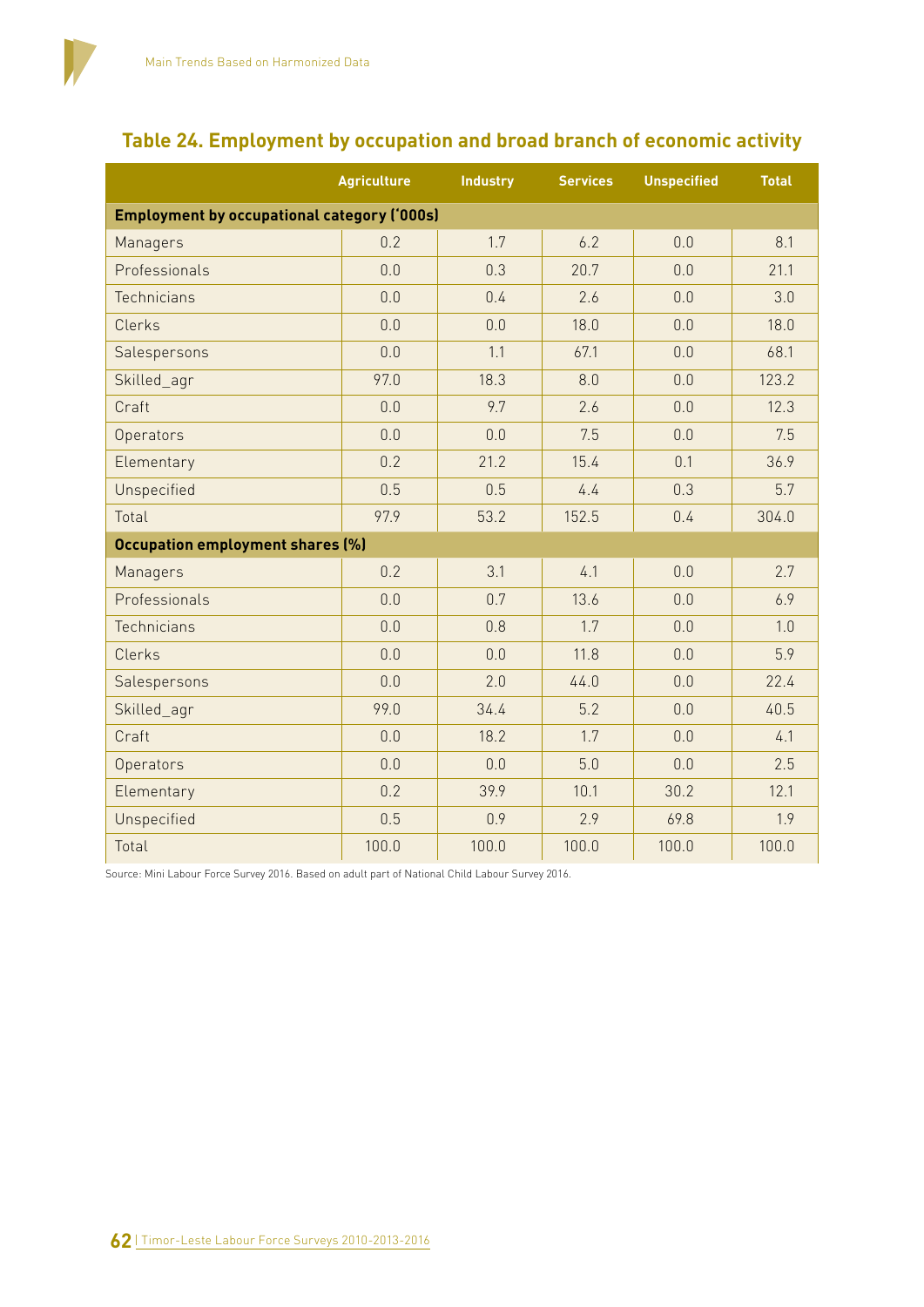## Table 24. Employment by occupation and broad branch of economic activity

| | Agriculture | Industry | Services | Unspecified | Total |
|---|---|---|---|---|---|
| **Employment by occupational category ('000s)** | | | | | |
| Managers | 0.2 | 1.7 | 6.2 | 0.0 | 8.1 |
| Professionals | 0.0 | 0.3 | 20.7 | 0.0 | 21.1 |
| Technicians | 0.0 | 0.4 | 2.6 | 0.0 | 3.0 |
| Clerks | 0.0 | 0.0 | 18.0 | 0.0 | 18.0 |
| Salespersons | 0.0 | 1.1 | 67.1 | 0.0 | 68.1 |
| Skilled_agr | 97.0 | 18.3 | 8.0 | 0.0 | 123.2 |
| Craft | 0.0 | 9.7 | 2.6 | 0.0 | 12.3 |
| Operators | 0.0 | 0.0 | 7.5 | 0.0 | 7.5 |
| Elementary | 0.2 | 21.2 | 15.4 | 0.1 | 36.9 |
| Unspecified | 0.5 | 0.5 | 4.4 | 0.3 | 5.7 |
| Total | 97.9 | 53.2 | 152.5 | 0.4 | 304.0 |
| **Occupation employment shares (%)** | | | | | |
| Managers | 0.2 | 3.1 | 4.1 | 0.0 | 2.7 |
| Professionals | 0.0 | 0.7 | 13.6 | 0.0 | 6.9 |
| Technicians | 0.0 | 0.8 | 1.7 | 0.0 | 1.0 |
| Clerks | 0.0 | 0.0 | 11.8 | 0.0 | 5.9 |
| Salespersons | 0.0 | 2.0 | 44.0 | 0.0 | 22.4 |
| Skilled_agr | 99.0 | 34.4 | 5.2 | 0.0 | 40.5 |
| Craft | 0.0 | 18.2 | 1.7 | 0.0 | 4.1 |
| Operators | 0.0 | 0.0 | 5.0 | 0.0 | 2.5 |
| Elementary | 0.2 | 39.9 | 10.1 | 30.2 | 12.1 |
| Unspecified | 0.5 | 0.9 | 2.9 | 69.8 | 1.9 |
| Total | 100.0 | 100.0 | 100.0 | 100.0 | 100.0 |

Source: Mini Labour Force Survey 2016. Based on adult part of National Child Labour Survey 2016.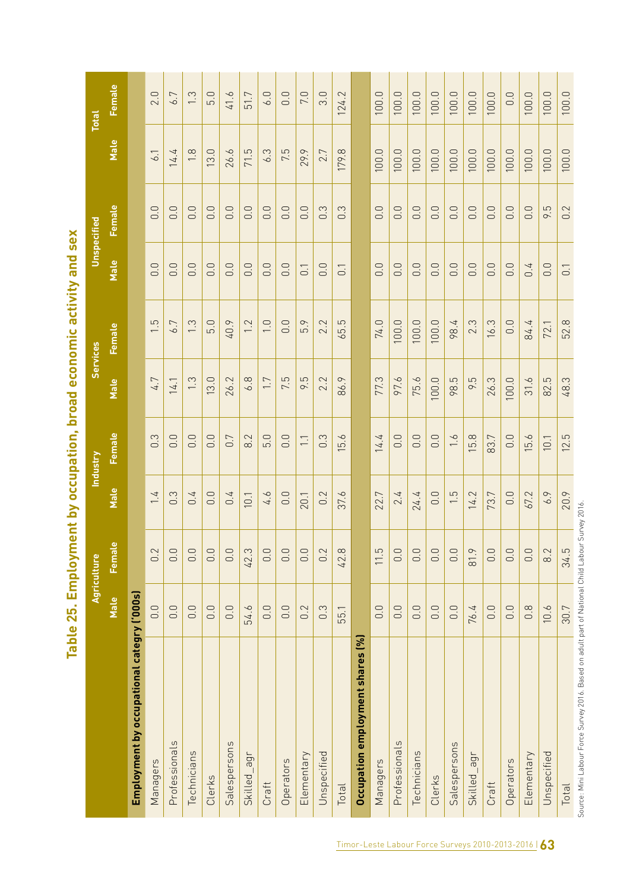# Table 25. Employment by occupation, broad economic activity and sex

| | Agriculture | | Industry | | Services | | Unspecified | | Total | |
|---|---|---|---|---|---|---|---|---|---|---|
| | Male | Female | Male | Female | Male | Female | Male | Female | Male | Female |
| **Employment by occupational category ('000s)** | | | | | | | | | | |
| Managers | 0.0 | 0.2 | 1.4 | 0.3 | 4.7 | 1.5 | 0.0 | 0.0 | 6.1 | 2.0 |
| Professionals | 0.0 | 0.0 | 0.3 | 0.0 | 14.1 | 6.7 | 0.0 | 0.0 | 14.4 | 6.7 |
| Technicians | 0.0 | 0.0 | 0.4 | 0.0 | 1.3 | 1.3 | 0.0 | 0.0 | 1.8 | 1.3 |
| Clerks | 0.0 | 0.0 | 0.0 | 0.0 | 13.0 | 5.0 | 0.0 | 0.0 | 13.0 | 5.0 |
| Salespersons | 0.0 | 0.0 | 0.4 | 0.7 | 26.2 | 40.9 | 0.0 | 0.0 | 26.6 | 41.6 |
| Skilled_agr | 54.6 | 42.3 | 10.1 | 8.2 | 6.8 | 1.2 | 0.0 | 0.0 | 71.5 | 51.7 |
| Craft | 0.0 | 0.0 | 4.6 | 5.0 | 1.7 | 1.0 | 0.0 | 0.0 | 6.3 | 6.0 |
| Operators | 0.0 | 0.0 | 0.0 | 0.0 | 7.5 | 0.0 | 0.0 | 0.0 | 7.5 | 0.0 |
| Elementary | 0.2 | 0.0 | 20.1 | 1.1 | 9.5 | 5.9 | 0.1 | 0.0 | 29.9 | 7.0 |
| Unspecified | 0.3 | 0.2 | 0.2 | 0.3 | 2.2 | 2.2 | 0.0 | 0.3 | 2.7 | 3.0 |
| Total | 55.1 | 42.8 | 37.6 | 15.6 | 86.9 | 65.5 | 0.1 | 0.3 | 179.8 | 124.2 |
| **Occupation employment shares (%)** | | | | | | | | | | |
| Managers | 0.0 | 11.5 | 22.7 | 14.4 | 77.3 | 74.0 | 0.0 | 0.0 | 100.0 | 100.0 |
| Professionals | 0.0 | 0.0 | 2.4 | 0.0 | 97.6 | 100.0 | 0.0 | 0.0 | 100.0 | 100.0 |
| Technicians | 0.0 | 0.0 | 24.4 | 0.0 | 75.6 | 100.0 | 0.0 | 0.0 | 100.0 | 100.0 |
| Clerks | 0.0 | 0.0 | 0.0 | 0.0 | 100.0 | 100.0 | 0.0 | 0.0 | 100.0 | 100.0 |
| Salespersons | 0.0 | 0.0 | 1.5 | 1.6 | 98.5 | 98.4 | 0.0 | 0.0 | 100.0 | 100.0 |
| Skilled_agr | 76.4 | 81.9 | 14.2 | 15.8 | 9.5 | 2.3 | 0.0 | 0.0 | 100.0 | 100.0 |
| Craft | 0.0 | 0.0 | 73.7 | 83.7 | 26.3 | 16.3 | 0.0 | 0.0 | 100.0 | 100.0 |
| Operators | 0.0 | 0.0 | 0.0 | 0.0 | 100.0 | 0.0 | 0.0 | 0.0 | 100.0 | 0.0 |
| Elementary | 0.8 | 0.0 | 67.2 | 15.6 | 31.6 | 84.4 | 0.4 | 0.0 | 100.0 | 100.0 |
| Unspecified | 10.6 | 8.2 | 6.9 | 10.1 | 82.5 | 72.1 | 0.0 | 9.5 | 100.0 | 100.0 |
| Total | 30.7 | 34.5 | 20.9 | 12.5 | 48.3 | 52.8 | 0.1 | 0.2 | 100.0 | 100.0 |

Source: Mini Labour Force Survey 2016. Based on adult part of National Child Labour Survey 2016.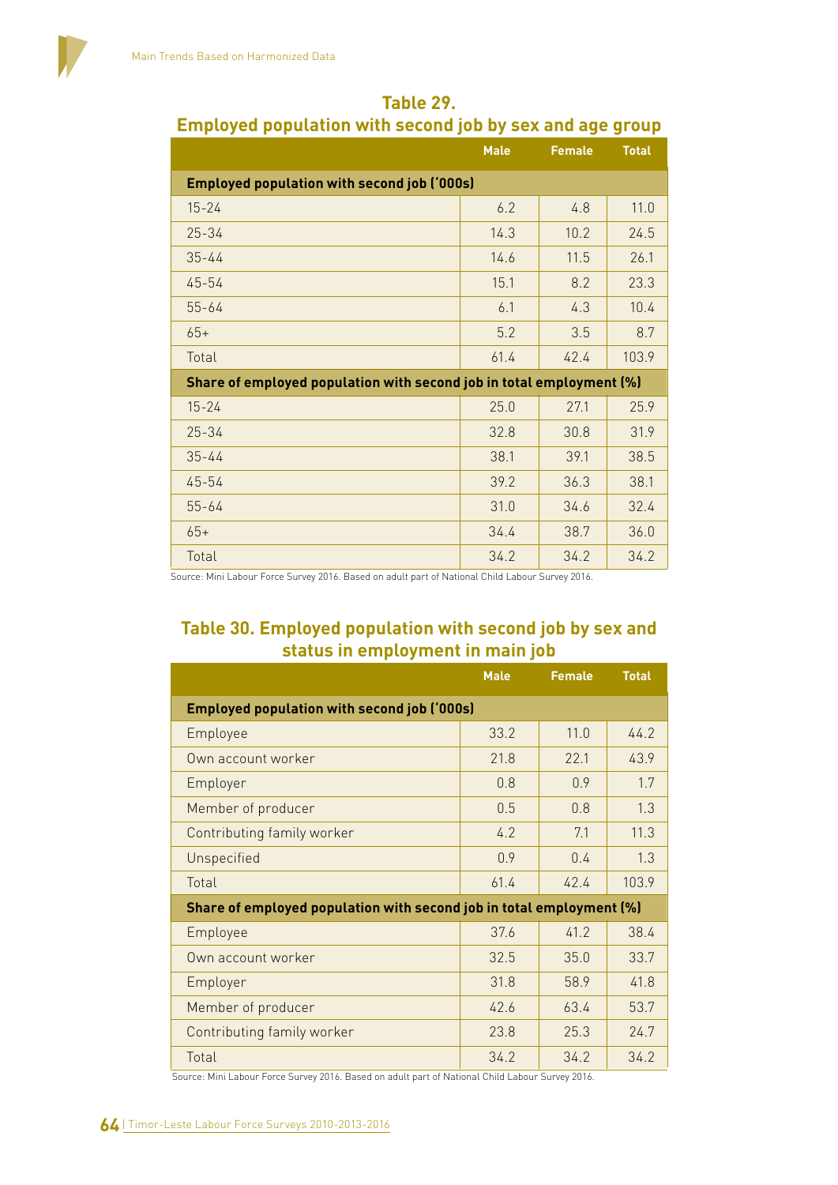## Table 29.
## Employed population with second job by sex and age group

| | Male | Female | Total |
|---|---|---|---|
| **Employed population with second job ('000s)** | | | |
| 15-24 | 6.2 | 4.8 | 11.0 |
| 25-34 | 14.3 | 10.2 | 24.5 |
| 35-44 | 14.6 | 11.5 | 26.1 |
| 45-54 | 15.1 | 8.2 | 23.3 |
| 55-64 | 6.1 | 4.3 | 10.4 |
| 65+ | 5.2 | 3.5 | 8.7 |
| Total | 61.4 | 42.4 | 103.9 |
| **Share of employed population with second job in total employment (%)** | | | |
| 15-24 | 25.0 | 27.1 | 25.9 |
| 25-34 | 32.8 | 30.8 | 31.9 |
| 35-44 | 38.1 | 39.1 | 38.5 |
| 45-54 | 39.2 | 36.3 | 38.1 |
| 55-64 | 31.0 | 34.6 | 32.4 |
| 65+ | 34.4 | 38.7 | 36.0 |
| Total | 34.2 | 34.2 | 34.2 |

Source: Mini Labour Force Survey 2016. Based on adult part of National Child Labour Survey 2016.

## Table 30. Employed population with second job by sex and status in employment in main job

| | Male | Female | Total |
|---|---|---|---|
| **Employed population with second job ('000s)** | | | |
| Employee | 33.2 | 11.0 | 44.2 |
| Own account worker | 21.8 | 22.1 | 43.9 |
| Employer | 0.8 | 0.9 | 1.7 |
| Member of producer | 0.5 | 0.8 | 1.3 |
| Contributing family worker | 4.2 | 7.1 | 11.3 |
| Unspecified | 0.9 | 0.4 | 1.3 |
| Total | 61.4 | 42.4 | 103.9 |
| **Share of employed population with second job in total employment (%)** | | | |
| Employee | 37.6 | 41.2 | 38.4 |
| Own account worker | 32.5 | 35.0 | 33.7 |
| Employer | 31.8 | 58.9 | 41.8 |
| Member of producer | 42.6 | 63.4 | 53.7 |
| Contributing family worker | 23.8 | 25.3 | 24.7 |
| Total | 34.2 | 34.2 | 34.2 |

Source: Mini Labour Force Survey 2016. Based on adult part of National Child Labour Survey 2016.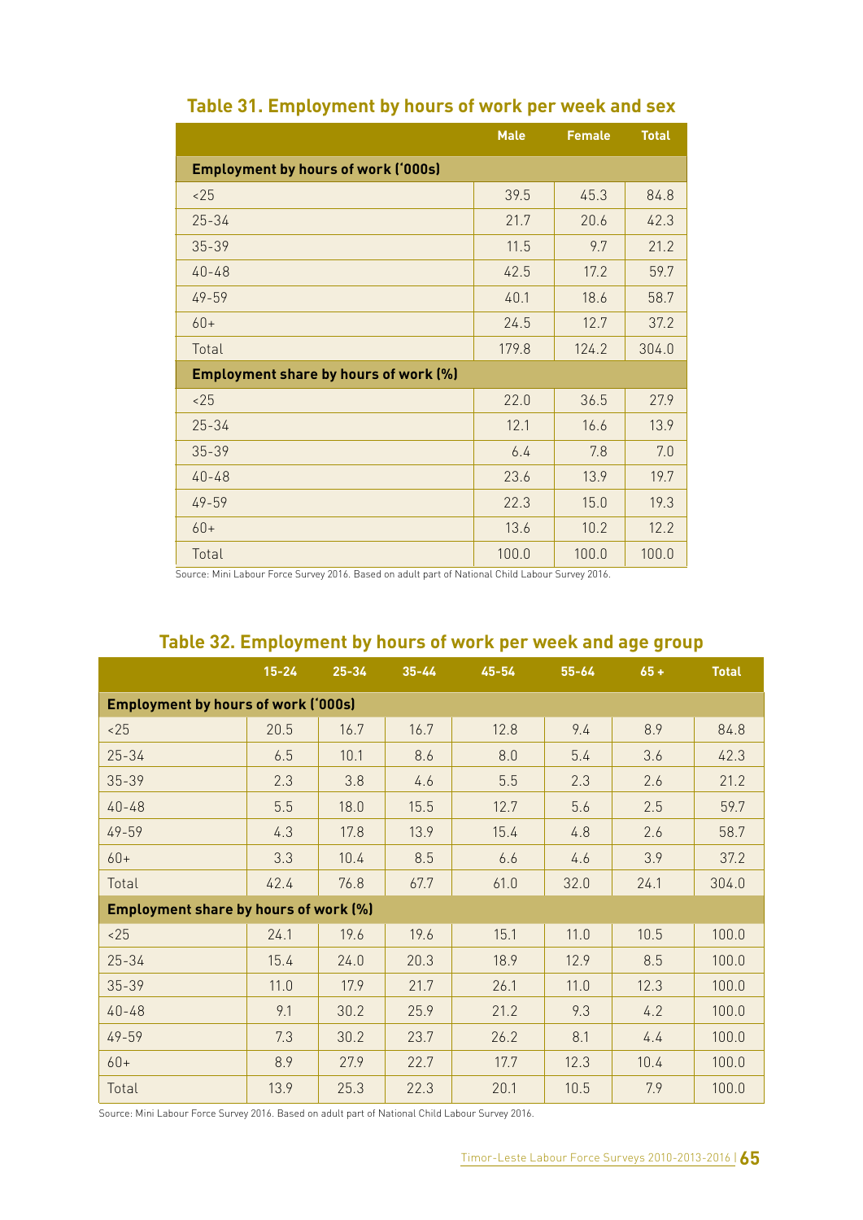## Table 31. Employment by hours of work per week and sex

| | Male | Female | Total |
|---|---|---|---|
| **Employment by hours of work ('000s)** | | | |
| <25 | 39.5 | 45.3 | 84.8 |
| 25-34 | 21.7 | 20.6 | 42.3 |
| 35-39 | 11.5 | 9.7 | 21.2 |
| 40-48 | 42.5 | 17.2 | 59.7 |
| 49-59 | 40.1 | 18.6 | 58.7 |
| 60+ | 24.5 | 12.7 | 37.2 |
| Total | 179.8 | 124.2 | 304.0 |
| **Employment share by hours of work (%)** | | | |
| <25 | 22.0 | 36.5 | 27.9 |
| 25-34 | 12.1 | 16.6 | 13.9 |
| 35-39 | 6.4 | 7.8 | 7.0 |
| 40-48 | 23.6 | 13.9 | 19.7 |
| 49-59 | 22.3 | 15.0 | 19.3 |
| 60+ | 13.6 | 10.2 | 12.2 |
| Total | 100.0 | 100.0 | 100.0 |

Source: Mini Labour Force Survey 2016. Based on adult part of National Child Labour Survey 2016.

## Table 32. Employment by hours of work per week and age group

| | 15-24 | 25-34 | 35-44 | 45-54 | 55-64 | 65 + | Total |
|---|---|---|---|---|---|---|---|
| **Employment by hours of work ('000s)** | | | | | | | |
| <25 | 20.5 | 16.7 | 16.7 | 12.8 | 9.4 | 8.9 | 84.8 |
| 25-34 | 6.5 | 10.1 | 8.6 | 8.0 | 5.4 | 3.6 | 42.3 |
| 35-39 | 2.3 | 3.8 | 4.6 | 5.5 | 2.3 | 2.6 | 21.2 |
| 40-48 | 5.5 | 18.0 | 15.5 | 12.7 | 5.6 | 2.5 | 59.7 |
| 49-59 | 4.3 | 17.8 | 13.9 | 15.4 | 4.8 | 2.6 | 58.7 |
| 60+ | 3.3 | 10.4 | 8.5 | 6.6 | 4.6 | 3.9 | 37.2 |
| Total | 42.4 | 76.8 | 67.7 | 61.0 | 32.0 | 24.1 | 304.0 |
| **Employment share by hours of work (%)** | | | | | | | |
| <25 | 24.1 | 19.6 | 19.6 | 15.1 | 11.0 | 10.5 | 100.0 |
| 25-34 | 15.4 | 24.0 | 20.3 | 18.9 | 12.9 | 8.5 | 100.0 |
| 35-39 | 11.0 | 17.9 | 21.7 | 26.1 | 11.0 | 12.3 | 100.0 |
| 40-48 | 9.1 | 30.2 | 25.9 | 21.2 | 9.3 | 4.2 | 100.0 |
| 49-59 | 7.3 | 30.2 | 23.7 | 26.2 | 8.1 | 4.4 | 100.0 |
| 60+ | 8.9 | 27.9 | 22.7 | 17.7 | 12.3 | 10.4 | 100.0 |
| Total | 13.9 | 25.3 | 22.3 | 20.1 | 10.5 | 7.9 | 100.0 |

Source: Mini Labour Force Survey 2016. Based on adult part of National Child Labour Survey 2016.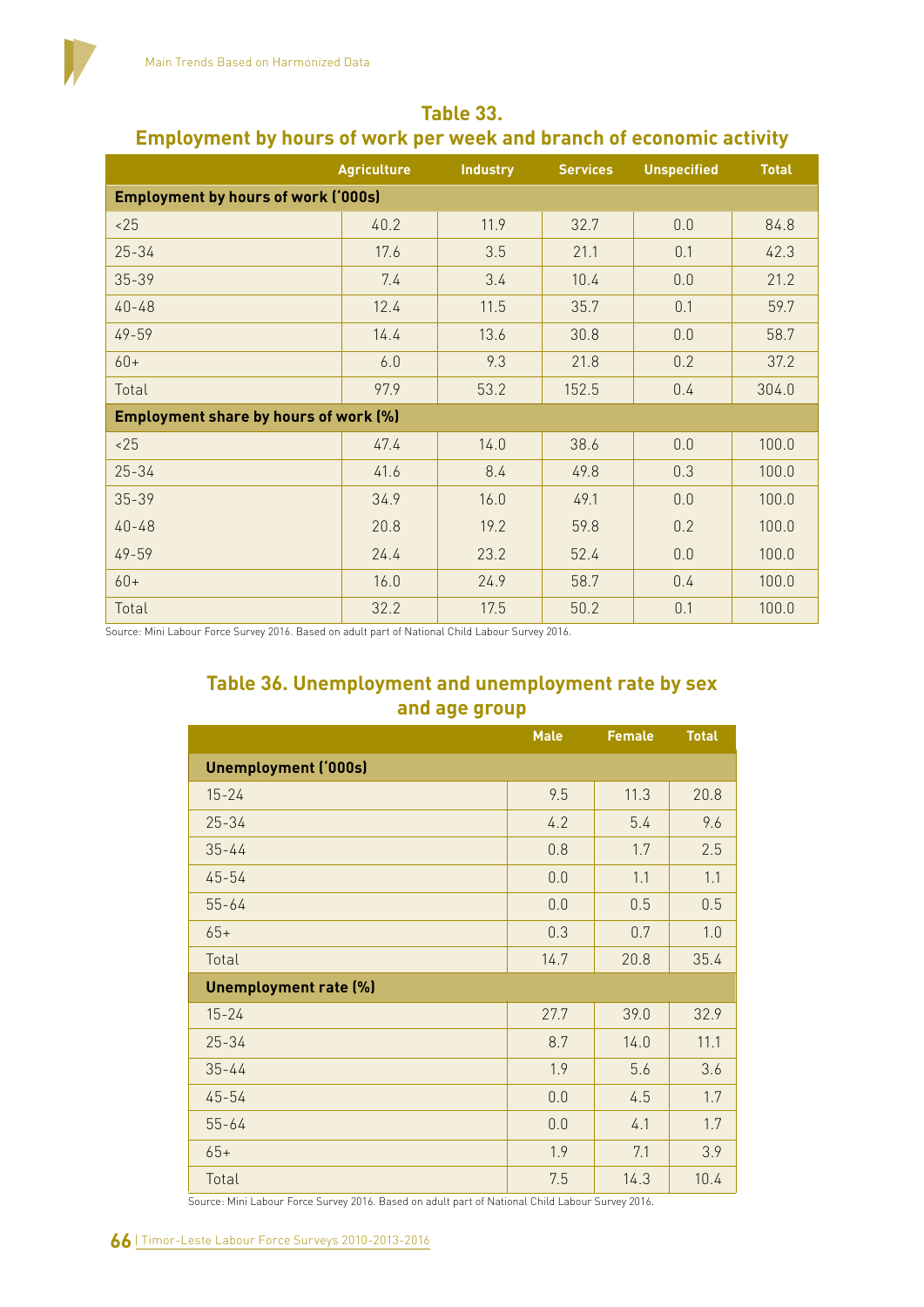## Table 33. Employment by hours of work per week and branch of economic activity

| | Agriculture | Industry | Services | Unspecified | Total |
|---|---|---|---|---|---|
| **Employment by hours of work ('000s)** | | | | | |
| <25 | 40.2 | 11.9 | 32.7 | 0.0 | 84.8 |
| 25-34 | 17.6 | 3.5 | 21.1 | 0.1 | 42.3 |
| 35-39 | 7.4 | 3.4 | 10.4 | 0.0 | 21.2 |
| 40-48 | 12.4 | 11.5 | 35.7 | 0.1 | 59.7 |
| 49-59 | 14.4 | 13.6 | 30.8 | 0.0 | 58.7 |
| 60+ | 6.0 | 9.3 | 21.8 | 0.2 | 37.2 |
| Total | 97.9 | 53.2 | 152.5 | 0.4 | 304.0 |
| **Employment share by hours of work (%)** | | | | | |
| <25 | 47.4 | 14.0 | 38.6 | 0.0 | 100.0 |
| 25-34 | 41.6 | 8.4 | 49.8 | 0.3 | 100.0 |
| 35-39 | 34.9 | 16.0 | 49.1 | 0.0 | 100.0 |
| 40-48 | 20.8 | 19.2 | 59.8 | 0.2 | 100.0 |
| 49-59 | 24.4 | 23.2 | 52.4 | 0.0 | 100.0 |
| 60+ | 16.0 | 24.9 | 58.7 | 0.4 | 100.0 |
| Total | 32.2 | 17.5 | 50.2 | 0.1 | 100.0 |

Source: Mini Labour Force Survey 2016. Based on adult part of National Child Labour Survey 2016.

## Table 36. Unemployment and unemployment rate by sex and age group

| | Male | Female | Total |
|---|---|---|---|
| **Unemployment ('000s)** | | | |
| 15-24 | 9.5 | 11.3 | 20.8 |
| 25-34 | 4.2 | 5.4 | 9.6 |
| 35-44 | 0.8 | 1.7 | 2.5 |
| 45-54 | 0.0 | 1.1 | 1.1 |
| 55-64 | 0.0 | 0.5 | 0.5 |
| 65+ | 0.3 | 0.7 | 1.0 |
| Total | 14.7 | 20.8 | 35.4 |
| **Unemployment rate (%)** | | | |
| 15-24 | 27.7 | 39.0 | 32.9 |
| 25-34 | 8.7 | 14.0 | 11.1 |
| 35-44 | 1.9 | 5.6 | 3.6 |
| 45-54 | 0.0 | 4.5 | 1.7 |
| 55-64 | 0.0 | 4.1 | 1.7 |
| 65+ | 1.9 | 7.1 | 3.9 |
| Total | 7.5 | 14.3 | 10.4 |

Source: Mini Labour Force Survey 2016. Based on adult part of National Child Labour Survey 2016.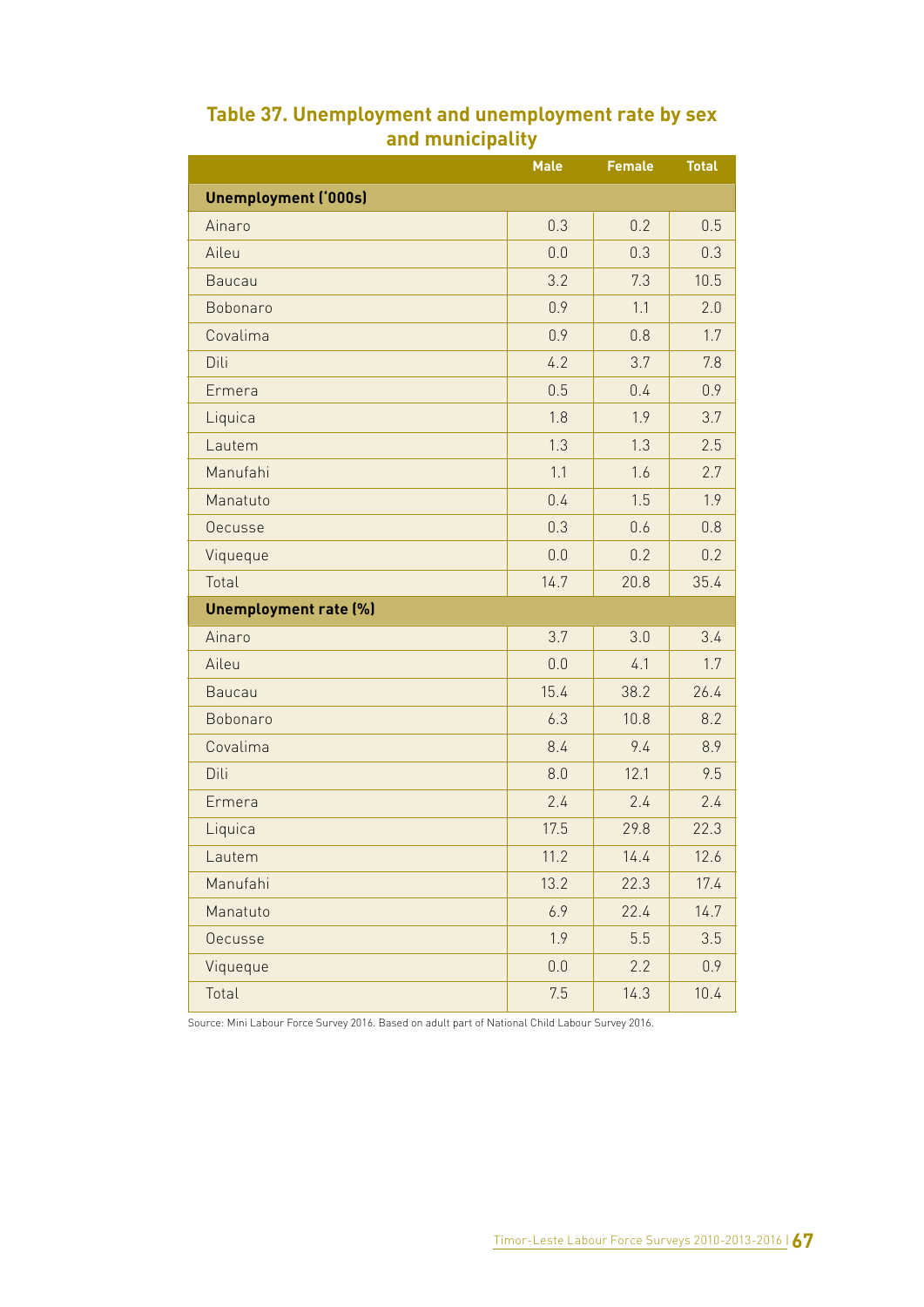## Table 37. Unemployment and unemployment rate by sex and municipality

| | Male | Female | Total |
|---|---|---|---|
| **Unemployment ('000s)** | | | |
| Ainaro | 0.3 | 0.2 | 0.5 |
| Aileu | 0.0 | 0.3 | 0.3 |
| Baucau | 3.2 | 7.3 | 10.5 |
| Bobonaro | 0.9 | 1.1 | 2.0 |
| Covalima | 0.9 | 0.8 | 1.7 |
| Dili | 4.2 | 3.7 | 7.8 |
| Ermera | 0.5 | 0.4 | 0.9 |
| Liquica | 1.8 | 1.9 | 3.7 |
| Lautem | 1.3 | 1.3 | 2.5 |
| Manufahi | 1.1 | 1.6 | 2.7 |
| Manatuto | 0.4 | 1.5 | 1.9 |
| Oecusse | 0.3 | 0.6 | 0.8 |
| Viqueque | 0.0 | 0.2 | 0.2 |
| Total | 14.7 | 20.8 | 35.4 |
| **Unemployment rate (%)** | | | |
| Ainaro | 3.7 | 3.0 | 3.4 |
| Aileu | 0.0 | 4.1 | 1.7 |
| Baucau | 15.4 | 38.2 | 26.4 |
| Bobonaro | 6.3 | 10.8 | 8.2 |
| Covalima | 8.4 | 9.4 | 8.9 |
| Dili | 8.0 | 12.1 | 9.5 |
| Ermera | 2.4 | 2.4 | 2.4 |
| Liquica | 17.5 | 29.8 | 22.3 |
| Lautem | 11.2 | 14.4 | 12.6 |
| Manufahi | 13.2 | 22.3 | 17.4 |
| Manatuto | 6.9 | 22.4 | 14.7 |
| Oecusse | 1.9 | 5.5 | 3.5 |
| Viqueque | 0.0 | 2.2 | 0.9 |
| Total | 7.5 | 14.3 | 10.4 |

Source: Mini Labour Force Survey 2016. Based on adult part of National Child Labour Survey 2016.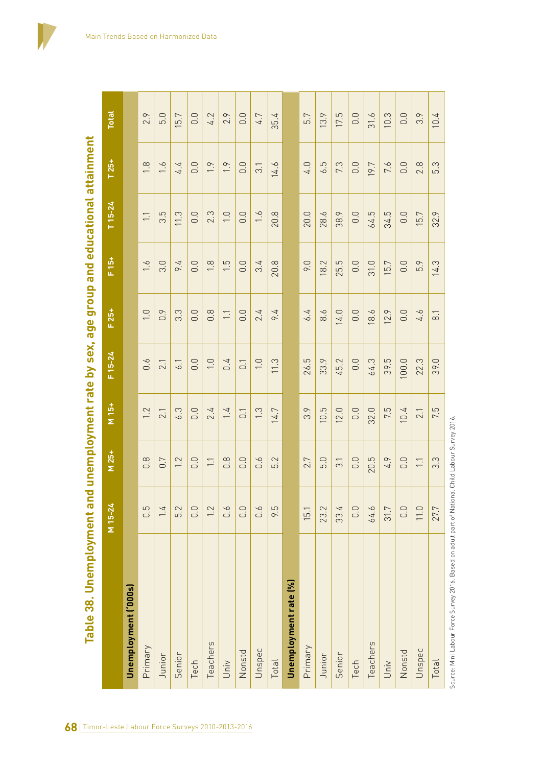# Table 38. Unemployment and unemployment rate by sex, age group and educational attainment

| | M 15-24 | M 25+ | M 15+ | F 15-24 | F 25+ | F 15+ | T 15-24 | T 25+ | Total |
|---|---|---|---|---|---|---|---|---|---|
| **Unemployment ('000s)** | | | | | | | | | |
| Primary | 0.5 | 0.8 | 1.2 | 0.6 | 1.0 | 1.6 | 1.1 | 1.8 | 2.9 |
| Junior | 1.4 | 0.7 | 2.1 | 2.1 | 0.9 | 3.0 | 3.5 | 1.6 | 5.0 |
| Senior | 5.2 | 1.2 | 6.3 | 6.1 | 3.3 | 9.4 | 11.3 | 4.4 | 15.7 |
| Tech | 0.0 | 0.0 | 0.0 | 0.0 | 0.0 | 0.0 | 0.0 | 0.0 | 0.0 |
| Teachers | 1.2 | 1.1 | 2.4 | 1.0 | 0.8 | 1.8 | 2.3 | 1.9 | 4.2 |
| Univ | 0.6 | 0.8 | 1.4 | 0.4 | 1.1 | 1.5 | 1.0 | 1.9 | 2.9 |
| Nonstd | 0.0 | 0.0 | 0.1 | 0.1 | 0.0 | 0.0 | 0.0 | 0.0 | 0.0 |
| Unspec | 0.6 | 0.6 | 1.3 | 1.0 | 2.4 | 3.4 | 1.6 | 3.1 | 4.7 |
| Total | 9.5 | 5.2 | 14.7 | 11.3 | 9.4 | 20.8 | 20.8 | 14.6 | 35.4 |
| **Unemployment rate (%)** | | | | | | | | | |
| Primary | 15.1 | 2.7 | 3.9 | 26.5 | 6.4 | 9.0 | 20.0 | 4.0 | 5.7 |
| Junior | 23.2 | 5.0 | 10.5 | 33.9 | 8.6 | 18.2 | 28.6 | 6.5 | 13.9 |
| Senior | 33.4 | 3.1 | 12.0 | 45.2 | 14.0 | 25.5 | 38.9 | 7.3 | 17.5 |
| Tech | 0.0 | 0.0 | 0.0 | 0.0 | 0.0 | 0.0 | 0.0 | 0.0 | 0.0 |
| Teachers | 64.6 | 20.5 | 32.0 | 64.3 | 18.6 | 31.0 | 64.5 | 19.7 | 31.6 |
| Univ | 31.7 | 4.9 | 7.5 | 39.5 | 12.9 | 15.7 | 34.5 | 7.6 | 10.3 |
| Nonstd | 0.0 | 0.0 | 10.4 | 100.0 | 0.0 | 0.0 | 0.0 | 0.0 | 0.0 |
| Unspec | 11.0 | 1.1 | 2.1 | 22.3 | 4.6 | 5.9 | 15.7 | 2.8 | 3.9 |
| Total | 27.7 | 3.3 | 7.5 | 39.0 | 8.1 | 14.3 | 32.9 | 5.3 | 10.4 |

Source: Mini Labour Force Survey 2016. Based on adult part of National Child Labour Survey 2016.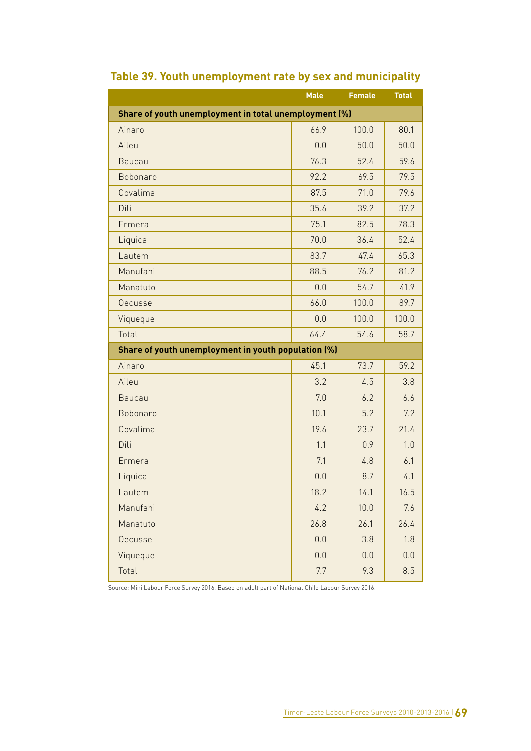## Table 39. Youth unemployment rate by sex and municipality

| | Male | Female | Total |
|---|---|---|---|
| **Share of youth unemployment in total unemployment (%)** | | | |
| Ainaro | 66.9 | 100.0 | 80.1 |
| Aileu | 0.0 | 50.0 | 50.0 |
| Baucau | 76.3 | 52.4 | 59.6 |
| Bobonaro | 92.2 | 69.5 | 79.5 |
| Covalima | 87.5 | 71.0 | 79.6 |
| Dili | 35.6 | 39.2 | 37.2 |
| Ermera | 75.1 | 82.5 | 78.3 |
| Liquica | 70.0 | 36.4 | 52.4 |
| Lautem | 83.7 | 47.4 | 65.3 |
| Manufahi | 88.5 | 76.2 | 81.2 |
| Manatuto | 0.0 | 54.7 | 41.9 |
| Oecusse | 66.0 | 100.0 | 89.7 |
| Viqueque | 0.0 | 100.0 | 100.0 |
| Total | 64.4 | 54.6 | 58.7 |
| **Share of youth unemployment in youth population (%)** | | | |
| Ainaro | 45.1 | 73.7 | 59.2 |
| Aileu | 3.2 | 4.5 | 3.8 |
| Baucau | 7.0 | 6.2 | 6.6 |
| Bobonaro | 10.1 | 5.2 | 7.2 |
| Covalima | 19.6 | 23.7 | 21.4 |
| Dili | 1.1 | 0.9 | 1.0 |
| Ermera | 7.1 | 4.8 | 6.1 |
| Liquica | 0.0 | 8.7 | 4.1 |
| Lautem | 18.2 | 14.1 | 16.5 |
| Manufahi | 4.2 | 10.0 | 7.6 |
| Manatuto | 26.8 | 26.1 | 26.4 |
| Oecusse | 0.0 | 3.8 | 1.8 |
| Viqueque | 0.0 | 0.0 | 0.0 |
| Total | 7.7 | 9.3 | 8.5 |

Source: Mini Labour Force Survey 2016. Based on adult part of National Child Labour Survey 2016.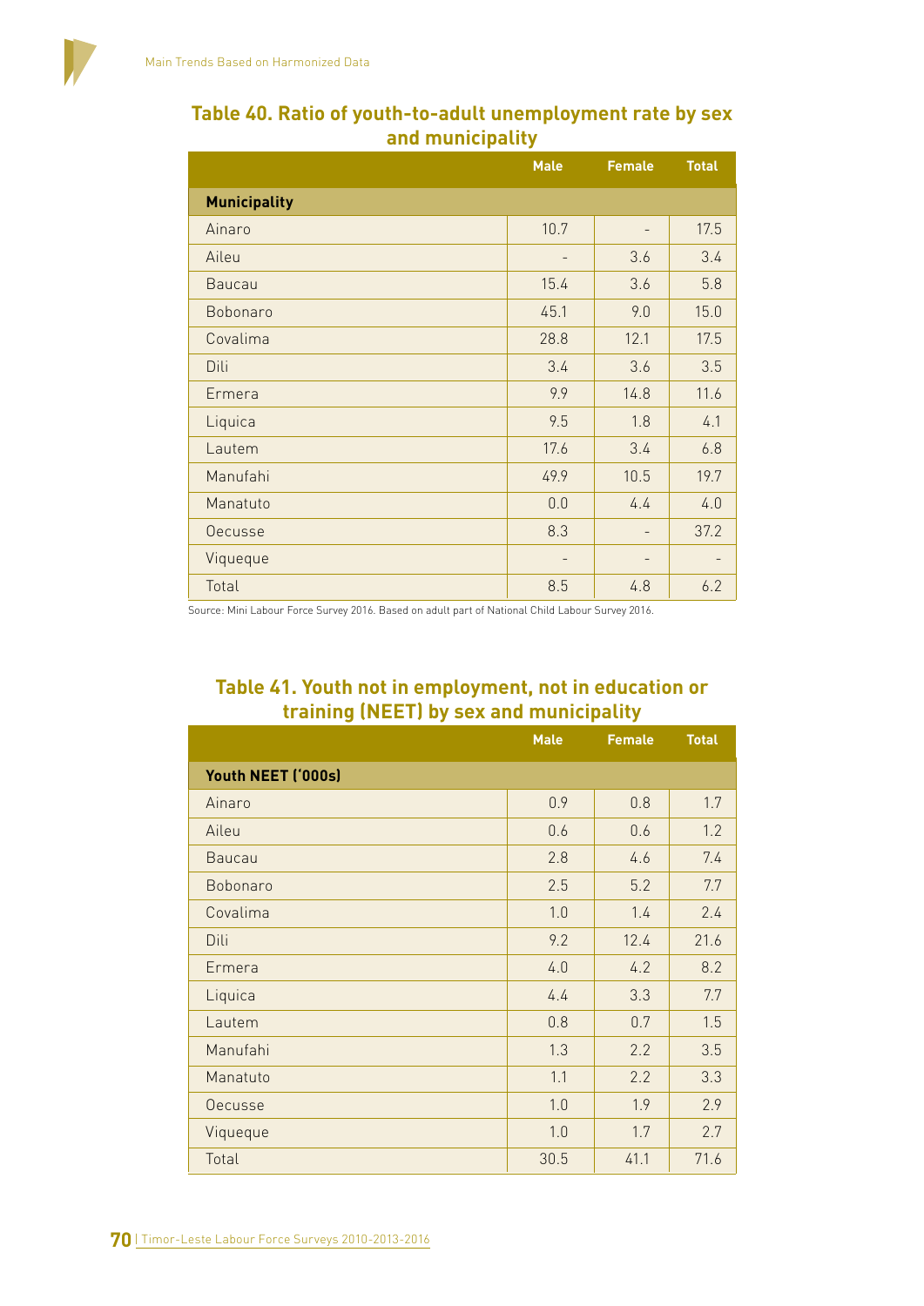## Table 40. Ratio of youth-to-adult unemployment rate by sex and municipality

| | Male | Female | Total |
|---|---|---|---|
| **Municipality** | | | |
| Ainaro | 10.7 | - | 17.5 |
| Aileu | - | 3.6 | 3.4 |
| Baucau | 15.4 | 3.6 | 5.8 |
| Bobonaro | 45.1 | 9.0 | 15.0 |
| Covalima | 28.8 | 12.1 | 17.5 |
| Dili | 3.4 | 3.6 | 3.5 |
| Ermera | 9.9 | 14.8 | 11.6 |
| Liquica | 9.5 | 1.8 | 4.1 |
| Lautem | 17.6 | 3.4 | 6.8 |
| Manufahi | 49.9 | 10.5 | 19.7 |
| Manatuto | 0.0 | 4.4 | 4.0 |
| Oecusse | 8.3 | - | 37.2 |
| Viqueque | - | - | - |
| Total | 8.5 | 4.8 | 6.2 |

Source: Mini Labour Force Survey 2016. Based on adult part of National Child Labour Survey 2016.

## Table 41. Youth not in employment, not in education or training (NEET) by sex and municipality

| | Male | Female | Total |
|---|---|---|---|
| **Youth NEET ('000s)** | | | |
| Ainaro | 0.9 | 0.8 | 1.7 |
| Aileu | 0.6 | 0.6 | 1.2 |
| Baucau | 2.8 | 4.6 | 7.4 |
| Bobonaro | 2.5 | 5.2 | 7.7 |
| Covalima | 1.0 | 1.4 | 2.4 |
| Dili | 9.2 | 12.4 | 21.6 |
| Ermera | 4.0 | 4.2 | 8.2 |
| Liquica | 4.4 | 3.3 | 7.7 |
| Lautem | 0.8 | 0.7 | 1.5 |
| Manufahi | 1.3 | 2.2 | 3.5 |
| Manatuto | 1.1 | 2.2 | 3.3 |
| Oecusse | 1.0 | 1.9 | 2.9 |
| Viqueque | 1.0 | 1.7 | 2.7 |
| Total | 30.5 | 41.1 | 71.6 |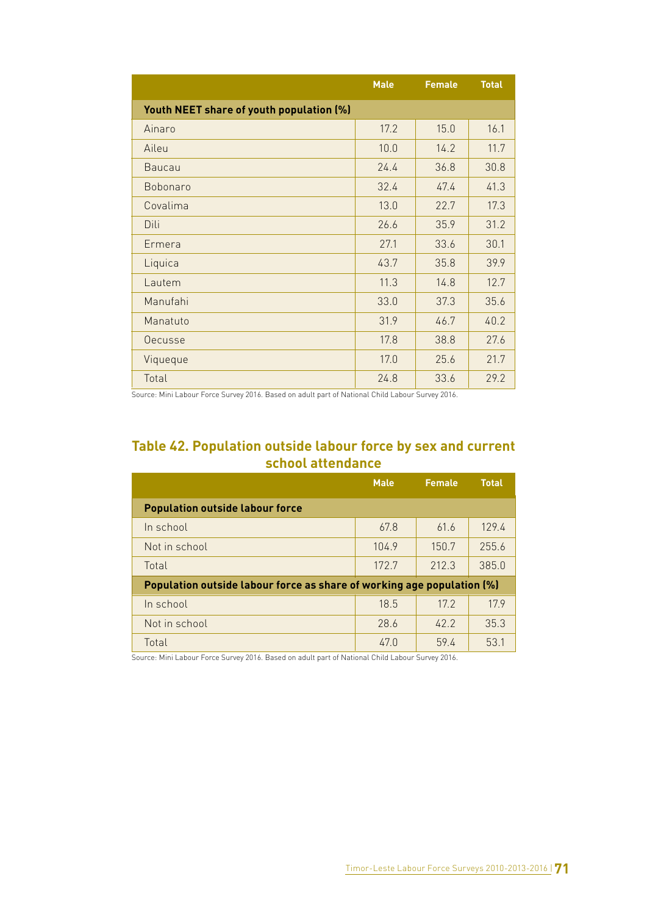| | Male | Female | Total |
|---|---|---|---|
| **Youth NEET share of youth population (%)** | | | |
| Ainaro | 17.2 | 15.0 | 16.1 |
| Aileu | 10.0 | 14.2 | 11.7 |
| Baucau | 24.4 | 36.8 | 30.8 |
| Bobonaro | 32.4 | 47.4 | 41.3 |
| Covalima | 13.0 | 22.7 | 17.3 |
| Dili | 26.6 | 35.9 | 31.2 |
| Ermera | 27.1 | 33.6 | 30.1 |
| Liquica | 43.7 | 35.8 | 39.9 |
| Lautem | 11.3 | 14.8 | 12.7 |
| Manufahi | 33.0 | 37.3 | 35.6 |
| Manatuto | 31.9 | 46.7 | 40.2 |
| Oecusse | 17.8 | 38.8 | 27.6 |
| Viqueque | 17.0 | 25.6 | 21.7 |
| Total | 24.8 | 33.6 | 29.2 |

Source: Mini Labour Force Survey 2016. Based on adult part of National Child Labour Survey 2016.

## Table 42. Population outside labour force by sex and current school attendance

| | Male | Female | Total |
|---|---|---|---|
| **Population outside labour force** | | | |
| In school | 67.8 | 61.6 | 129.4 |
| Not in school | 104.9 | 150.7 | 255.6 |
| Total | 172.7 | 212.3 | 385.0 |
| **Population outside labour force as share of working age population (%)** | | | |
| In school | 18.5 | 17.2 | 17.9 |
| Not in school | 28.6 | 42.2 | 35.3 |
| Total | 47.0 | 59.4 | 53.1 |

Source: Mini Labour Force Survey 2016. Based on adult part of National Child Labour Survey 2016.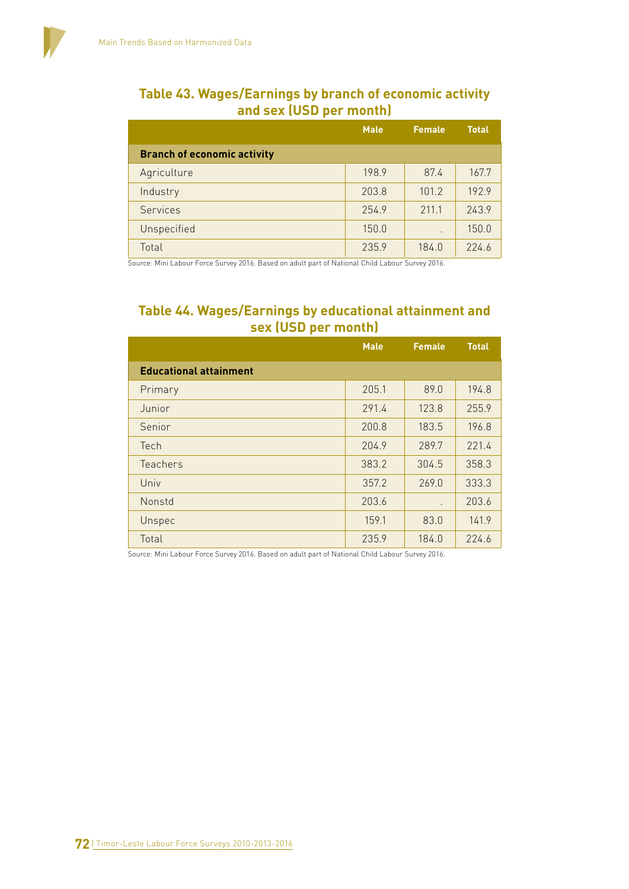## Table 43. Wages/Earnings by branch of economic activity and sex (USD per month)

| | Male | Female | Total |
|---|---|---|---|
| **Branch of economic activity** | | | |
| Agriculture | 198.9 | 87.4 | 167.7 |
| Industry | 203.8 | 101.2 | 192.9 |
| Services | 254.9 | 211.1 | 243.9 |
| Unspecified | 150.0 | . | 150.0 |
| Total | 235.9 | 184.0 | 224.6 |

Source: Mini Labour Force Survey 2016. Based on adult part of National Child Labour Survey 2016.

## Table 44. Wages/Earnings by educational attainment and sex (USD per month)

| | Male | Female | Total |
|---|---|---|---|
| **Educational attainment** | | | |
| Primary | 205.1 | 89.0 | 194.8 |
| Junior | 291.4 | 123.8 | 255.9 |
| Senior | 200.8 | 183.5 | 196.8 |
| Tech | 204.9 | 289.7 | 221.4 |
| Teachers | 383.2 | 304.5 | 358.3 |
| Univ | 357.2 | 269.0 | 333.3 |
| Nonstd | 203.6 | . | 203.6 |
| Unspec | 159.1 | 83.0 | 141.9 |
| Total | 235.9 | 184.0 | 224.6 |

Source: Mini Labour Force Survey 2016. Based on adult part of National Child Labour Survey 2016.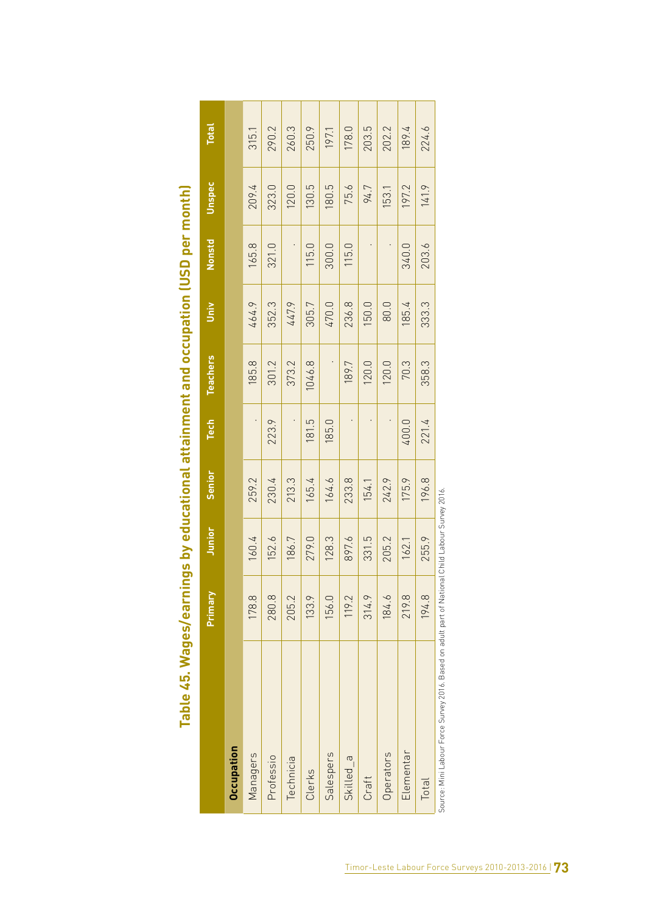# Table 45. Wages/earnings by educational attainment and occupation (USD per month)

| | Primary | Junior | Senior | Tech | Teachers | Univ | Nonstd | Unspec | Total |
|---|---|---|---|---|---|---|---|---|---|
| **Occupation** | | | | | | | | | |
| Managers | 178.8 | 160.4 | 259.2 | . | 185.8 | 464.9 | 165.8 | 209.4 | 315.1 |
| Professio | 280.8 | 152.6 | 230.4 | 223.9 | 301.2 | 352.3 | 321.0 | 323.0 | 290.2 |
| Technicia | 205.2 | 186.7 | 213.3 | . | 373.2 | 447.9 | . | 120.0 | 260.3 |
| Clerks | 133.9 | 279.0 | 165.4 | 181.5 | 1046.8 | 305.7 | 115.0 | 130.5 | 250.9 |
| Salespers | 156.0 | 128.3 | 164.6 | 185.0 | . | 470.0 | 300.0 | 180.5 | 197.1 |
| Skilled_a | 119.2 | 897.6 | 233.8 | . | 189.7 | 236.8 | 115.0 | 75.6 | 178.0 |
| Craft | 314.9 | 331.5 | 154.1 | . | 120.0 | 150.0 | . | 94.7 | 203.5 |
| Operators | 184.6 | 205.2 | 242.9 | . | 120.0 | 80.0 | . | 153.1 | 202.2 |
| Elementar | 219.8 | 162.1 | 175.9 | 400.0 | 70.3 | 185.4 | 340.0 | 197.2 | 189.4 |
| Total | 194.8 | 255.9 | 196.8 | 221.4 | 358.3 | 333.3 | 203.6 | 141.9 | 224.6 |

Source: Mini Labour Force Survey 2016. Based on adult part of National Child Labour Survey 2016.